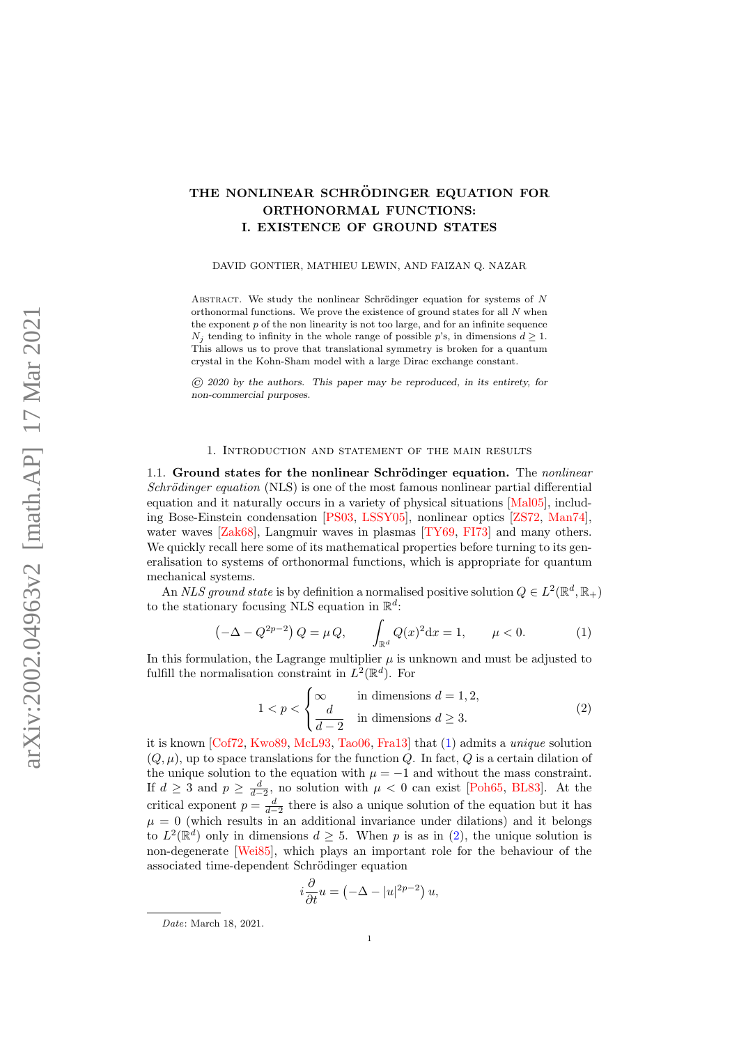# THE NONLINEAR SCHRÖDINGER EQUATION FOR ORTHONORMAL FUNCTIONS: I. EXISTENCE OF GROUND STATES

DAVID GONTIER, MATHIEU LEWIN, AND FAIZAN Q. NAZAR

Abstract. We study the nonlinear Schrödinger equation for systems of $N$ orthonormal functions. We prove the existence of ground states for all $N$ when the exponent $p$ of the non linearity is not too large, and for an infinite sequence $N_j$ tending to infinity in the whole range of possible $p$'s, in dimensions $d \geq 1$. This allows us to prove that translational symmetry is broken for a quantum crystal in the Kohn-Sham model with a large Dirac exchange constant.

© *2020 by the authors. This paper may be reproduced, in its entirety, for non-commercial purposes.*

## 1. Introduction and statement of the main results

**1.1. Ground states for the nonlinear Schrödinger equation.** The *nonlinear Schrödinger equation* (NLS) is one of the most famous nonlinear partial differential equation and it naturally occurs in a variety of physical situations [Mal05], including Bose-Einstein condensation [PS03, LSSY05], nonlinear optics [ZS72, Man74], water waves [Zak68], Langmuir waves in plasmas [TY69, FI73] and many others. We quickly recall here some of its mathematical properties before turning to its generalisation to systems of orthonormal functions, which is appropriate for quantum mechanical systems.

An *NLS ground state* is by definition a normalised positive solution $Q \in L^2(\mathbb{R}^d, \mathbb{R}_+)$ to the stationary focusing NLS equation in $\mathbb{R}^d$:

$$\left(-\Delta - Q^{2p-2}\right) Q = \mu\, Q, \qquad \int_{\mathbb{R}^d} Q(x)^2 \mathrm{d}x = 1, \qquad \mu < 0. \tag{1}$$

In this formulation, the Lagrange multiplier $\mu$ is unknown and must be adjusted to fulfill the normalisation constraint in $L^2(\mathbb{R}^d)$. For

$$1 < p < \begin{cases} \infty & \text{in dimensions } d = 1, 2, \\ \dfrac{d}{d-2} & \text{in dimensions } d \geq 3. \end{cases} \tag{2}$$

it is known [Cof72, Kwo89, McL93, Tao06, Fra13] that (1) admits a *unique* solution $(Q, \mu)$, up to space translations for the function $Q$. In fact, $Q$ is a certain dilation of the unique solution to the equation with $\mu = -1$ and without the mass constraint. If $d \geq 3$ and $p \geq \frac{d}{d-2}$, no solution with $\mu < 0$ can exist [Poh65, BL83]. At the critical exponent $p = \frac{d}{d-2}$ there is also a unique solution of the equation but it has $\mu = 0$ (which results in an additional invariance under dilations) and it belongs to $L^2(\mathbb{R}^d)$ only in dimensions $d \geq 5$. When $p$ is as in (2), the unique solution is non-degenerate [Wei85], which plays an important role for the behaviour of the associated time-dependent Schrödinger equation

$$i\frac{\partial}{\partial t} u = \left(-\Delta - |u|^{2p-2}\right) u,$$

*Date*: March 18, 2021.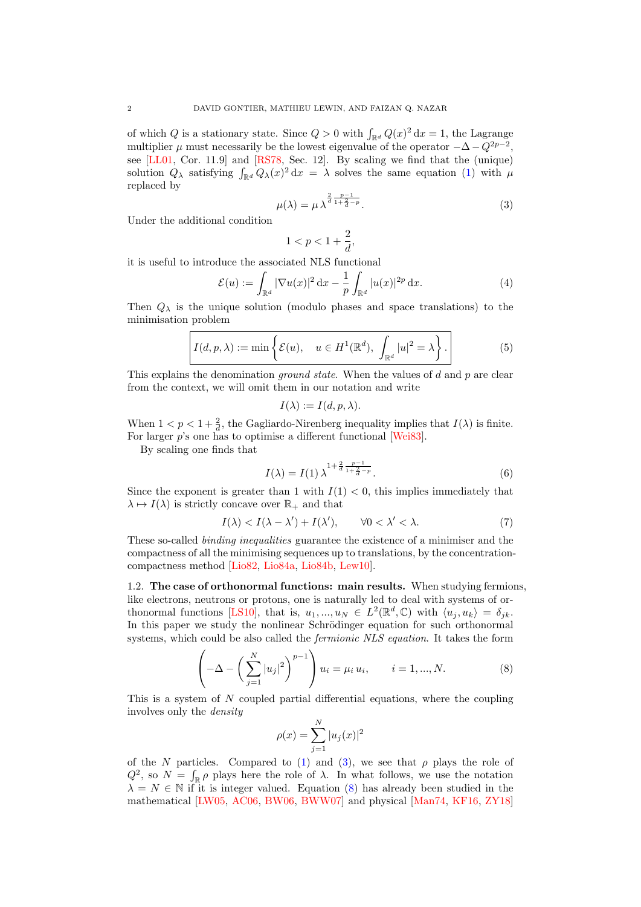of which $Q$ is a stationary state. Since $Q > 0$ with $\int_{\mathbb{R}^d} Q(x)^2 \, \mathrm{d}x = 1$, the Lagrange multiplier $\mu$ must necessarily be the lowest eigenvalue of the operator $-\Delta - Q^{2p-2}$, see [LL01, Cor. 11.9] and [RS78, Sec. 12]. By scaling we find that the (unique) solution $Q_\lambda$ satisfying $\int_{\mathbb{R}^d} Q_\lambda(x)^2 \, \mathrm{d}x = \lambda$ solves the same equation (1) with $\mu$ replaced by

$$\mu(\lambda) = \mu \, \lambda^{\frac{2}{d} \frac{p-1}{1+\frac{2}{d}-p}}. \tag{3}$$

Under the additional condition

$$1 < p < 1 + \frac{2}{d},$$

it is useful to introduce the associated NLS functional

$$\mathcal{E}(u) := \int_{\mathbb{R}^d} |\nabla u(x)|^2 \, \mathrm{d}x - \frac{1}{p} \int_{\mathbb{R}^d} |u(x)|^{2p} \, \mathrm{d}x. \tag{4}$$

Then $Q_\lambda$ is the unique solution (modulo phases and space translations) to the minimisation problem

$$\boxed{I(d, p, \lambda) := \min \left\{ \mathcal{E}(u), \quad u \in H^1(\mathbb{R}^d), \ \int_{\mathbb{R}^d} |u|^2 = \lambda \right\}.} \tag{5}$$

This explains the denomination *ground state*. When the values of $d$ and $p$ are clear from the context, we will omit them in our notation and write

$$I(\lambda) := I(d, p, \lambda).$$

When $1 < p < 1 + \frac{2}{d}$, the Gagliardo-Nirenberg inequality implies that $I(\lambda)$ is finite. For larger $p$'s one has to optimise a different functional [Wei83].

By scaling one finds that

$$I(\lambda) = I(1) \, \lambda^{1 + \frac{2}{d} \frac{p-1}{1+\frac{2}{d}-p}}. \tag{6}$$

Since the exponent is greater than 1 with $I(1) < 0$, this implies immediately that $\lambda \mapsto I(\lambda)$ is strictly concave over $\mathbb{R}_+$ and that

$$I(\lambda) < I(\lambda - \lambda') + I(\lambda'), \qquad \forall 0 < \lambda' < \lambda. \tag{7}$$

These so-called *binding inequalities* guarantee the existence of a minimiser and the compactness of all the minimising sequences up to translations, by the concentration-compactness method [Lio82, Lio84a, Lio84b, Lew10].

**1.2. The case of orthonormal functions: main results.** When studying fermions, like electrons, neutrons or protons, one is naturally led to deal with systems of orthonormal functions [LS10], that is, $u_1, ..., u_N \in L^2(\mathbb{R}^d, \mathbb{C})$ with $\langle u_j, u_k \rangle = \delta_{jk}$. In this paper we study the nonlinear Schrödinger equation for such orthonormal systems, which could be also called the *fermionic NLS equation*. It takes the form

$$\left( -\Delta - \left( \sum_{j=1}^N |u_j|^2 \right)^{p-1} \right) u_i = \mu_i \, u_i, \qquad i = 1, ..., N. \tag{8}$$

This is a system of $N$ coupled partial differential equations, where the coupling involves only the *density*

$$\rho(x) = \sum_{j=1}^N |u_j(x)|^2$$

of the $N$ particles. Compared to (1) and (3), we see that $\rho$ plays the role of $Q^2$, so $N = \int_{\mathbb{R}} \rho$ plays here the role of $\lambda$. In what follows, we use the notation $\lambda = N \in \mathbb{N}$ if it is integer valued. Equation (8) has already been studied in the mathematical [LW05, AC06, BW06, BWW07] and physical [Man74, KF16, ZY18]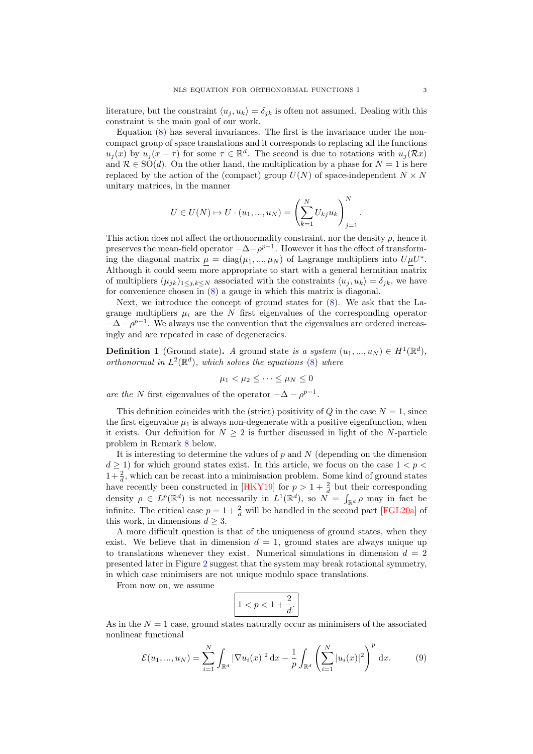literature, but the constraint $\langle u_j, u_k\rangle = \delta_{jk}$ is often not assumed. Dealing with this constraint is the main goal of our work.

Equation (8) has several invariances. The first is the invariance under the non-compact group of space translations and it corresponds to replacing all the functions $u_j(x)$ by $u_j(x-\tau)$ for some $\tau \in \mathbb{R}^d$. The second is due to rotations with $u_j(\mathcal{R}x)$ and $\mathcal{R} \in \mathrm{SO}(d)$. On the other hand, the multiplication by a phase for $N=1$ is here replaced by the action of the (compact) group $U(N)$ of space-independent $N \times N$ unitary matrices, in the manner

$$U \in U(N) \mapsto U \cdot (u_1, ..., u_N) = \left(\sum_{k=1}^N U_{kj} u_k\right)_{j=1}^N.$$

This action does not affect the orthonormality constraint, nor the density $\rho$, hence it preserves the mean-field operator $-\Delta - \rho^{p-1}$. However it has the effect of transforming the diagonal matrix $\underline{\mu} = \mathrm{diag}(\mu_1, ..., \mu_N)$ of Lagrange multipliers into $U\underline{\mu}U^*$. Although it could seem more appropriate to start with a general hermitian matrix of multipliers $(\mu_{jk})_{1\le j,k\le N}$ associated with the constraints $\langle u_j, u_k\rangle = \delta_{jk}$, we have for convenience chosen in (8) a gauge in which this matrix is diagonal.

Next, we introduce the concept of ground states for (8). We ask that the Lagrange multipliers $\mu_i$ are the $N$ first eigenvalues of the corresponding operator $-\Delta - \rho^{p-1}$. We always use the convention that the eigenvalues are ordered increasingly and are repeated in case of degeneracies.

**Definition 1** (Ground state)**.** *A ground state is a system $(u_1, ..., u_N) \in H^1(\mathbb{R}^d)$, orthonormal in $L^2(\mathbb{R}^d)$, which solves the equations (8) where*

$$\mu_1 < \mu_2 \le \cdots \le \mu_N \le 0$$

*are the $N$ first eigenvalues of the operator $-\Delta - \rho^{p-1}$.*

This definition coincides with the (strict) positivity of $Q$ in the case $N=1$, since the first eigenvalue $\mu_1$ is always non-degenerate with a positive eigenfunction, when it exists. Our definition for $N \ge 2$ is further discussed in light of the $N$-particle problem in Remark 8 below.

It is interesting to determine the values of $p$ and $N$ (depending on the dimension $d \ge 1$) for which ground states exist. In this article, we focus on the case $1 < p < 1 + \frac{2}{d}$, which can be recast into a minimisation problem. Some kind of ground states have recently been constructed in [HKY19] for $p > 1 + \frac{2}{d}$ but their corresponding density $\rho \in L^p(\mathbb{R}^d)$ is not necessarily in $L^1(\mathbb{R}^d)$, so $N = \int_{\mathbb{R}^d} \rho$ may in fact be infinite. The critical case $p = 1 + \frac{2}{d}$ will be handled in the second part [FGL20a] of this work, in dimensions $d \ge 3$.

A more difficult question is that of the uniqueness of ground states, when they exist. We believe that in dimension $d=1$, ground states are always unique up to translations whenever they exist. Numerical simulations in dimension $d=2$ presented later in Figure 2 suggest that the system may break rotational symmetry, in which case minimisers are not unique modulo space translations.

From now on, we assume

$$\boxed{1 < p < 1 + \frac{2}{d}.}$$

As in the $N=1$ case, ground states naturally occur as minimisers of the associated nonlinear functional

$$\mathcal{E}(u_1, ..., u_N) = \sum_{i=1}^N \int_{\mathbb{R}^d} |\nabla u_i(x)|^2 \,\mathrm{d}x - \frac{1}{p} \int_{\mathbb{R}^d} \left(\sum_{i=1}^N |u_i(x)|^2\right)^p \mathrm{d}x. \tag{9}$$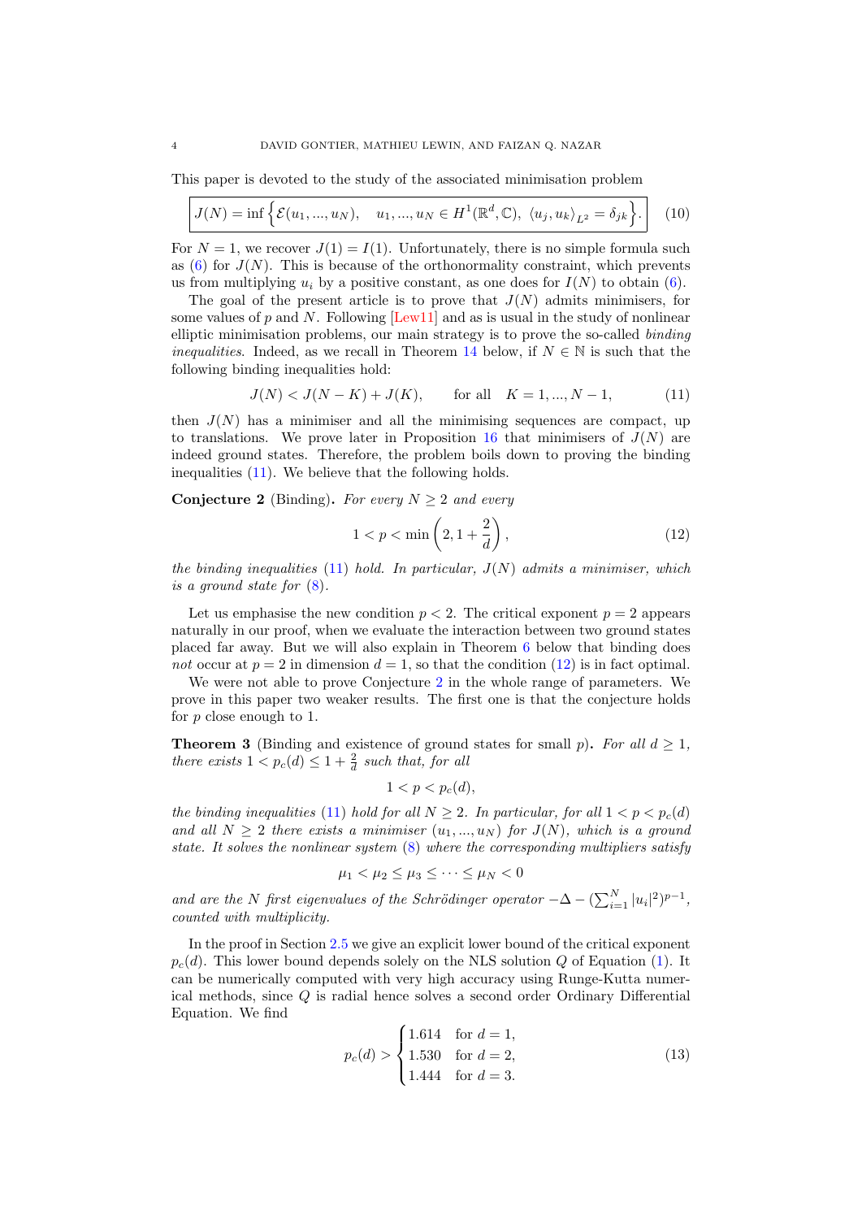This paper is devoted to the study of the associated minimisation problem

$$\boxed{J(N) = \inf\Big\{\mathcal{E}(u_1,...,u_N), \quad u_1,...,u_N \in H^1(\mathbb{R}^d,\mathbb{C}),\ \langle u_j,u_k\rangle_{L^2} = \delta_{jk}\Big\}.} \tag{10}$$

For $N=1$, we recover $J(1) = I(1)$. Unfortunately, there is no simple formula such as (6) for $J(N)$. This is because of the orthonormality constraint, which prevents us from multiplying $u_i$ by a positive constant, as one does for $I(N)$ to obtain (6).

The goal of the present article is to prove that $J(N)$ admits minimisers, for some values of $p$ and $N$. Following [Lew11] and as is usual in the study of nonlinear elliptic minimisation problems, our main strategy is to prove the so-called *binding inequalities*. Indeed, as we recall in Theorem 14 below, if $N \in \mathbb{N}$ is such that the following binding inequalities hold:

$$J(N) < J(N-K) + J(K), \qquad \text{for all} \quad K = 1,...,N-1, \tag{11}$$

then $J(N)$ has a minimiser and all the minimising sequences are compact, up to translations. We prove later in Proposition 16 that minimisers of $J(N)$ are indeed ground states. Therefore, the problem boils down to proving the binding inequalities (11). We believe that the following holds.

**Conjecture 2** (Binding)**.** *For every $N \geq 2$ and every*

$$1 < p < \min\left(2, 1+\frac{2}{d}\right), \tag{12}$$

*the binding inequalities (11) hold. In particular, $J(N)$ admits a minimiser, which is a ground state for (8).*

Let us emphasise the new condition $p < 2$. The critical exponent $p = 2$ appears naturally in our proof, when we evaluate the interaction between two ground states placed far away. But we will also explain in Theorem 6 below that binding does *not* occur at $p = 2$ in dimension $d = 1$, so that the condition (12) is in fact optimal.

We were not able to prove Conjecture 2 in the whole range of parameters. We prove in this paper two weaker results. The first one is that the conjecture holds for $p$ close enough to 1.

**Theorem 3** (Binding and existence of ground states for small $p$)**.** *For all $d \geq 1$, there exists $1 < p_c(d) \leq 1 + \frac{2}{d}$ such that, for all*

$$1 < p < p_c(d),$$

*the binding inequalities (11) hold for all $N \geq 2$. In particular, for all $1 < p < p_c(d)$ and all $N \geq 2$ there exists a minimiser $(u_1,...,u_N)$ for $J(N)$, which is a ground state. It solves the nonlinear system (8) where the corresponding multipliers satisfy*

$$\mu_1 < \mu_2 \leq \mu_3 \leq \cdots \leq \mu_N < 0$$

*and are the $N$ first eigenvalues of the Schrödinger operator $-\Delta - (\sum_{i=1}^N |u_i|^2)^{p-1}$, counted with multiplicity.*

In the proof in Section 2.5 we give an explicit lower bound of the critical exponent $p_c(d)$. This lower bound depends solely on the NLS solution $Q$ of Equation (1). It can be numerically computed with very high accuracy using Runge-Kutta numerical methods, since $Q$ is radial hence solves a second order Ordinary Differential Equation. We find

$$p_c(d) > \begin{cases} 1.614 & \text{for } d=1, \\ 1.530 & \text{for } d=2, \\ 1.444 & \text{for } d=3. \end{cases} \tag{13}$$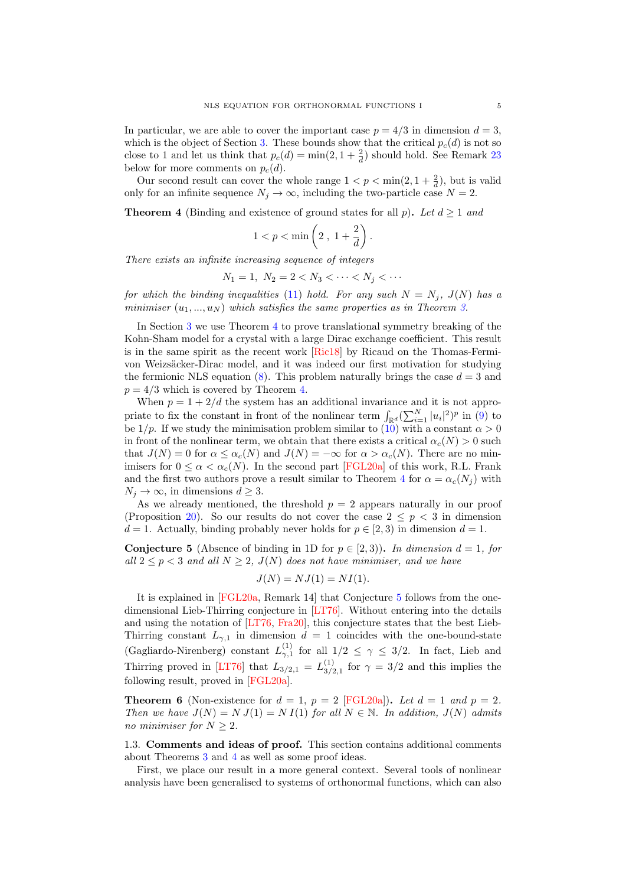In particular, we are able to cover the important case $p = 4/3$ in dimension $d = 3$, which is the object of Section 3. These bounds show that the critical $p_c(d)$ is not so close to 1 and let us think that $p_c(d) = \min(2, 1 + \frac{2}{d})$ should hold. See Remark 23 below for more comments on $p_c(d)$.

Our second result can cover the whole range $1 < p < \min(2, 1 + \frac{2}{d})$, but is valid only for an infinite sequence $N_j \to \infty$, including the two-particle case $N = 2$.

**Theorem 4** (Binding and existence of ground states for all $p$)**.** *Let $d \geq 1$ and*

$$1 < p < \min\left(2\ ,\ 1 + \frac{2}{d}\right).$$

*There exists an infinite increasing sequence of integers*

$$N_1 = 1,\ N_2 = 2 < N_3 < \cdots < N_j < \cdots$$

*for which the binding inequalities (11) hold. For any such $N = N_j$, $J(N)$ has a minimiser $(u_1, ..., u_N)$ which satisfies the same properties as in Theorem 3.*

In Section 3 we use Theorem 4 to prove translational symmetry breaking of the Kohn-Sham model for a crystal with a large Dirac exchange coefficient. This result is in the same spirit as the recent work [Ric18] by Ricaud on the Thomas-Fermi-von Weizsäcker-Dirac model, and it was indeed our first motivation for studying the fermionic NLS equation (8). This problem naturally brings the case $d = 3$ and $p = 4/3$ which is covered by Theorem 4.

When $p = 1 + 2/d$ the system has an additional invariance and it is not appropriate to fix the constant in front of the nonlinear term $\int_{\mathbb{R}^d} (\sum_{i=1}^N |u_i|^2)^p$ in (9) to be $1/p$. If we study the minimisation problem similar to (10) with a constant $\alpha > 0$ in front of the nonlinear term, we obtain that there exists a critical $\alpha_c(N) > 0$ such that $J(N) = 0$ for $\alpha \leq \alpha_c(N)$ and $J(N) = -\infty$ for $\alpha > \alpha_c(N)$. There are no minimisers for $0 \leq \alpha < \alpha_c(N)$. In the second part [FGL20a] of this work, R.L. Frank and the first two authors prove a result similar to Theorem 4 for $\alpha = \alpha_c(N_j)$ with $N_j \to \infty$, in dimensions $d \geq 3$.

As we already mentioned, the threshold $p = 2$ appears naturally in our proof (Proposition 20). So our results do not cover the case $2 \leq p < 3$ in dimension $d = 1$. Actually, binding probably never holds for $p \in [2, 3)$ in dimension $d = 1$.

**Conjecture 5** (Absence of binding in 1D for $p \in [2, 3)$)**.** *In dimension $d = 1$, for all $2 \leq p < 3$ and all $N \geq 2$, $J(N)$ does not have minimiser, and we have*

$$J(N) = NJ(1) = NI(1).$$

It is explained in [FGL20a, Remark 14] that Conjecture 5 follows from the one-dimensional Lieb-Thirring conjecture in [LT76]. Without entering into the details and using the notation of [LT76, Fra20], this conjecture states that the best Lieb-Thirring constant $L_{\gamma,1}$ in dimension $d = 1$ coincides with the one-bound-state (Gagliardo-Nirenberg) constant $L^{(1)}_{\gamma,1}$ for all $1/2 \leq \gamma \leq 3/2$. In fact, Lieb and Thirring proved in [LT76] that $L_{3/2,1} = L^{(1)}_{3/2,1}$ for $\gamma = 3/2$ and this implies the following result, proved in [FGL20a].

**Theorem 6** (Non-existence for $d = 1$, $p = 2$ [FGL20a])**.** *Let $d = 1$ and $p = 2$. Then we have $J(N) = N\,J(1) = N\,I(1)$ for all $N \in \mathbb{N}$. In addition, $J(N)$ admits no minimiser for $N \geq 2$.*

### 1.3. Comments and ideas of proof.

This section contains additional comments about Theorems 3 and 4 as well as some proof ideas.

First, we place our result in a more general context. Several tools of nonlinear analysis have been generalised to systems of orthonormal functions, which can also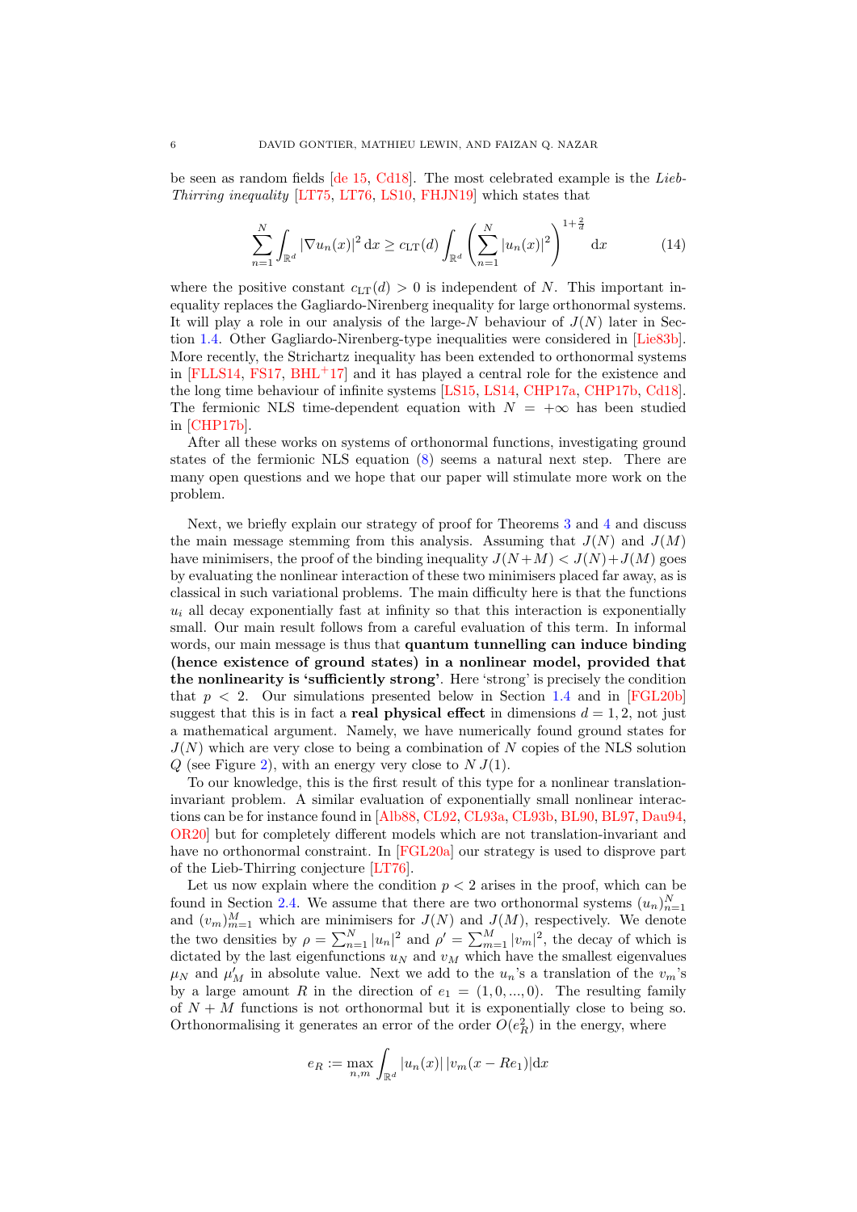be seen as random fields [de 15, Cd18]. The most celebrated example is the *Lieb-Thirring inequality* [LT75, LT76, LS10, FHJN19] which states that

$$\sum_{n=1}^{N} \int_{\mathbb{R}^d} |\nabla u_n(x)|^2 \,\mathrm{d}x \geq c_{\rm LT}(d) \int_{\mathbb{R}^d} \left( \sum_{n=1}^{N} |u_n(x)|^2 \right)^{1+\frac{2}{d}} \mathrm{d}x \tag{14}$$

where the positive constant $c_{\rm LT}(d) > 0$ is independent of $N$. This important inequality replaces the Gagliardo-Nirenberg inequality for large orthonormal systems. It will play a role in our analysis of the large-$N$ behaviour of $J(N)$ later in Section 1.4. Other Gagliardo-Nirenberg-type inequalities were considered in [Lie83b]. More recently, the Strichartz inequality has been extended to orthonormal systems in [FLLS14, FS17, BHL+17] and it has played a central role for the existence and the long time behaviour of infinite systems [LS15, LS14, CHP17a, CHP17b, Cd18]. The fermionic NLS time-dependent equation with $N = +\infty$ has been studied in [CHP17b].

After all these works on systems of orthonormal functions, investigating ground states of the fermionic NLS equation (8) seems a natural next step. There are many open questions and we hope that our paper will stimulate more work on the problem.

Next, we briefly explain our strategy of proof for Theorems 3 and 4 and discuss the main message stemming from this analysis. Assuming that $J(N)$ and $J(M)$ have minimisers, the proof of the binding inequality $J(N+M) < J(N)+J(M)$ goes by evaluating the nonlinear interaction of these two minimisers placed far away, as is classical in such variational problems. The main difficulty here is that the functions $u_i$ all decay exponentially fast at infinity so that this interaction is exponentially small. Our main result follows from a careful evaluation of this term. In informal words, our main message is thus that **quantum tunnelling can induce binding (hence existence of ground states) in a nonlinear model, provided that the nonlinearity is 'sufficiently strong'**. Here 'strong' is precisely the condition that $p < 2$. Our simulations presented below in Section 1.4 and in [FGL20b] suggest that this is in fact a **real physical effect** in dimensions $d = 1, 2$, not just a mathematical argument. Namely, we have numerically found ground states for $J(N)$ which are very close to being a combination of $N$ copies of the NLS solution $Q$ (see Figure 2), with an energy very close to $N\,J(1)$.

To our knowledge, this is the first result of this type for a nonlinear translation-invariant problem. A similar evaluation of exponentially small nonlinear interactions can be for instance found in [Alb88, CL92, CL93a, CL93b, BL90, BL97, Dau94, OR20] but for completely different models which are not translation-invariant and have no orthonormal constraint. In [FGL20a] our strategy is used to disprove part of the Lieb-Thirring conjecture [LT76].

Let us now explain where the condition $p < 2$ arises in the proof, which can be found in Section 2.4. We assume that there are two orthonormal systems $(u_n)_{n=1}^N$ and $(v_m)_{m=1}^M$ which are minimisers for $J(N)$ and $J(M)$, respectively. We denote the two densities by $\rho = \sum_{n=1}^N |u_n|^2$ and $\rho' = \sum_{m=1}^M |v_m|^2$, the decay of which is dictated by the last eigenfunctions $u_N$ and $v_M$ which have the smallest eigenvalues $\mu_N$ and $\mu'_M$ in absolute value. Next we add to the $u_n$'s a translation of the $v_m$'s by a large amount $R$ in the direction of $e_1 = (1, 0, ..., 0)$. The resulting family of $N + M$ functions is not orthonormal but it is exponentially close to being so. Orthonormalising it generates an error of the order $O(e_R^2)$ in the energy, where

$$e_R := \max_{n,m} \int_{\mathbb{R}^d} |u_n(x)|\,|v_m(x - Re_1)| \mathrm{d}x$$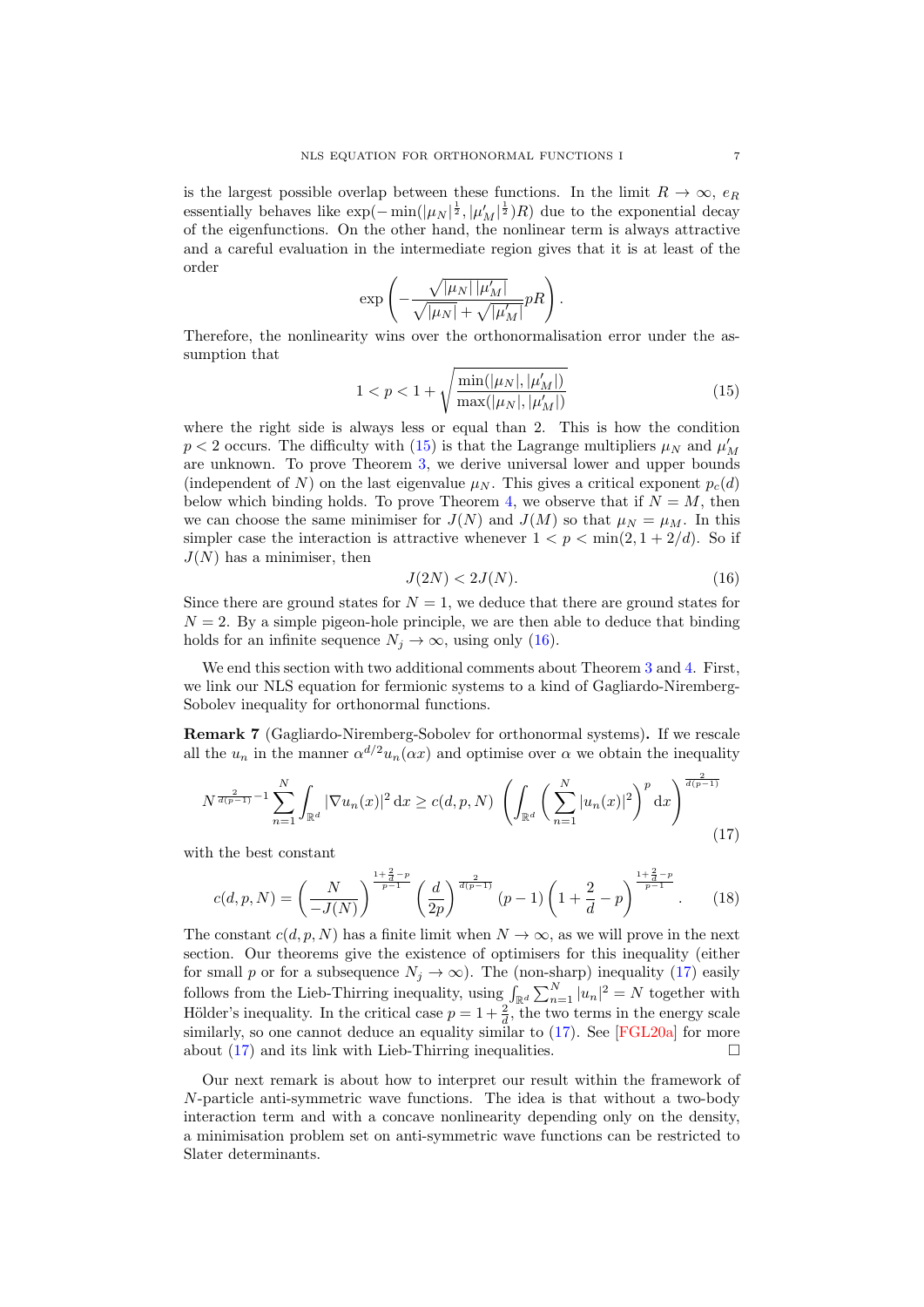is the largest possible overlap between these functions. In the limit $R \to \infty$, $e_R$ essentially behaves like $\exp(-\min(|\mu_N|^{\frac{1}{2}}, |\mu'_M|^{\frac{1}{2}})R)$ due to the exponential decay of the eigenfunctions. On the other hand, the nonlinear term is always attractive and a careful evaluation in the intermediate region gives that it is at least of the order

$$\exp\left(-\frac{\sqrt{|\mu_N|\,|\mu'_M|}}{\sqrt{|\mu_N|}+\sqrt{|\mu'_M|}}pR\right).$$

Therefore, the nonlinearity wins over the orthonormalisation error under the assumption that

$$1 < p < 1 + \sqrt{\frac{\min(|\mu_N|, |\mu'_M|)}{\max(|\mu_N|, |\mu'_M|)}} \tag{15}$$

where the right side is always less or equal than 2. This is how the condition $p < 2$ occurs. The difficulty with (15) is that the Lagrange multipliers $\mu_N$ and $\mu'_M$ are unknown. To prove Theorem 3, we derive universal lower and upper bounds (independent of $N$) on the last eigenvalue $\mu_N$. This gives a critical exponent $p_c(d)$ below which binding holds. To prove Theorem 4, we observe that if $N = M$, then we can choose the same minimiser for $J(N)$ and $J(M)$ so that $\mu_N = \mu_M$. In this simpler case the interaction is attractive whenever $1 < p < \min(2, 1 + 2/d)$. So if $J(N)$ has a minimiser, then

$$J(2N) < 2J(N). \tag{16}$$

Since there are ground states for $N = 1$, we deduce that there are ground states for $N = 2$. By a simple pigeon-hole principle, we are then able to deduce that binding holds for an infinite sequence $N_j \to \infty$, using only (16).

We end this section with two additional comments about Theorem 3 and 4. First, we link our NLS equation for fermionic systems to a kind of Gagliardo-Niremberg-Sobolev inequality for orthonormal functions.

**Remark 7** (Gagliardo-Niremberg-Sobolev for orthonormal systems)**.** If we rescale all the $u_n$ in the manner $\alpha^{d/2}u_n(\alpha x)$ and optimise over $\alpha$ we obtain the inequality

$$N^{\frac{2}{d(p-1)}-1}\sum_{n=1}^N \int_{\mathbb{R}^d} |\nabla u_n(x)|^2 \,\mathrm{d}x \geq c(d,p,N)\,\left(\int_{\mathbb{R}^d}\left(\sum_{n=1}^N |u_n(x)|^2\right)^p \mathrm{d}x\right)^{\frac{2}{d(p-1)}} \tag{17}$$

with the best constant

$$c(d,p,N) = \left(\frac{N}{-J(N)}\right)^{\frac{1+\frac{2}{d}-p}{p-1}} \left(\frac{d}{2p}\right)^{\frac{2}{d(p-1)}} (p-1)\left(1+\frac{2}{d}-p\right)^{\frac{1+\frac{2}{d}-p}{p-1}}. \tag{18}$$

The constant $c(d,p,N)$ has a finite limit when $N \to \infty$, as we will prove in the next section. Our theorems give the existence of optimisers for this inequality (either for small $p$ or for a subsequence $N_j \to \infty$). The (non-sharp) inequality (17) easily follows from the Lieb-Thirring inequality, using $\int_{\mathbb{R}^d}\sum_{n=1}^N |u_n|^2 = N$ together with Hölder's inequality. In the critical case $p = 1 + \frac{2}{d}$, the two terms in the energy scale similarly, so one cannot deduce an equality similar to (17). See [FGL20a] for more about (17) and its link with Lieb-Thirring inequalities. □

Our next remark is about how to interpret our result within the framework of $N$-particle anti-symmetric wave functions. The idea is that without a two-body interaction term and with a concave nonlinearity depending only on the density, a minimisation problem set on anti-symmetric wave functions can be restricted to Slater determinants.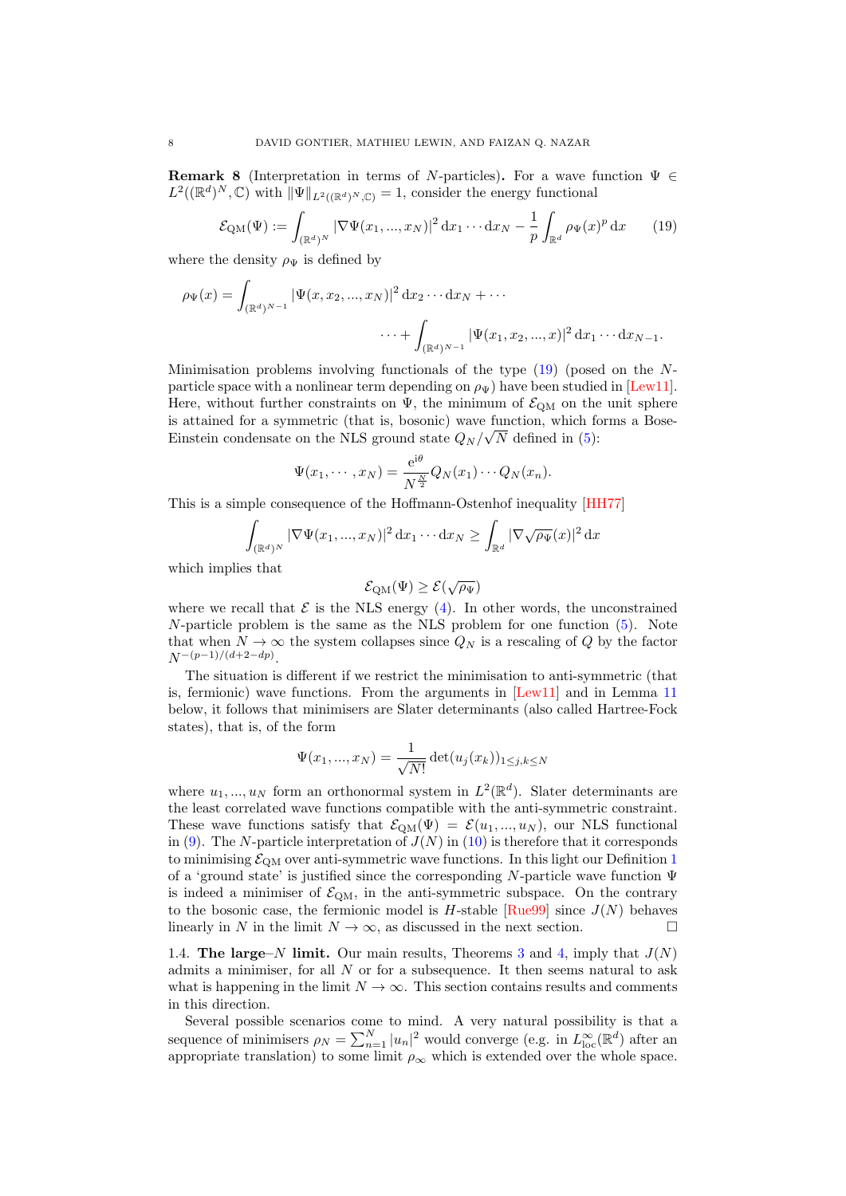**Remark 8** (Interpretation in terms of $N$-particles)**.** For a wave function $\Psi \in L^2((\mathbb{R}^d)^N, \mathbb{C})$ with $\|\Psi\|_{L^2((\mathbb{R}^d)^N,\mathbb{C})} = 1$, consider the energy functional

$$\mathcal{E}_{\rm QM}(\Psi) := \int_{(\mathbb{R}^d)^N} |\nabla \Psi(x_1, ..., x_N)|^2 \, {\rm d}x_1 \cdots {\rm d}x_N - \frac{1}{p} \int_{\mathbb{R}^d} \rho_\Psi(x)^p \, {\rm d}x \qquad (19)$$

where the density $\rho_\Psi$ is defined by

$$\rho_\Psi(x) = \int_{(\mathbb{R}^d)^{N-1}} |\Psi(x, x_2, ..., x_N)|^2 \, {\rm d}x_2 \cdots {\rm d}x_N + \cdots$$
$$\cdots + \int_{(\mathbb{R}^d)^{N-1}} |\Psi(x_1, x_2, ..., x)|^2 \, {\rm d}x_1 \cdots {\rm d}x_{N-1}.$$

Minimisation problems involving functionals of the type (19) (posed on the $N$-particle space with a nonlinear term depending on $\rho_\Psi$) have been studied in [Lew11]. Here, without further constraints on $\Psi$, the minimum of $\mathcal{E}_{\rm QM}$ on the unit sphere is attained for a symmetric (that is, bosonic) wave function, which forms a Bose-Einstein condensate on the NLS ground state $Q_N/\sqrt{N}$ defined in (5):

$$\Psi(x_1, \cdots, x_N) = \frac{{\rm e}^{{\rm i}\theta}}{N^{\frac{N}{2}}} Q_N(x_1) \cdots Q_N(x_n).$$

This is a simple consequence of the Hoffmann-Ostenhof inequality [HH77]

$$\int_{(\mathbb{R}^d)^N} |\nabla \Psi(x_1, ..., x_N)|^2 \, {\rm d}x_1 \cdots {\rm d}x_N \geq \int_{\mathbb{R}^d} |\nabla \sqrt{\rho_\Psi}(x)|^2 \, {\rm d}x$$

which implies that

$$\mathcal{E}_{\rm QM}(\Psi) \geq \mathcal{E}(\sqrt{\rho_\Psi})$$

where we recall that $\mathcal{E}$ is the NLS energy (4). In other words, the unconstrained $N$-particle problem is the same as the NLS problem for one function (5). Note that when $N \to \infty$ the system collapses since $Q_N$ is a rescaling of $Q$ by the factor $N^{-(p-1)/(d+2-dp)}$.

The situation is different if we restrict the minimisation to anti-symmetric (that is, fermionic) wave functions. From the arguments in [Lew11] and in Lemma 11 below, it follows that minimisers are Slater determinants (also called Hartree-Fock states), that is, of the form

$$\Psi(x_1, ..., x_N) = \frac{1}{\sqrt{N!}} \det(u_j(x_k))_{1 \leq j,k \leq N}$$

where $u_1, ..., u_N$ form an orthonormal system in $L^2(\mathbb{R}^d)$. Slater determinants are the least correlated wave functions compatible with the anti-symmetric constraint. These wave functions satisfy that $\mathcal{E}_{\rm QM}(\Psi) = \mathcal{E}(u_1, ..., u_N)$, our NLS functional in (9). The $N$-particle interpretation of $J(N)$ in (10) is therefore that it corresponds to minimising $\mathcal{E}_{\rm QM}$ over anti-symmetric wave functions. In this light our Definition 1 of a 'ground state' is justified since the corresponding $N$-particle wave function $\Psi$ is indeed a minimiser of $\mathcal{E}_{\rm QM}$, in the anti-symmetric subspace. On the contrary to the bosonic case, the fermionic model is $H$-stable [Rue99] since $J(N)$ behaves linearly in $N$ in the limit $N \to \infty$, as discussed in the next section. □

### 1.4. The large–$N$ limit.

Our main results, Theorems 3 and 4, imply that $J(N)$ admits a minimiser, for all $N$ or for a subsequence. It then seems natural to ask what is happening in the limit $N \to \infty$. This section contains results and comments in this direction.

Several possible scenarios come to mind. A very natural possibility is that a sequence of minimisers $\rho_N = \sum_{n=1}^N |u_n|^2$ would converge (e.g. in $L^\infty_{\rm loc}(\mathbb{R}^d)$ after an appropriate translation) to some limit $\rho_\infty$ which is extended over the whole space.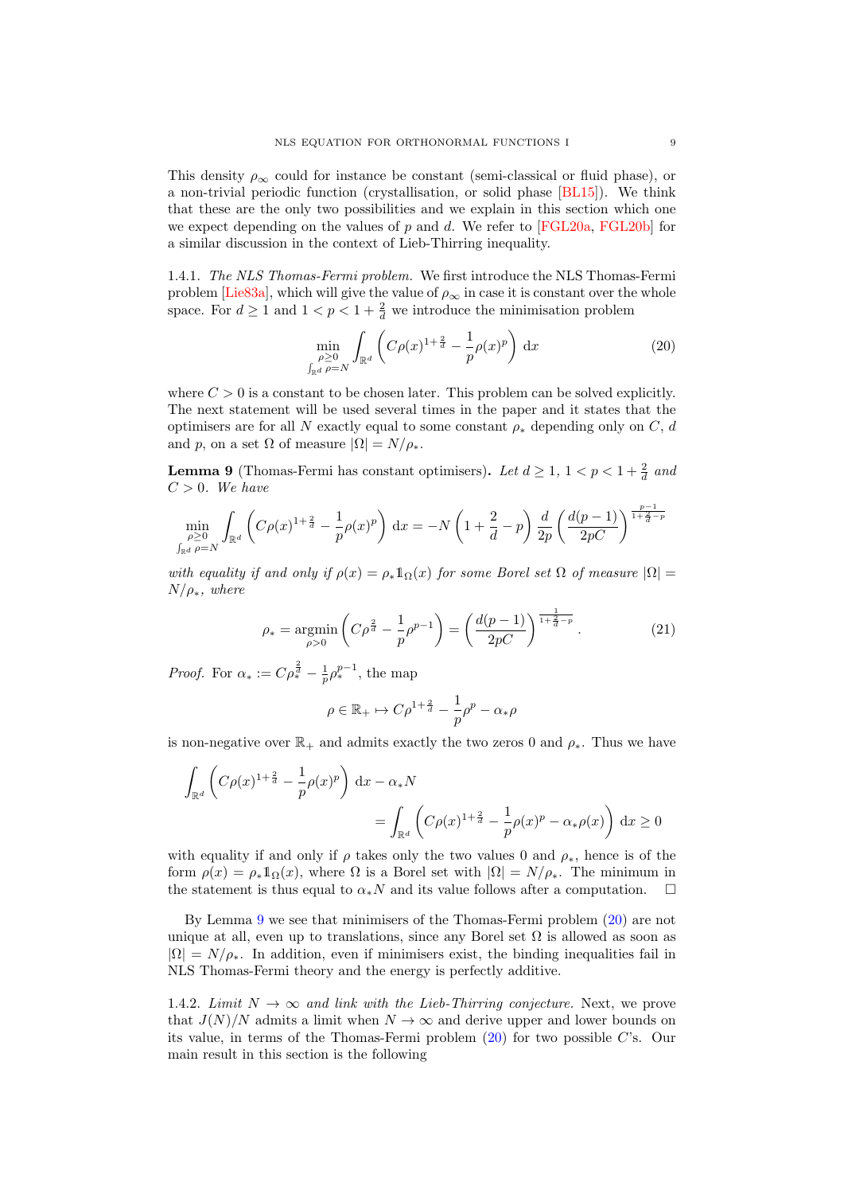This density $\rho_\infty$ could for instance be constant (semi-classical or fluid phase), or a non-trivial periodic function (crystallisation, or solid phase [BL15]). We think that these are the only two possibilities and we explain in this section which one we expect depending on the values of $p$ and $d$. We refer to [FGL20a, FGL20b] for a similar discussion in the context of Lieb-Thirring inequality.

1.4.1. *The NLS Thomas-Fermi problem.* We first introduce the NLS Thomas-Fermi problem [Lie83a], which will give the value of $\rho_\infty$ in case it is constant over the whole space. For $d \geq 1$ and $1 < p < 1 + \frac{2}{d}$ we introduce the minimisation problem

$$\min_{\substack{\rho \geq 0 \\ \int_{\mathbb{R}^d} \rho = N}} \int_{\mathbb{R}^d} \left( C\rho(x)^{1+\frac{2}{d}} - \frac{1}{p}\rho(x)^p \right) \mathrm{d}x \tag{20}$$

where $C > 0$ is a constant to be chosen later. This problem can be solved explicitly. The next statement will be used several times in the paper and it states that the optimisers are for all $N$ exactly equal to some constant $\rho_*$ depending only on $C$, $d$ and $p$, on a set $\Omega$ of measure $|\Omega| = N/\rho_*$.

**Lemma 9** (Thomas-Fermi has constant optimisers)**.** *Let $d \geq 1$, $1 < p < 1 + \frac{2}{d}$ and $C > 0$. We have*

$$\min_{\substack{\rho \geq 0 \\ \int_{\mathbb{R}^d} \rho = N}} \int_{\mathbb{R}^d} \left( C\rho(x)^{1+\frac{2}{d}} - \frac{1}{p}\rho(x)^p \right) \mathrm{d}x = -N \left(1 + \frac{2}{d} - p\right) \frac{d}{2p} \left(\frac{d(p-1)}{2pC}\right)^{\frac{p-1}{1+\frac{2}{d}-p}}$$

*with equality if and only if $\rho(x) = \rho_* \mathbb{1}_\Omega(x)$ for some Borel set $\Omega$ of measure $|\Omega| = N/\rho_*$, where*

$$\rho_* = \operatorname*{argmin}_{\rho > 0} \left( C\rho^{\frac{2}{d}} - \frac{1}{p}\rho^{p-1} \right) = \left(\frac{d(p-1)}{2pC}\right)^{\frac{1}{1+\frac{2}{d}-p}}. \tag{21}$$

*Proof.* For $\alpha_* := C\rho_*^{\frac{2}{d}} - \frac{1}{p}\rho_*^{p-1}$, the map

$$\rho \in \mathbb{R}_+ \mapsto C\rho^{1+\frac{2}{d}} - \frac{1}{p}\rho^p - \alpha_*\rho$$

is non-negative over $\mathbb{R}_+$ and admits exactly the two zeros $0$ and $\rho_*$. Thus we have

$$\int_{\mathbb{R}^d} \left( C\rho(x)^{1+\frac{2}{d}} - \frac{1}{p}\rho(x)^p \right) \mathrm{d}x - \alpha_* N = \int_{\mathbb{R}^d} \left( C\rho(x)^{1+\frac{2}{d}} - \frac{1}{p}\rho(x)^p - \alpha_*\rho(x) \right) \mathrm{d}x \geq 0$$

with equality if and only if $\rho$ takes only the two values $0$ and $\rho_*$, hence is of the form $\rho(x) = \rho_* \mathbb{1}_\Omega(x)$, where $\Omega$ is a Borel set with $|\Omega| = N/\rho_*$. The minimum in the statement is thus equal to $\alpha_* N$ and its value follows after a computation. $\square$

By Lemma 9 we see that minimisers of the Thomas-Fermi problem (20) are not unique at all, even up to translations, since any Borel set $\Omega$ is allowed as soon as $|\Omega| = N/\rho_*$. In addition, even if minimisers exist, the binding inequalities fail in NLS Thomas-Fermi theory and the energy is perfectly additive.

1.4.2. *Limit $N \to \infty$ and link with the Lieb-Thirring conjecture.* Next, we prove that $J(N)/N$ admits a limit when $N \to \infty$ and derive upper and lower bounds on its value, in terms of the Thomas-Fermi problem (20) for two possible $C$'s. Our main result in this section is the following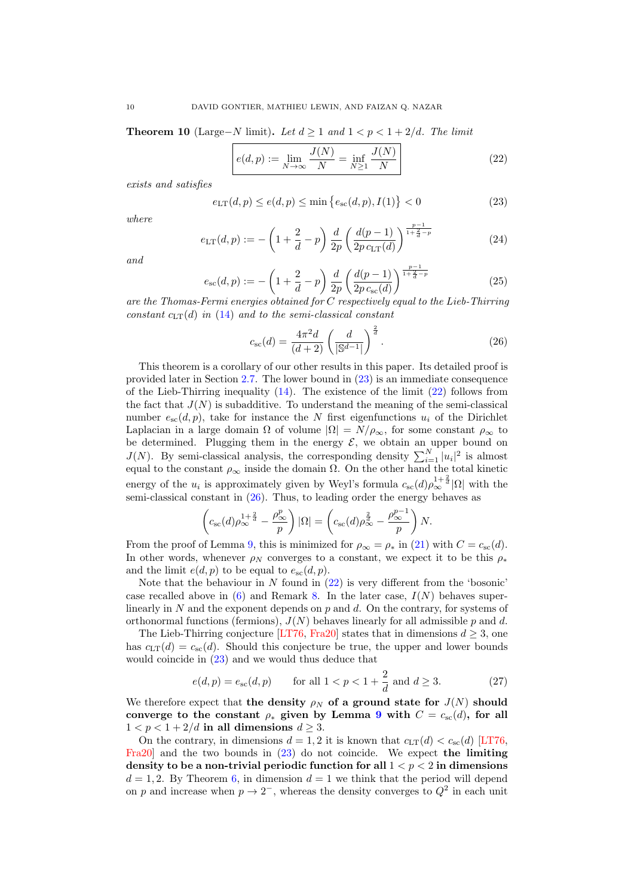**Theorem 10** (Large$-N$ limit)**.** *Let $d \geq 1$ and $1 < p < 1 + 2/d$. The limit*

$$\boxed{e(d,p) := \lim_{N\to\infty} \frac{J(N)}{N} = \inf_{N\geq 1} \frac{J(N)}{N}} \tag{22}$$

*exists and satisfies*

$$e_{\rm LT}(d,p) \leq e(d,p) \leq \min\left\{e_{\rm sc}(d,p), I(1)\right\} < 0 \tag{23}$$

*where*

$$e_{\rm LT}(d,p) := -\left(1+\frac{2}{d}-p\right)\frac{d}{2p}\left(\frac{d(p-1)}{2p\, c_{\rm LT}(d)}\right)^{\frac{p-1}{1+\frac{2}{d}-p}} \tag{24}$$

*and*

$$e_{\rm sc}(d,p) := -\left(1+\frac{2}{d}-p\right)\frac{d}{2p}\left(\frac{d(p-1)}{2p\, c_{\rm sc}(d)}\right)^{\frac{p-1}{1+\frac{2}{d}-p}} \tag{25}$$

*are the Thomas-Fermi energies obtained for $C$ respectively equal to the Lieb-Thirring constant $c_{\rm LT}(d)$ in (14) and to the semi-classical constant*

$$c_{\rm sc}(d) = \frac{4\pi^2 d}{(d+2)}\left(\frac{d}{|\mathbb{S}^{d-1}|}\right)^{\frac{2}{d}}. \tag{26}$$

This theorem is a corollary of our other results in this paper. Its detailed proof is provided later in Section 2.7. The lower bound in (23) is an immediate consequence of the Lieb-Thirring inequality (14). The existence of the limit (22) follows from the fact that $J(N)$ is subadditive. To understand the meaning of the semi-classical number $e_{\rm sc}(d,p)$, take for instance the $N$ first eigenfunctions $u_i$ of the Dirichlet Laplacian in a large domain $\Omega$ of volume $|\Omega| = N/\rho_\infty$, for some constant $\rho_\infty$ to be determined. Plugging them in the energy $\mathcal{E}$, we obtain an upper bound on $J(N)$. By semi-classical analysis, the corresponding density $\sum_{i=1}^N |u_i|^2$ is almost equal to the constant $\rho_\infty$ inside the domain $\Omega$. On the other hand the total kinetic energy of the $u_i$ is approximately given by Weyl's formula $c_{\rm sc}(d)\rho_\infty^{1+\frac{2}{d}}|\Omega|$ with the semi-classical constant in (26). Thus, to leading order the energy behaves as

$$\left(c_{\rm sc}(d)\rho_\infty^{1+\frac{2}{d}} - \frac{\rho_\infty^p}{p}\right)|\Omega| = \left(c_{\rm sc}(d)\rho_\infty^{\frac{2}{d}} - \frac{\rho_\infty^{p-1}}{p}\right)N.$$

From the proof of Lemma 9, this is minimized for $\rho_\infty = \rho_*$ in (21) with $C = c_{\rm sc}(d)$. In other words, whenever $\rho_N$ converges to a constant, we expect it to be this $\rho_*$ and the limit $e(d,p)$ to be equal to $e_{\rm sc}(d,p)$.

Note that the behaviour in $N$ found in (22) is very different from the 'bosonic' case recalled above in (6) and Remark 8. In the later case, $I(N)$ behaves super-linearly in $N$ and the exponent depends on $p$ and $d$. On the contrary, for systems of orthonormal functions (fermions), $J(N)$ behaves linearly for all admissible $p$ and $d$.

The Lieb-Thirring conjecture [LT76, Fra20] states that in dimensions $d \geq 3$, one has $c_{\rm LT}(d) = c_{\rm sc}(d)$. Should this conjecture be true, the upper and lower bounds would coincide in (23) and we would thus deduce that

$$e(d,p) = e_{\rm sc}(d,p) \qquad \text{for all } 1 < p < 1 + \frac{2}{d} \text{ and } d \geq 3. \tag{27}$$

We therefore expect that **the density $\rho_N$ of a ground state for $J(N)$ should converge to the constant $\rho_*$ given by Lemma 9 with $C = c_{\rm sc}(d)$, for all $1 < p < 1 + 2/d$ in all dimensions $d \geq 3$.**

On the contrary, in dimensions $d = 1, 2$ it is known that $c_{\rm LT}(d) < c_{\rm sc}(d)$ [LT76, Fra20] and the two bounds in (23) do not coincide. We expect **the limiting density to be a non-trivial periodic function for all $1 < p < 2$ in dimensions $d = 1, 2$.** By Theorem 6, in dimension $d = 1$ we think that the period will depend on $p$ and increase when $p \to 2^-$, whereas the density converges to $Q^2$ in each unit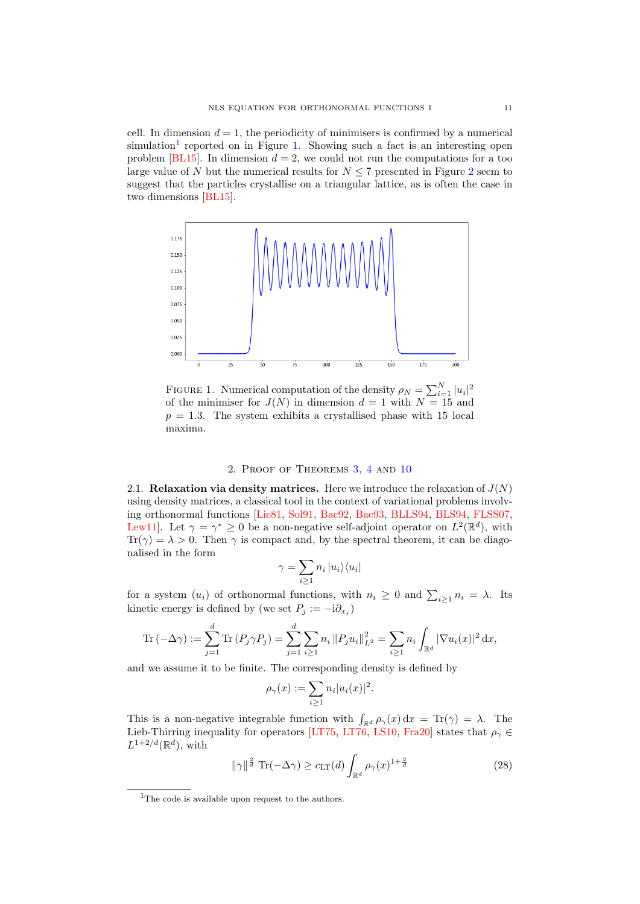cell. In dimension $d = 1$, the periodicity of minimisers is confirmed by a numerical simulation[1] reported on in Figure 1. Showing such a fact is an interesting open problem [BL15]. In dimension $d = 2$, we could not run the computations for a too large value of $N$ but the numerical results for $N \leq 7$ presented in Figure 2 seem to suggest that the particles crystallise on a triangular lattice, as is often the case in two dimensions [BL15].

FIGURE 1. Numerical computation of the density $\rho_N = \sum_{i=1}^N |u_i|^2$ of the minimiser for $J(N)$ in dimension $d = 1$ with $N = 15$ and $p = 1.3$. The system exhibits a crystallised phase with 15 local maxima.

## 2. Proof of Theorems 3, 4 and 10

### 2.1. Relaxation via density matrices.

Here we introduce the relaxation of $J(N)$ using density matrices, a classical tool in the context of variational problems involving orthonormal functions [Lie81, Sol91, Bac92, Bac93, BLLS94, BLS94, FLSS07, Lew11]. Let $\gamma = \gamma^* \geq 0$ be a non-negative self-adjoint operator on $L^2(\mathbb{R}^d)$, with $\operatorname{Tr}(\gamma) = \lambda > 0$. Then $\gamma$ is compact and, by the spectral theorem, it can be diagonalised in the form

$$\gamma = \sum_{i \geq 1} n_i \, |u_i\rangle\langle u_i|$$

for a system $(u_i)$ of orthonormal functions, with $n_i \geq 0$ and $\sum_{i\geq 1} n_i = \lambda$. Its kinetic energy is defined by (we set $P_j := -\mathrm{i}\partial_{x_j}$)

$$\operatorname{Tr}(-\Delta\gamma) := \sum_{j=1}^d \operatorname{Tr}(P_j \gamma P_j) = \sum_{j=1}^d \sum_{i\geq 1} n_i \, \|P_j u_i\|_{L^2}^2 = \sum_{i \geq 1} n_i \int_{\mathbb{R}^d} |\nabla u_i(x)|^2 \, \mathrm{d}x,$$

and we assume it to be finite. The corresponding density is defined by

$$\rho_\gamma(x) := \sum_{i \geq 1} n_i |u_i(x)|^2.$$

This is a non-negative integrable function with $\int_{\mathbb{R}^d} \rho_\gamma(x)\, \mathrm{d}x = \operatorname{Tr}(\gamma) = \lambda$. The Lieb-Thirring inequality for operators [LT75, LT76, LS10, Fra20] states that $\rho_\gamma \in L^{1+2/d}(\mathbb{R}^d)$, with

$$\|\gamma\|^{\frac{2}{d}} \operatorname{Tr}(-\Delta\gamma) \geq c_{\mathrm{LT}}(d) \int_{\mathbb{R}^d} \rho_\gamma(x)^{1+\frac{2}{d}} \tag{28}$$

[1] The code is available upon request to the authors.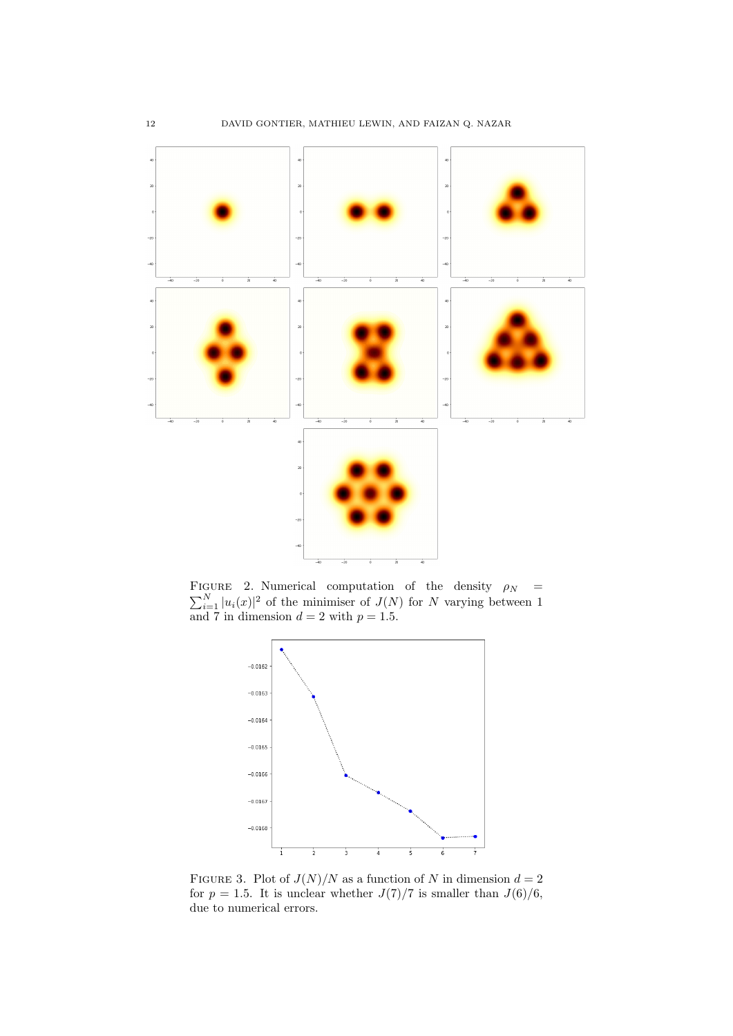FIGURE 2. Numerical computation of the density $\rho_N = \sum_{i=1}^{N} |u_i(x)|^2$ of the minimiser of $J(N)$ for $N$ varying between 1 and 7 in dimension $d = 2$ with $p = 1.5$.

FIGURE 3. Plot of $J(N)/N$ as a function of $N$ in dimension $d = 2$ for $p = 1.5$. It is unclear whether $J(7)/7$ is smaller than $J(6)/6$, due to numerical errors.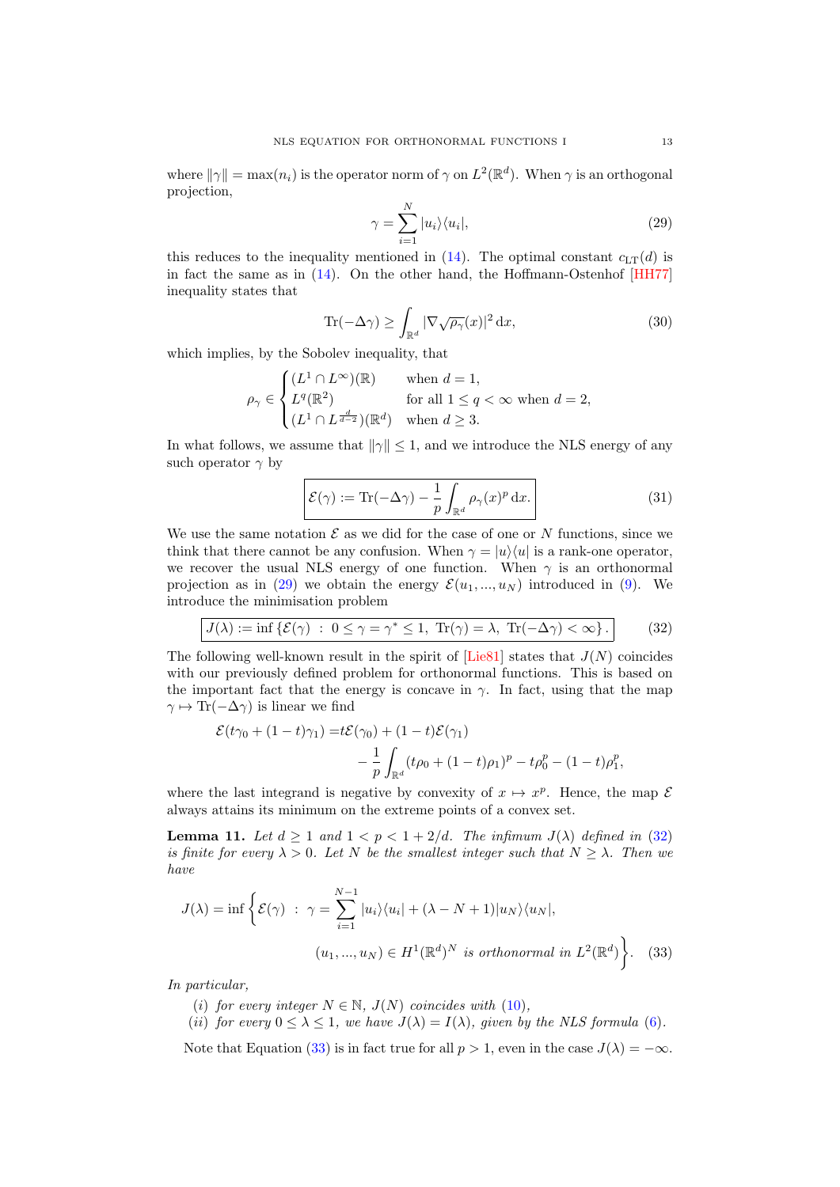where $\|\gamma\| = \max(n_i)$ is the operator norm of $\gamma$ on $L^2(\mathbb{R}^d)$. When $\gamma$ is an orthogonal projection,

$$\gamma = \sum_{i=1}^{N} |u_i\rangle\langle u_i|, \tag{29}$$

this reduces to the inequality mentioned in (14). The optimal constant $c_{\rm LT}(d)$ is in fact the same as in (14). On the other hand, the Hoffmann-Ostenhof [HH77] inequality states that

$$\mathrm{Tr}(-\Delta\gamma) \geq \int_{\mathbb{R}^d} |\nabla\sqrt{\rho_\gamma}(x)|^2 \,\mathrm{d}x, \tag{30}$$

which implies, by the Sobolev inequality, that

$$\rho_\gamma \in \begin{cases} (L^1 \cap L^\infty)(\mathbb{R}) & \text{when } d = 1, \\ L^q(\mathbb{R}^2) & \text{for all } 1 \leq q < \infty \text{ when } d = 2, \\ (L^1 \cap L^{\frac{d}{d-2}})(\mathbb{R}^d) & \text{when } d \geq 3. \end{cases}$$

In what follows, we assume that $\|\gamma\| \leq 1$, and we introduce the NLS energy of any such operator $\gamma$ by

$$\boxed{\mathcal{E}(\gamma) := \mathrm{Tr}(-\Delta\gamma) - \frac{1}{p}\int_{\mathbb{R}^d} \rho_\gamma(x)^p \,\mathrm{d}x.} \tag{31}$$

We use the same notation $\mathcal{E}$ as we did for the case of one or $N$ functions, since we think that there cannot be any confusion. When $\gamma = |u\rangle\langle u|$ is a rank-one operator, we recover the usual NLS energy of one function. When $\gamma$ is an orthonormal projection as in (29) we obtain the energy $\mathcal{E}(u_1, ..., u_N)$ introduced in (9). We introduce the minimisation problem

$$\boxed{J(\lambda) := \inf\left\{\mathcal{E}(\gamma) \ : \ 0 \leq \gamma = \gamma^* \leq 1,\ \mathrm{Tr}(\gamma) = \lambda,\ \mathrm{Tr}(-\Delta\gamma) < \infty\right\}.} \tag{32}$$

The following well-known result in the spirit of [Lie81] states that $J(N)$ coincides with our previously defined problem for orthonormal functions. This is based on the important fact that the energy is concave in $\gamma$. In fact, using that the map $\gamma \mapsto \mathrm{Tr}(-\Delta\gamma)$ is linear we find

$$\begin{aligned}\mathcal{E}(t\gamma_0 + (1-t)\gamma_1) =& t\mathcal{E}(\gamma_0) + (1-t)\mathcal{E}(\gamma_1) \\ & - \frac{1}{p}\int_{\mathbb{R}^d} (t\rho_0 + (1-t)\rho_1)^p - t\rho_0^p - (1-t)\rho_1^p,\end{aligned}$$

where the last integrand is negative by convexity of $x \mapsto x^p$. Hence, the map $\mathcal{E}$ always attains its minimum on the extreme points of a convex set.

**Lemma 11.** *Let $d \geq 1$ and $1 < p < 1 + 2/d$. The infimum $J(\lambda)$ defined in (32) is finite for every $\lambda > 0$. Let $N$ be the smallest integer such that $N \geq \lambda$. Then we have*

$$J(\lambda) = \inf\Bigg\{\mathcal{E}(\gamma) \ : \ \gamma = \sum_{i=1}^{N-1} |u_i\rangle\langle u_i| + (\lambda - N + 1)|u_N\rangle\langle u_N|,$$
$$(u_1, ..., u_N) \in H^1(\mathbb{R}^d)^N \text{ is orthonormal in } L^2(\mathbb{R}^d)\Bigg\}. \tag{33}$$

*In particular,*

(*i*) *for every integer $N \in \mathbb{N}$, $J(N)$ coincides with (10),*

(*ii*) *for every $0 \leq \lambda \leq 1$, we have $J(\lambda) = I(\lambda)$, given by the NLS formula (6).*

Note that Equation (33) is in fact true for all $p > 1$, even in the case $J(\lambda) = -\infty$.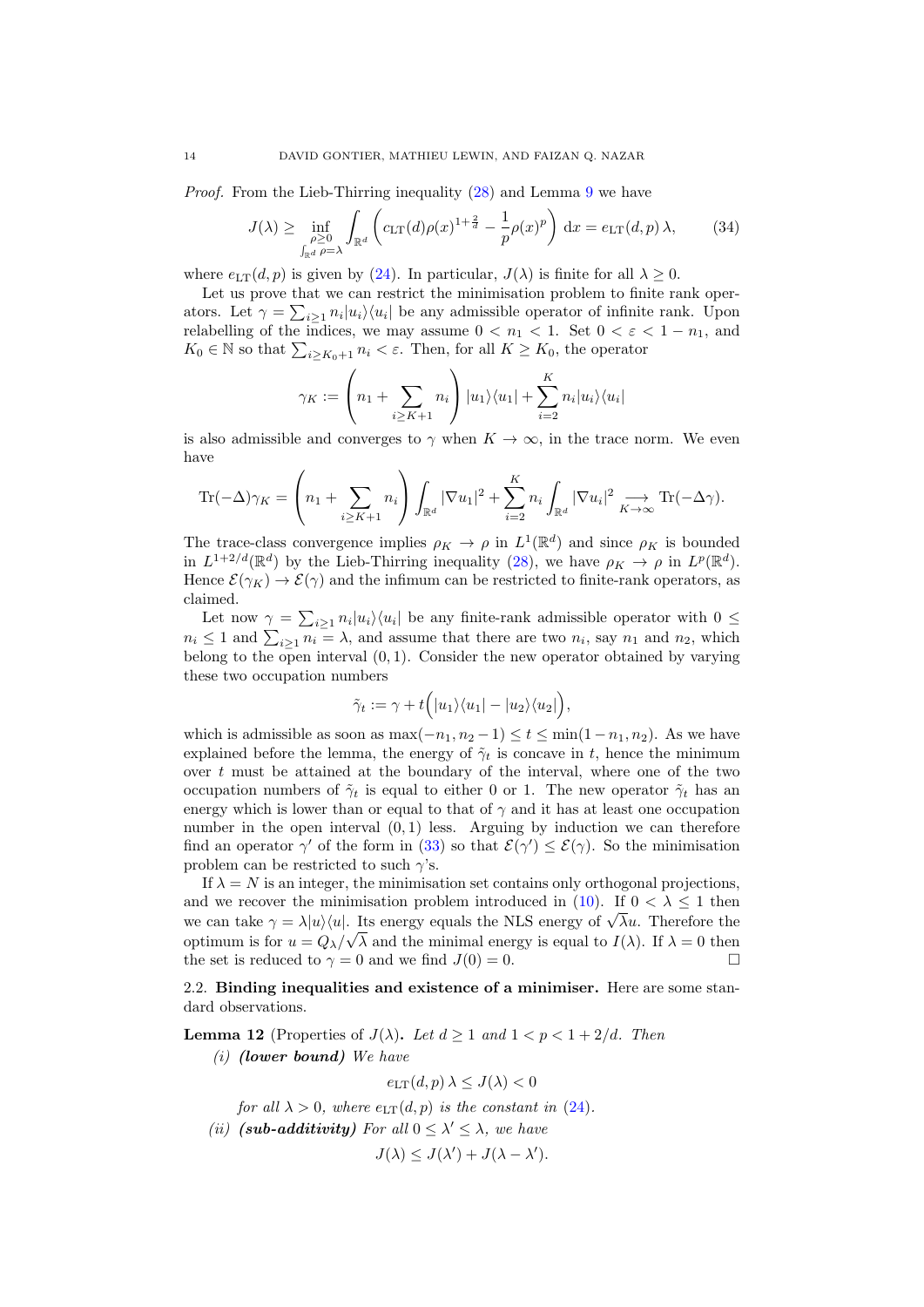*Proof.* From the Lieb-Thirring inequality (28) and Lemma 9 we have

$$J(\lambda) \geq \inf_{\substack{\rho \geq 0 \\ \int_{\mathbb{R}^d} \rho = \lambda}} \int_{\mathbb{R}^d} \left( c_{\rm LT}(d)\rho(x)^{1+\frac{2}{d}} - \frac{1}{p}\rho(x)^p \right) {\rm d}x = e_{\rm LT}(d,p)\,\lambda, \tag{34}$$

where $e_{\rm LT}(d,p)$ is given by (24). In particular, $J(\lambda)$ is finite for all $\lambda \geq 0$.

Let us prove that we can restrict the minimisation problem to finite rank operators. Let $\gamma = \sum_{i\geq 1} n_i |u_i\rangle\langle u_i|$ be any admissible operator of infinite rank. Upon relabelling of the indices, we may assume $0 < n_1 < 1$. Set $0 < \varepsilon < 1 - n_1$, and $K_0 \in \mathbb{N}$ so that $\sum_{i \geq K_0+1} n_i < \varepsilon$. Then, for all $K \geq K_0$, the operator

$$\gamma_K := \left( n_1 + \sum_{i \geq K+1} n_i \right) |u_1\rangle\langle u_1| + \sum_{i=2}^K n_i |u_i\rangle\langle u_i|$$

is also admissible and converges to $\gamma$ when $K \to \infty$, in the trace norm. We even have

$${\rm Tr}(-\Delta)\gamma_K = \left( n_1 + \sum_{i \geq K+1} n_i \right) \int_{\mathbb{R}^d} |\nabla u_1|^2 + \sum_{i=2}^K n_i \int_{\mathbb{R}^d} |\nabla u_i|^2 \underset{K\to\infty}{\longrightarrow} {\rm Tr}(-\Delta\gamma).$$

The trace-class convergence implies $\rho_K \to \rho$ in $L^1(\mathbb{R}^d)$ and since $\rho_K$ is bounded in $L^{1+2/d}(\mathbb{R}^d)$ by the Lieb-Thirring inequality (28), we have $\rho_K \to \rho$ in $L^p(\mathbb{R}^d)$. Hence $\mathcal{E}(\gamma_K) \to \mathcal{E}(\gamma)$ and the infimum can be restricted to finite-rank operators, as claimed.

Let now $\gamma = \sum_{i\geq 1} n_i |u_i\rangle\langle u_i|$ be any finite-rank admissible operator with $0 \leq n_i \leq 1$ and $\sum_{i\geq 1} n_i = \lambda$, and assume that there are two $n_i$, say $n_1$ and $n_2$, which belong to the open interval $(0,1)$. Consider the new operator obtained by varying these two occupation numbers

$$\tilde{\gamma}_t := \gamma + t\Big( |u_1\rangle\langle u_1| - |u_2\rangle\langle u_2| \Big),$$

which is admissible as soon as $\max(-n_1, n_2 - 1) \leq t \leq \min(1 - n_1, n_2)$. As we have explained before the lemma, the energy of $\tilde{\gamma}_t$ is concave in $t$, hence the minimum over $t$ must be attained at the boundary of the interval, where one of the two occupation numbers of $\tilde{\gamma}_t$ is equal to either 0 or 1. The new operator $\tilde{\gamma}_t$ has an energy which is lower than or equal to that of $\gamma$ and it has at least one occupation number in the open interval $(0,1)$ less. Arguing by induction we can therefore find an operator $\gamma'$ of the form in (33) so that $\mathcal{E}(\gamma') \leq \mathcal{E}(\gamma)$. So the minimisation problem can be restricted to such $\gamma$'s.

If $\lambda = N$ is an integer, the minimisation set contains only orthogonal projections, and we recover the minimisation problem introduced in (10). If $0 < \lambda \leq 1$ then we can take $\gamma = \lambda |u\rangle\langle u|$. Its energy equals the NLS energy of $\sqrt{\lambda}u$. Therefore the optimum is for $u = Q_\lambda/\sqrt{\lambda}$ and the minimal energy is equal to $I(\lambda)$. If $\lambda = 0$ then the set is reduced to $\gamma = 0$ and we find $J(0) = 0$. $\square$

### 2.2. Binding inequalities and existence of a minimiser.

Here are some standard observations.

**Lemma 12** (Properties of $J(\lambda)$). *Let $d \geq 1$ and $1 < p < 1 + 2/d$. Then*

*(i)* ***(lower bound)*** *We have*

$$e_{\rm LT}(d,p)\,\lambda \leq J(\lambda) < 0$$

*for all $\lambda > 0$, where $e_{\rm LT}(d,p)$ is the constant in (24).*

*(ii)* ***(sub-additivity)*** *For all $0 \leq \lambda' \leq \lambda$, we have*

$$J(\lambda) \leq J(\lambda') + J(\lambda - \lambda').$$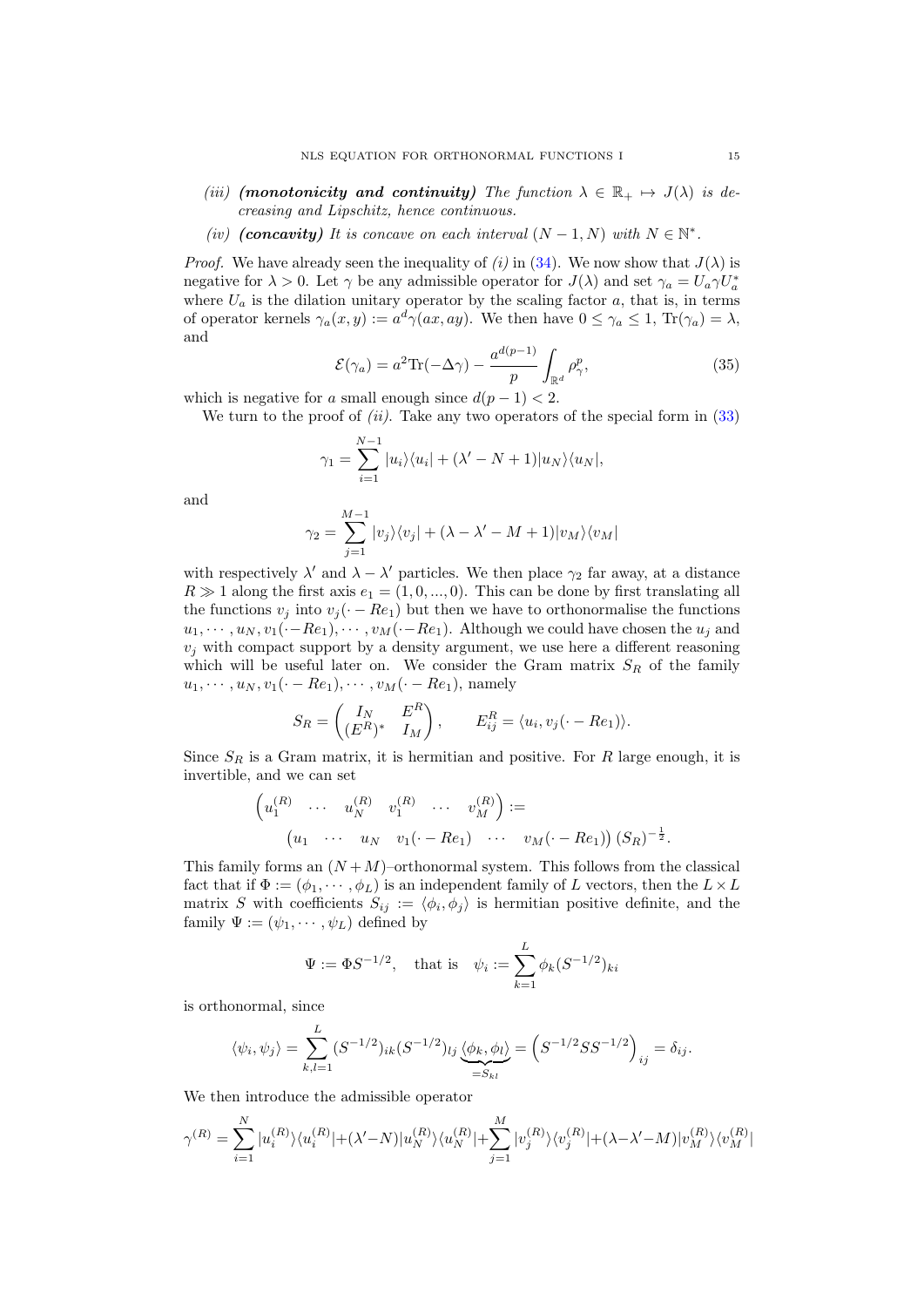*(iii)* ***(monotonicity and continuity)*** *The function $\lambda \in \mathbb{R}_+ \mapsto J(\lambda)$ is decreasing and Lipschitz, hence continuous.*

*(iv)* ***(concavity)*** *It is concave on each interval $(N-1, N)$ with $N \in \mathbb{N}^*$.*

*Proof.* We have already seen the inequality of *(i)* in (34). We now show that $J(\lambda)$ is negative for $\lambda > 0$. Let $\gamma$ be any admissible operator for $J(\lambda)$ and set $\gamma_a = U_a \gamma U_a^*$ where $U_a$ is the dilation unitary operator by the scaling factor $a$, that is, in terms of operator kernels $\gamma_a(x,y) := a^d \gamma(ax, ay)$. We then have $0 \le \gamma_a \le 1$, $\mathrm{Tr}(\gamma_a) = \lambda$, and

$$\mathcal{E}(\gamma_a) = a^2 \mathrm{Tr}(-\Delta\gamma) - \frac{a^{d(p-1)}}{p} \int_{\mathbb{R}^d} \rho_\gamma^p, \tag{35}$$

which is negative for $a$ small enough since $d(p-1) < 2$.

We turn to the proof of *(ii)*. Take any two operators of the special form in (33)

$$\gamma_1 = \sum_{i=1}^{N-1} |u_i\rangle\langle u_i| + (\lambda' - N + 1)|u_N\rangle\langle u_N|,$$

and

$$\gamma_2 = \sum_{j=1}^{M-1} |v_j\rangle\langle v_j| + (\lambda - \lambda' - M + 1)|v_M\rangle\langle v_M|$$

with respectively $\lambda'$ and $\lambda - \lambda'$ particles. We then place $\gamma_2$ far away, at a distance $R \gg 1$ along the first axis $e_1 = (1, 0, ..., 0)$. This can be done by first translating all the functions $v_j$ into $v_j(\cdot - Re_1)$ but then we have to orthonormalise the functions $u_1, \cdots, u_N, v_1(\cdot - Re_1), \cdots, v_M(\cdot - Re_1)$. Although we could have chosen the $u_j$ and $v_j$ with compact support by a density argument, we use here a different reasoning which will be useful later on. We consider the Gram matrix $S_R$ of the family $u_1, \cdots, u_N, v_1(\cdot - Re_1), \cdots, v_M(\cdot - Re_1)$, namely

$$S_R = \begin{pmatrix} I_N & E^R \\ (E^R)^* & I_M \end{pmatrix}, \qquad E^R_{ij} = \langle u_i, v_j(\cdot - Re_1)\rangle.$$

Since $S_R$ is a Gram matrix, it is hermitian and positive. For $R$ large enough, it is invertible, and we can set

$$\begin{pmatrix} u_1^{(R)} & \cdots & u_N^{(R)} & v_1^{(R)} & \cdots & v_M^{(R)} \end{pmatrix} :=$$
$$\begin{pmatrix} u_1 & \cdots & u_N & v_1(\cdot - Re_1) & \cdots & v_M(\cdot - Re_1) \end{pmatrix} (S_R)^{-\frac{1}{2}}.$$

This family forms an $(N+M)$–orthonormal system. This follows from the classical fact that if $\Phi := (\phi_1, \cdots, \phi_L)$ is an independent family of $L$ vectors, then the $L \times L$ matrix $S$ with coefficients $S_{ij} := \langle \phi_i, \phi_j \rangle$ is hermitian positive definite, and the family $\Psi := (\psi_1, \cdots, \psi_L)$ defined by

$$\Psi := \Phi S^{-1/2}, \quad \text{that is} \quad \psi_i := \sum_{k=1}^{L} \phi_k (S^{-1/2})_{ki}$$

is orthonormal, since

$$\langle \psi_i, \psi_j \rangle = \sum_{k,l=1}^{L} (S^{-1/2})_{ik} (S^{-1/2})_{lj} \underbrace{\langle \phi_k, \phi_l \rangle}_{=S_{kl}} = \left( S^{-1/2} S S^{-1/2} \right)_{ij} = \delta_{ij}.$$

We then introduce the admissible operator

$$\gamma^{(R)} = \sum_{i=1}^{N} |u_i^{(R)}\rangle\langle u_i^{(R)}| + (\lambda' - N)|u_N^{(R)}\rangle\langle u_N^{(R)}| + \sum_{j=1}^{M} |v_j^{(R)}\rangle\langle v_j^{(R)}| + (\lambda - \lambda' - M)|v_M^{(R)}\rangle\langle v_M^{(R)}|$$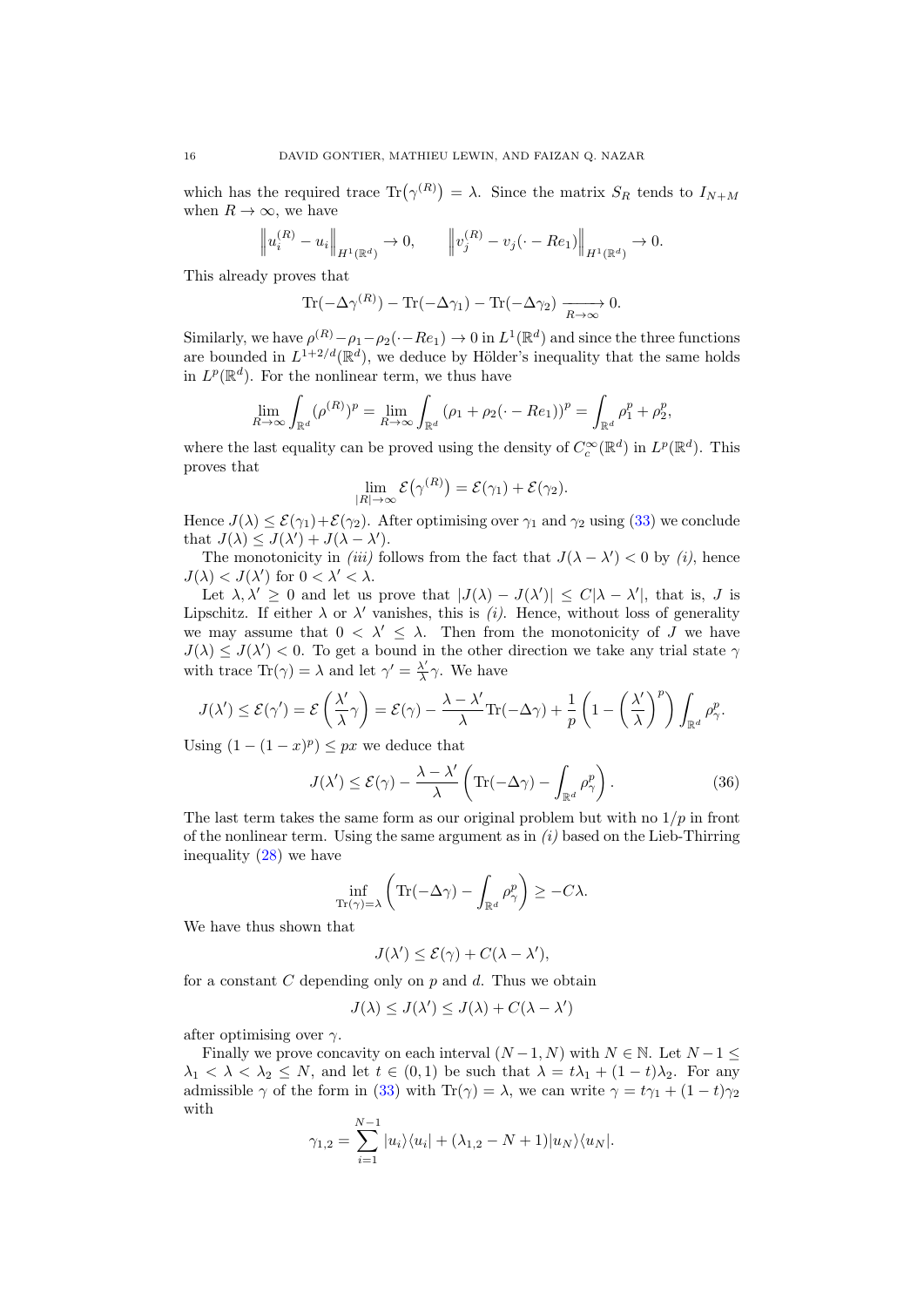which has the required trace $\mathrm{Tr}(\gamma^{(R)}) = \lambda$. Since the matrix $S_R$ tends to $I_{N+M}$ when $R \to \infty$, we have

$$\left\| u_i^{(R)} - u_i \right\|_{H^1(\mathbb{R}^d)} \to 0, \qquad \left\| v_j^{(R)} - v_j(\cdot - Re_1) \right\|_{H^1(\mathbb{R}^d)} \to 0.$$

This already proves that

$$\mathrm{Tr}(-\Delta \gamma^{(R)}) - \mathrm{Tr}(-\Delta \gamma_1) - \mathrm{Tr}(-\Delta \gamma_2) \xrightarrow[R \to \infty]{} 0.$$

Similarly, we have $\rho^{(R)} - \rho_1 - \rho_2(\cdot - Re_1) \to 0$ in $L^1(\mathbb{R}^d)$ and since the three functions are bounded in $L^{1+2/d}(\mathbb{R}^d)$, we deduce by Hölder's inequality that the same holds in $L^p(\mathbb{R}^d)$. For the nonlinear term, we thus have

$$\lim_{R \to \infty} \int_{\mathbb{R}^d} (\rho^{(R)})^p = \lim_{R \to \infty} \int_{\mathbb{R}^d} (\rho_1 + \rho_2(\cdot - Re_1))^p = \int_{\mathbb{R}^d} \rho_1^p + \rho_2^p,$$

where the last equality can be proved using the density of $C_c^\infty(\mathbb{R}^d)$ in $L^p(\mathbb{R}^d)$. This proves that

$$\lim_{|R| \to \infty} \mathcal{E}(\gamma^{(R)}) = \mathcal{E}(\gamma_1) + \mathcal{E}(\gamma_2).$$

Hence $J(\lambda) \le \mathcal{E}(\gamma_1) + \mathcal{E}(\gamma_2)$. After optimising over $\gamma_1$ and $\gamma_2$ using (33) we conclude that $J(\lambda) \le J(\lambda') + J(\lambda - \lambda')$.

The monotonicity in *(iii)* follows from the fact that $J(\lambda - \lambda') < 0$ by *(i)*, hence $J(\lambda) < J(\lambda')$ for $0 < \lambda' < \lambda$.

Let $\lambda, \lambda' \ge 0$ and let us prove that $|J(\lambda) - J(\lambda')| \le C|\lambda - \lambda'|$, that is, $J$ is Lipschitz. If either $\lambda$ or $\lambda'$ vanishes, this is *(i)*. Hence, without loss of generality we may assume that $0 < \lambda' \le \lambda$. Then from the monotonicity of $J$ we have $J(\lambda) \le J(\lambda') < 0$. To get a bound in the other direction we take any trial state $\gamma$ with trace $\mathrm{Tr}(\gamma) = \lambda$ and let $\gamma' = \frac{\lambda'}{\lambda}\gamma$. We have

$$J(\lambda') \le \mathcal{E}(\gamma') = \mathcal{E}\left(\frac{\lambda'}{\lambda}\gamma\right) = \mathcal{E}(\gamma) - \frac{\lambda - \lambda'}{\lambda} \mathrm{Tr}(-\Delta\gamma) + \frac{1}{p}\left(1 - \left(\frac{\lambda'}{\lambda}\right)^p\right) \int_{\mathbb{R}^d} \rho_\gamma^p.$$

Using $(1 - (1-x)^p) \le px$ we deduce that

$$J(\lambda') \le \mathcal{E}(\gamma) - \frac{\lambda - \lambda'}{\lambda}\left(\mathrm{Tr}(-\Delta\gamma) - \int_{\mathbb{R}^d} \rho_\gamma^p\right). \tag{36}$$

The last term takes the same form as our original problem but with no $1/p$ in front of the nonlinear term. Using the same argument as in *(i)* based on the Lieb-Thirring inequality (28) we have

$$\inf_{\mathrm{Tr}(\gamma) = \lambda} \left(\mathrm{Tr}(-\Delta\gamma) - \int_{\mathbb{R}^d} \rho_\gamma^p\right) \ge -C\lambda.$$

We have thus shown that

$$J(\lambda') \le \mathcal{E}(\gamma) + C(\lambda - \lambda'),$$

for a constant $C$ depending only on $p$ and $d$. Thus we obtain

$$J(\lambda) \le J(\lambda') \le J(\lambda) + C(\lambda - \lambda')$$

after optimising over $\gamma$.

Finally we prove concavity on each interval $(N-1, N)$ with $N \in \mathbb{N}$. Let $N - 1 \le \lambda_1 < \lambda < \lambda_2 \le N$, and let $t \in (0,1)$ be such that $\lambda = t\lambda_1 + (1-t)\lambda_2$. For any admissible $\gamma$ of the form in (33) with $\mathrm{Tr}(\gamma) = \lambda$, we can write $\gamma = t\gamma_1 + (1-t)\gamma_2$ with

$$\gamma_{1,2} = \sum_{i=1}^{N-1} |u_i\rangle\langle u_i| + (\lambda_{1,2} - N + 1)|u_N\rangle\langle u_N|.$$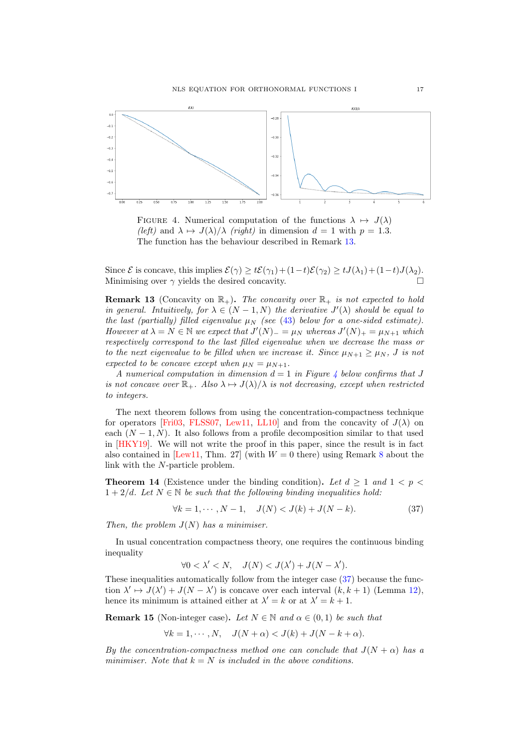FIGURE 4. Numerical computation of the functions $\lambda \mapsto J(\lambda)$ *(left)* and $\lambda \mapsto J(\lambda)/\lambda$ *(right)* in dimension $d = 1$ with $p = 1.3$. The function has the behaviour described in Remark 13.

Since $\mathcal{E}$ is concave, this implies $\mathcal{E}(\gamma) \geq t\mathcal{E}(\gamma_1)+(1-t)\mathcal{E}(\gamma_2) \geq tJ(\lambda_1)+(1-t)J(\lambda_2)$. Minimising over $\gamma$ yields the desired concavity. □

**Remark 13** (Concavity on $\mathbb{R}_+$). *The concavity over $\mathbb{R}_+$ is not expected to hold in general. Intuitively, for $\lambda \in (N-1, N)$ the derivative $J'(\lambda)$ should be equal to the last (partially) filled eigenvalue $\mu_N$ (see (43) below for a one-sided estimate). However at $\lambda = N \in \mathbb{N}$ we expect that $J'(N)_- = \mu_N$ whereas $J'(N)_+ = \mu_{N+1}$ which respectively correspond to the last filled eigenvalue when we decrease the mass or to the next eigenvalue to be filled when we increase it. Since $\mu_{N+1} \geq \mu_N$, $J$ is not expected to be concave except when $\mu_N = \mu_{N+1}$.*

*A numerical computation in dimension $d = 1$ in Figure 4 below confirms that $J$ is not concave over $\mathbb{R}_+$. Also $\lambda \mapsto J(\lambda)/\lambda$ is not decreasing, except when restricted to integers.*

The next theorem follows from using the concentration-compactness technique for operators [Fri03, FLSS07, Lew11, LL10] and from the concavity of $J(\lambda)$ on each $(N-1, N)$. It also follows from a profile decomposition similar to that used in [HKY19]. We will not write the proof in this paper, since the result is in fact also contained in [Lew11, Thm. 27] (with $W = 0$ there) using Remark 8 about the link with the $N$-particle problem.

**Theorem 14** (Existence under the binding condition). *Let $d \geq 1$ and $1 < p < 1 + 2/d$. Let $N \in \mathbb{N}$ be such that the following binding inequalities hold:*

$$\forall k = 1, \cdots, N-1, \quad J(N) < J(k) + J(N-k). \tag{37}$$

*Then, the problem $J(N)$ has a minimiser.*

In usual concentration compactness theory, one requires the continuous binding inequality

$$\forall 0 < \lambda' < N, \quad J(N) < J(\lambda') + J(N-\lambda').$$

These inequalities automatically follow from the integer case (37) because the function $\lambda' \mapsto J(\lambda') + J(N-\lambda')$ is concave over each interval $(k, k+1)$ (Lemma 12), hence its minimum is attained either at $\lambda' = k$ or at $\lambda' = k+1$.

**Remark 15** (Non-integer case). *Let $N \in \mathbb{N}$ and $\alpha \in (0,1)$ be such that*

$$\forall k = 1, \cdots, N, \quad J(N+\alpha) < J(k) + J(N-k+\alpha).$$

*By the concentration-compactness method one can conclude that $J(N+\alpha)$ has a minimiser. Note that $k = N$ is included in the above conditions.*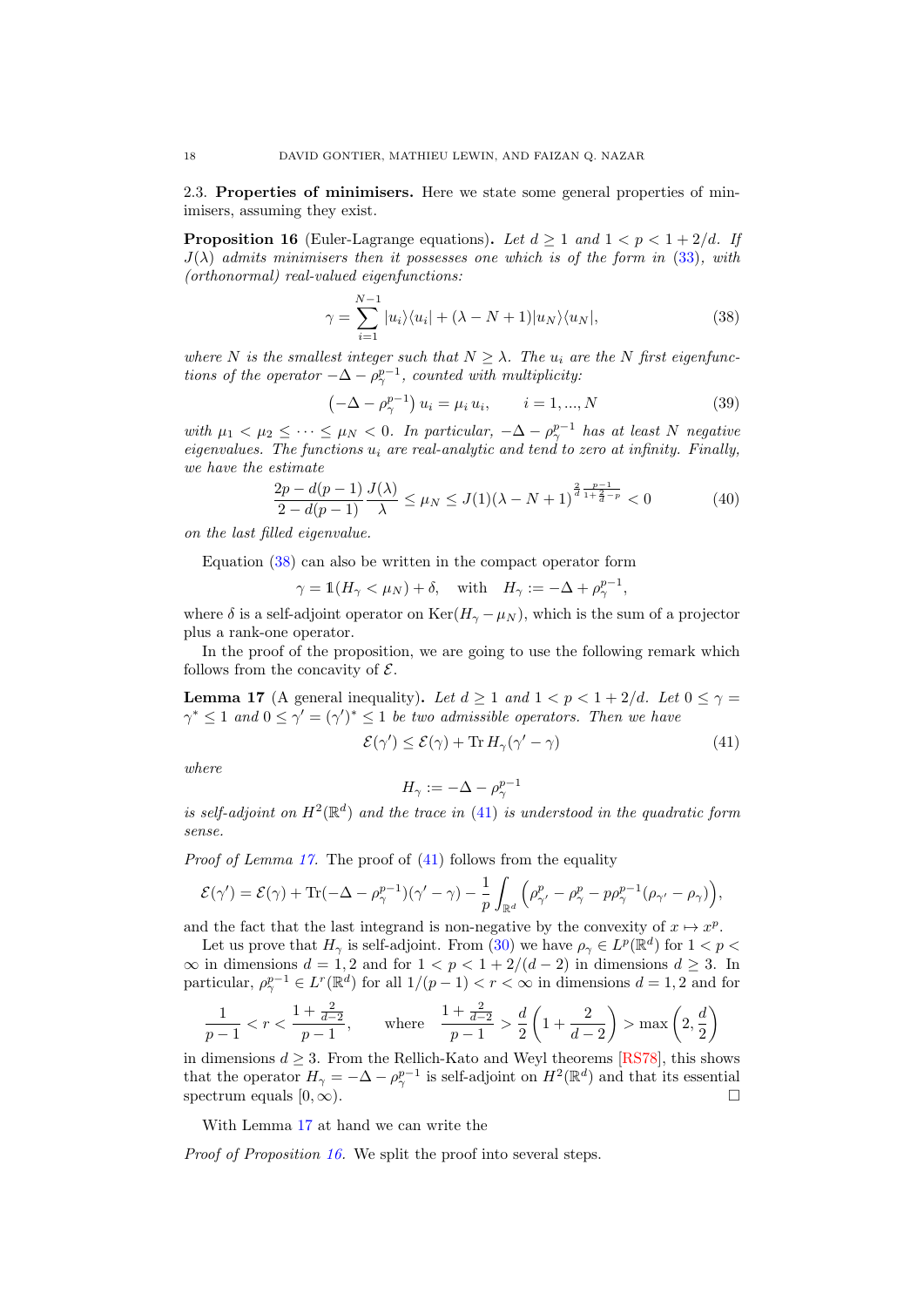### 2.3. Properties of minimisers.

Here we state some general properties of minimisers, assuming they exist.

**Proposition 16** (Euler-Lagrange equations). *Let $d \geq 1$ and $1 < p < 1 + 2/d$. If $J(\lambda)$ admits minimisers then it possesses one which is of the form in (33), with (orthonormal) real-valued eigenfunctions:*

$$\gamma = \sum_{i=1}^{N-1} |u_i\rangle\langle u_i| + (\lambda - N + 1)|u_N\rangle\langle u_N|, \tag{38}$$

*where $N$ is the smallest integer such that $N \geq \lambda$. The $u_i$ are the $N$ first eigenfunctions of the operator $-\Delta - \rho_\gamma^{p-1}$, counted with multiplicity:*

$$\left(-\Delta - \rho_\gamma^{p-1}\right) u_i = \mu_i \, u_i, \qquad i = 1, ..., N \tag{39}$$

*with $\mu_1 < \mu_2 \leq \cdots \leq \mu_N < 0$. In particular, $-\Delta - \rho_\gamma^{p-1}$ has at least $N$ negative eigenvalues. The functions $u_i$ are real-analytic and tend to zero at infinity. Finally, we have the estimate*

$$\frac{2p - d(p-1)}{2 - d(p-1)} \frac{J(\lambda)}{\lambda} \leq \mu_N \leq J(1)(\lambda - N + 1)^{\frac{2}{d} \frac{p-1}{1 + \frac{2}{d} - p}} < 0 \tag{40}$$

*on the last filled eigenvalue.*

Equation (38) can also be written in the compact operator form

$$\gamma = \mathbb{1}(H_\gamma < \mu_N) + \delta, \quad \text{with} \quad H_\gamma := -\Delta + \rho_\gamma^{p-1},$$

where $\delta$ is a self-adjoint operator on $\mathrm{Ker}(H_\gamma - \mu_N)$, which is the sum of a projector plus a rank-one operator.

In the proof of the proposition, we are going to use the following remark which follows from the concavity of $\mathcal{E}$.

**Lemma 17** (A general inequality). *Let $d \geq 1$ and $1 < p < 1 + 2/d$. Let $0 \leq \gamma = \gamma^* \leq 1$ and $0 \leq \gamma' = (\gamma')^* \leq 1$ be two admissible operators. Then we have*

$$\mathcal{E}(\gamma') \leq \mathcal{E}(\gamma) + \mathrm{Tr}\, H_\gamma(\gamma' - \gamma) \tag{41}$$

*where*

$$H_\gamma := -\Delta - \rho_\gamma^{p-1}$$

*is self-adjoint on $H^2(\mathbb{R}^d)$ and the trace in (41) is understood in the quadratic form sense.*

*Proof of Lemma 17.* The proof of (41) follows from the equality

$$\mathcal{E}(\gamma') = \mathcal{E}(\gamma) + \mathrm{Tr}(-\Delta - \rho_\gamma^{p-1})(\gamma' - \gamma) - \frac{1}{p}\int_{\mathbb{R}^d} \left(\rho_{\gamma'}^p - \rho_\gamma^p - p\rho_\gamma^{p-1}(\rho_{\gamma'} - \rho_\gamma)\right),$$

and the fact that the last integrand is non-negative by the convexity of $x \mapsto x^p$.

Let us prove that $H_\gamma$ is self-adjoint. From (30) we have $\rho_\gamma \in L^p(\mathbb{R}^d)$ for $1 < p < \infty$ in dimensions $d = 1, 2$ and for $1 < p < 1 + 2/(d-2)$ in dimensions $d \geq 3$. In particular, $\rho_\gamma^{p-1} \in L^r(\mathbb{R}^d)$ for all $1/(p-1) < r < \infty$ in dimensions $d = 1, 2$ and for

$$\frac{1}{p-1} < r < \frac{1 + \frac{2}{d-2}}{p-1}, \qquad \text{where} \quad \frac{1 + \frac{2}{d-2}}{p-1} > \frac{d}{2}\left(1 + \frac{2}{d-2}\right) > \max\left(2, \frac{d}{2}\right)$$

in dimensions $d \geq 3$. From the Rellich-Kato and Weyl theorems [RS78], this shows that the operator $H_\gamma = -\Delta - \rho_\gamma^{p-1}$ is self-adjoint on $H^2(\mathbb{R}^d)$ and that its essential spectrum equals $[0, \infty)$. □

With Lemma 17 at hand we can write the

*Proof of Proposition 16.* We split the proof into several steps.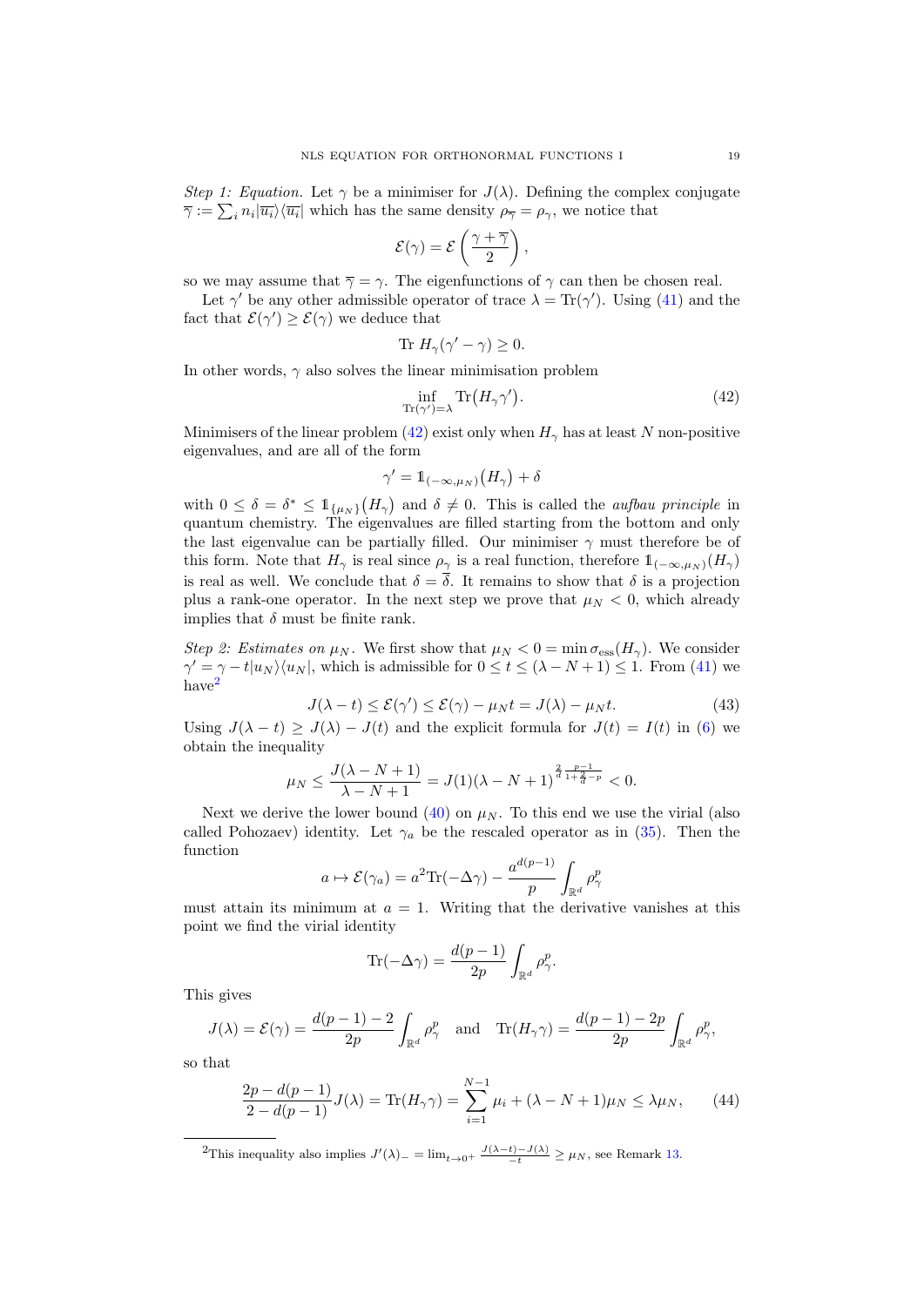*Step 1: Equation.* Let $\gamma$ be a minimiser for $J(\lambda)$. Defining the complex conjugate $\overline{\gamma} := \sum_i n_i |\overline{u_i}\rangle\langle\overline{u_i}|$ which has the same density $\rho_{\overline{\gamma}} = \rho_\gamma$, we notice that

$$\mathcal{E}(\gamma) = \mathcal{E}\left(\frac{\gamma + \overline{\gamma}}{2}\right),$$

so we may assume that $\overline{\gamma} = \gamma$. The eigenfunctions of $\gamma$ can then be chosen real.

Let $\gamma'$ be any other admissible operator of trace $\lambda = \mathrm{Tr}(\gamma')$. Using (41) and the fact that $\mathcal{E}(\gamma') \geq \mathcal{E}(\gamma)$ we deduce that

$$\mathrm{Tr}\ H_\gamma(\gamma' - \gamma) \geq 0.$$

In other words, $\gamma$ also solves the linear minimisation problem

$$\inf_{\mathrm{Tr}(\gamma')=\lambda} \mathrm{Tr}\big(H_\gamma \gamma'\big). \tag{42}$$

Minimisers of the linear problem (42) exist only when $H_\gamma$ has at least $N$ non-positive eigenvalues, and are all of the form

$$\gamma' = \mathbb{1}_{(-\infty,\mu_N)}\big(H_\gamma\big) + \delta$$

with $0 \leq \delta = \delta^* \leq \mathbb{1}_{\{\mu_N\}}\big(H_\gamma\big)$ and $\delta \neq 0$. This is called the *aufbau principle* in quantum chemistry. The eigenvalues are filled starting from the bottom and only the last eigenvalue can be partially filled. Our minimiser $\gamma$ must therefore be of this form. Note that $H_\gamma$ is real since $\rho_\gamma$ is a real function, therefore $\mathbb{1}_{(-\infty,\mu_N)}(H_\gamma)$ is real as well. We conclude that $\delta = \overline{\delta}$. It remains to show that $\delta$ is a projection plus a rank-one operator. In the next step we prove that $\mu_N < 0$, which already implies that $\delta$ must be finite rank.

*Step 2: Estimates on $\mu_N$.* We first show that $\mu_N < 0 = \min \sigma_{\mathrm{ess}}(H_\gamma)$. We consider $\gamma' = \gamma - t|u_N\rangle\langle u_N|$, which is admissible for $0 \leq t \leq (\lambda - N + 1) \leq 1$. From (41) we have[2]

$$J(\lambda - t) \leq \mathcal{E}(\gamma') \leq \mathcal{E}(\gamma) - \mu_N t = J(\lambda) - \mu_N t. \tag{43}$$

Using $J(\lambda - t) \geq J(\lambda) - J(t)$ and the explicit formula for $J(t) = I(t)$ in (6) we obtain the inequality

$$\mu_N \leq \frac{J(\lambda - N + 1)}{\lambda - N + 1} = J(1)(\lambda - N + 1)^{\frac{2}{d}\frac{p-1}{1+\frac{2}{d}-p}} < 0.$$

Next we derive the lower bound (40) on $\mu_N$. To this end we use the virial (also called Pohozaev) identity. Let $\gamma_a$ be the rescaled operator as in (35). Then the function

$$a \mapsto \mathcal{E}(\gamma_a) = a^2 \mathrm{Tr}(-\Delta\gamma) - \frac{a^{d(p-1)}}{p}\int_{\mathbb{R}^d} \rho_\gamma^p$$

must attain its minimum at $a = 1$. Writing that the derivative vanishes at this point we find the virial identity

$$\mathrm{Tr}(-\Delta\gamma) = \frac{d(p-1)}{2p}\int_{\mathbb{R}^d} \rho_\gamma^p.$$

This gives

$$J(\lambda) = \mathcal{E}(\gamma) = \frac{d(p-1) - 2}{2p}\int_{\mathbb{R}^d} \rho_\gamma^p \quad \text{and} \quad \mathrm{Tr}(H_\gamma \gamma) = \frac{d(p-1) - 2p}{2p}\int_{\mathbb{R}^d} \rho_\gamma^p,$$

so that

$$\frac{2p - d(p-1)}{2 - d(p-1)} J(\lambda) = \mathrm{Tr}(H_\gamma \gamma) = \sum_{i=1}^{N-1} \mu_i + (\lambda - N + 1)\mu_N \leq \lambda \mu_N, \tag{44}$$

[2] This inequality also implies $J'(\lambda)_- = \lim_{t \to 0^+} \frac{J(\lambda - t) - J(\lambda)}{-t} \geq \mu_N$, see Remark 13.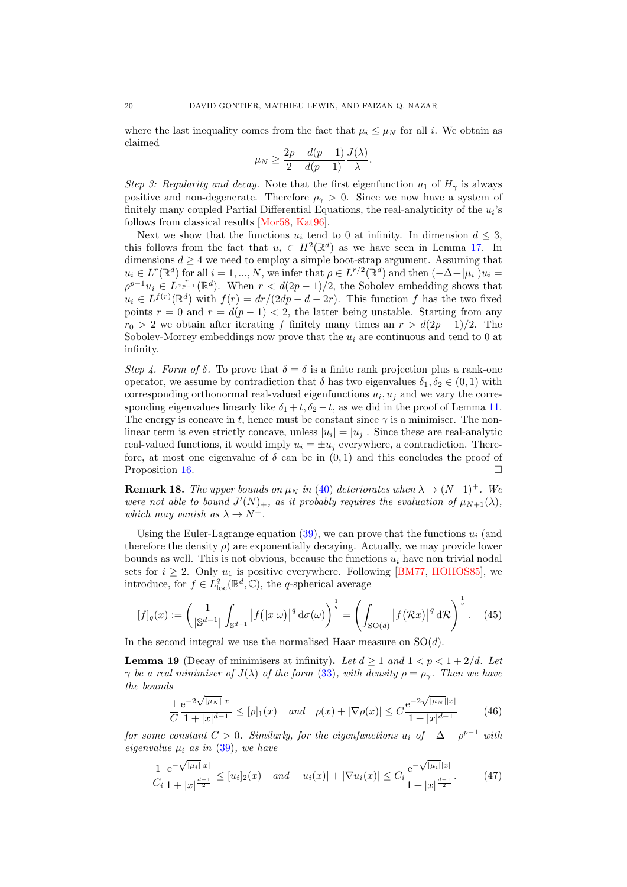where the last inequality comes from the fact that $\mu_i \leq \mu_N$ for all $i$. We obtain as claimed

$$\mu_N \geq \frac{2p - d(p-1)}{2 - d(p-1)} \frac{J(\lambda)}{\lambda}.$$

*Step 3: Regularity and decay.* Note that the first eigenfunction $u_1$ of $H_\gamma$ is always positive and non-degenerate. Therefore $\rho_\gamma > 0$. Since we now have a system of finitely many coupled Partial Differential Equations, the real-analyticity of the $u_i$'s follows from classical results [Mor58, Kat96].

Next we show that the functions $u_i$ tend to 0 at infinity. In dimension $d \leq 3$, this follows from the fact that $u_i \in H^2(\mathbb{R}^d)$ as we have seen in Lemma 17. In dimensions $d \geq 4$ we need to employ a simple boot-strap argument. Assuming that $u_i \in L^r(\mathbb{R}^d)$ for all $i = 1, ..., N$, we infer that $\rho \in L^{r/2}(\mathbb{R}^d)$ and then $(-\Delta + |\mu_i|)u_i = \rho^{p-1} u_i \in L^{\frac{r}{2p-1}}(\mathbb{R}^d)$. When $r < d(2p-1)/2$, the Sobolev embedding shows that $u_i \in L^{f(r)}(\mathbb{R}^d)$ with $f(r) = dr/(2dp - d - 2r)$. This function $f$ has the two fixed points $r = 0$ and $r = d(p-1) < 2$, the latter being unstable. Starting from any $r_0 > 2$ we obtain after iterating $f$ finitely many times an $r > d(2p-1)/2$. The Sobolev-Morrey embeddings now prove that the $u_i$ are continuous and tend to 0 at infinity.

*Step 4. Form of $\delta$.* To prove that $\delta = \overline{\delta}$ is a finite rank projection plus a rank-one operator, we assume by contradiction that $\delta$ has two eigenvalues $\delta_1, \delta_2 \in (0, 1)$ with corresponding orthonormal real-valued eigenfunctions $u_i, u_j$ and we vary the corresponding eigenvalues linearly like $\delta_1 + t, \delta_2 - t$, as we did in the proof of Lemma 11. The energy is concave in $t$, hence must be constant since $\gamma$ is a minimiser. The nonlinear term is even strictly concave, unless $|u_i| = |u_j|$. Since these are real-analytic real-valued functions, it would imply $u_i = \pm u_j$ everywhere, a contradiction. Therefore, at most one eigenvalue of $\delta$ can be in $(0, 1)$ and this concludes the proof of Proposition 16. □

**Remark 18.** *The upper bounds on $\mu_N$ in (40) deteriorates when $\lambda \to (N-1)^+$. We were not able to bound $J'(N)_+$, as it probably requires the evaluation of $\mu_{N+1}(\lambda)$, which may vanish as $\lambda \to N^+$.*

Using the Euler-Lagrange equation (39), we can prove that the functions $u_i$ (and therefore the density $\rho$) are exponentially decaying. Actually, we may provide lower bounds as well. This is not obvious, because the functions $u_i$ have non trivial nodal sets for $i \geq 2$. Only $u_1$ is positive everywhere. Following [BM77, HOHOS85], we introduce, for $f \in L^q_{\rm loc}(\mathbb{R}^d, \mathbb{C})$, the $q$-spherical average

$$[f]_q(x) := \left( \frac{1}{|\mathbb{S}^{d-1}|} \int_{\mathbb{S}^{d-1}} \left| f\big(|x|\omega\big) \right|^q {\rm d}\sigma(\omega) \right)^{\frac{1}{q}} = \left( \int_{{\rm SO}(d)} \left| f\big(\mathcal{R}x\big) \right|^q {\rm d}\mathcal{R} \right)^{\frac{1}{q}}. \quad (45)$$

In the second integral we use the normalised Haar measure on ${\rm SO}(d)$.

**Lemma 19** (Decay of minimisers at infinity)**.** *Let $d \geq 1$ and $1 < p < 1 + 2/d$. Let $\gamma$ be a real minimiser of $J(\lambda)$ of the form (33), with density $\rho = \rho_\gamma$. Then we have the bounds*

$$\frac{1}{C} \frac{{\rm e}^{-2\sqrt{|\mu_N|}|x|}}{1 + |x|^{d-1}} \leq [\rho]_1(x) \quad \text{and} \quad \rho(x) + |\nabla\rho(x)| \leq C \frac{{\rm e}^{-2\sqrt{|\mu_N|}|x|}}{1 + |x|^{d-1}} \quad (46)$$

*for some constant $C > 0$. Similarly, for the eigenfunctions $u_i$ of $-\Delta - \rho^{p-1}$ with eigenvalue $\mu_i$ as in (39), we have*

$$\frac{1}{C_i} \frac{{\rm e}^{-\sqrt{|\mu_i|}|x|}}{1 + |x|^{\frac{d-1}{2}}} \leq [u_i]_2(x) \quad \text{and} \quad |u_i(x)| + |\nabla u_i(x)| \leq C_i \frac{{\rm e}^{-\sqrt{|\mu_i|}|x|}}{1 + |x|^{\frac{d-1}{2}}}. \quad (47)$$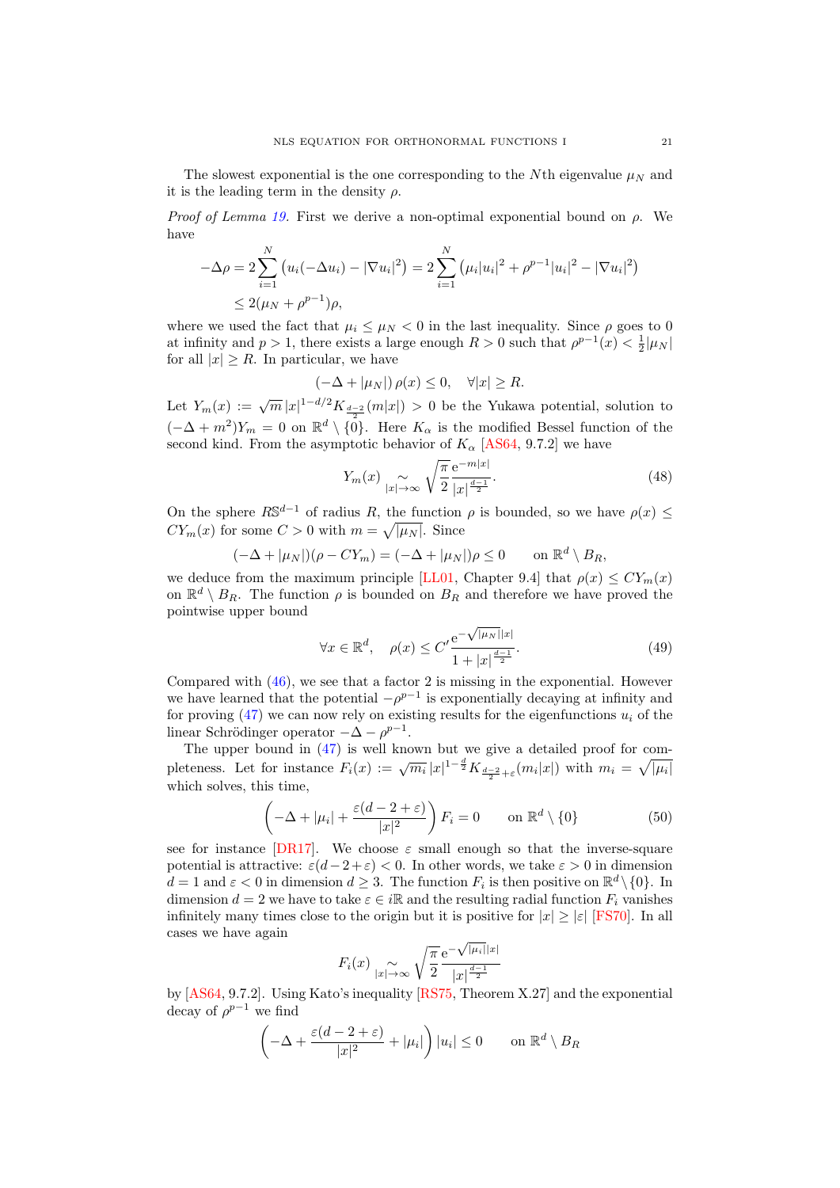The slowest exponential is the one corresponding to the $N$th eigenvalue $\mu_N$ and it is the leading term in the density $\rho$.

*Proof of Lemma 19.* First we derive a non-optimal exponential bound on $\rho$. We have

$$
\begin{aligned}
-\Delta\rho &= 2\sum_{i=1}^N \left(u_i(-\Delta u_i) - |\nabla u_i|^2\right) = 2\sum_{i=1}^N \left(\mu_i |u_i|^2 + \rho^{p-1}|u_i|^2 - |\nabla u_i|^2\right) \\
&\leq 2(\mu_N + \rho^{p-1})\rho,
\end{aligned}
$$

where we used the fact that $\mu_i \leq \mu_N < 0$ in the last inequality. Since $\rho$ goes to 0 at infinity and $p > 1$, there exists a large enough $R > 0$ such that $\rho^{p-1}(x) < \frac{1}{2}|\mu_N|$ for all $|x| \geq R$. In particular, we have

$$
(-\Delta + |\mu_N|)\,\rho(x) \leq 0, \quad \forall |x| \geq R.
$$

Let $Y_m(x) := \sqrt{m}\,|x|^{1-d/2} K_{\frac{d-2}{2}}(m|x|) > 0$ be the Yukawa potential, solution to $(-\Delta + m^2)Y_m = 0$ on $\mathbb{R}^d \setminus \{0\}$. Here $K_\alpha$ is the modified Bessel function of the second kind. From the asymptotic behavior of $K_\alpha$ [AS64, 9.7.2] we have

$$
Y_m(x) \underset{|x|\to\infty}{\sim} \sqrt{\frac{\pi}{2}} \frac{e^{-m|x|}}{|x|^{\frac{d-1}{2}}}. \tag{48}
$$

On the sphere $R\mathbb{S}^{d-1}$ of radius $R$, the function $\rho$ is bounded, so we have $\rho(x) \leq CY_m(x)$ for some $C > 0$ with $m = \sqrt{|\mu_N|}$. Since

$$
(-\Delta + |\mu_N|)(\rho - CY_m) = (-\Delta + |\mu_N|)\rho \leq 0 \qquad \text{on } \mathbb{R}^d \setminus B_R,
$$

we deduce from the maximum principle [LL01, Chapter 9.4] that $\rho(x) \leq CY_m(x)$ on $\mathbb{R}^d \setminus B_R$. The function $\rho$ is bounded on $B_R$ and therefore we have proved the pointwise upper bound

$$
\forall x \in \mathbb{R}^d, \quad \rho(x) \leq C' \frac{e^{-\sqrt{|\mu_N|}|x|}}{1 + |x|^{\frac{d-1}{2}}}. \tag{49}
$$

Compared with (46), we see that a factor 2 is missing in the exponential. However we have learned that the potential $-\rho^{p-1}$ is exponentially decaying at infinity and for proving (47) we can now rely on existing results for the eigenfunctions $u_i$ of the linear Schrödinger operator $-\Delta - \rho^{p-1}$.

The upper bound in (47) is well known but we give a detailed proof for completeness. Let for instance $F_i(x) := \sqrt{m_i}\,|x|^{1-\frac{d}{2}} K_{\frac{d-2}{2}+\varepsilon}(m_i|x|)$ with $m_i = \sqrt{|\mu_i|}$ which solves, this time,

$$
\left(-\Delta + |\mu_i| + \frac{\varepsilon(d-2+\varepsilon)}{|x|^2}\right) F_i = 0 \qquad \text{on } \mathbb{R}^d \setminus \{0\} \tag{50}
$$

see for instance [DR17]. We choose $\varepsilon$ small enough so that the inverse-square potential is attractive: $\varepsilon(d-2+\varepsilon) < 0$. In other words, we take $\varepsilon > 0$ in dimension $d = 1$ and $\varepsilon < 0$ in dimension $d \geq 3$. The function $F_i$ is then positive on $\mathbb{R}^d \setminus \{0\}$. In dimension $d = 2$ we have to take $\varepsilon \in i\mathbb{R}$ and the resulting radial function $F_i$ vanishes infinitely many times close to the origin but it is positive for $|x| \geq |\varepsilon|$ [FS70]. In all cases we have again

$$
F_i(x) \underset{|x|\to\infty}{\sim} \sqrt{\frac{\pi}{2}} \frac{e^{-\sqrt{|\mu_i|}|x|}}{|x|^{\frac{d-1}{2}}}
$$

by [AS64, 9.7.2]. Using Kato's inequality [RS75, Theorem X.27] and the exponential decay of $\rho^{p-1}$ we find

$$
\left(-\Delta + \frac{\varepsilon(d-2+\varepsilon)}{|x|^2} + |\mu_i|\right)|u_i| \leq 0 \qquad \text{on } \mathbb{R}^d \setminus B_R
$$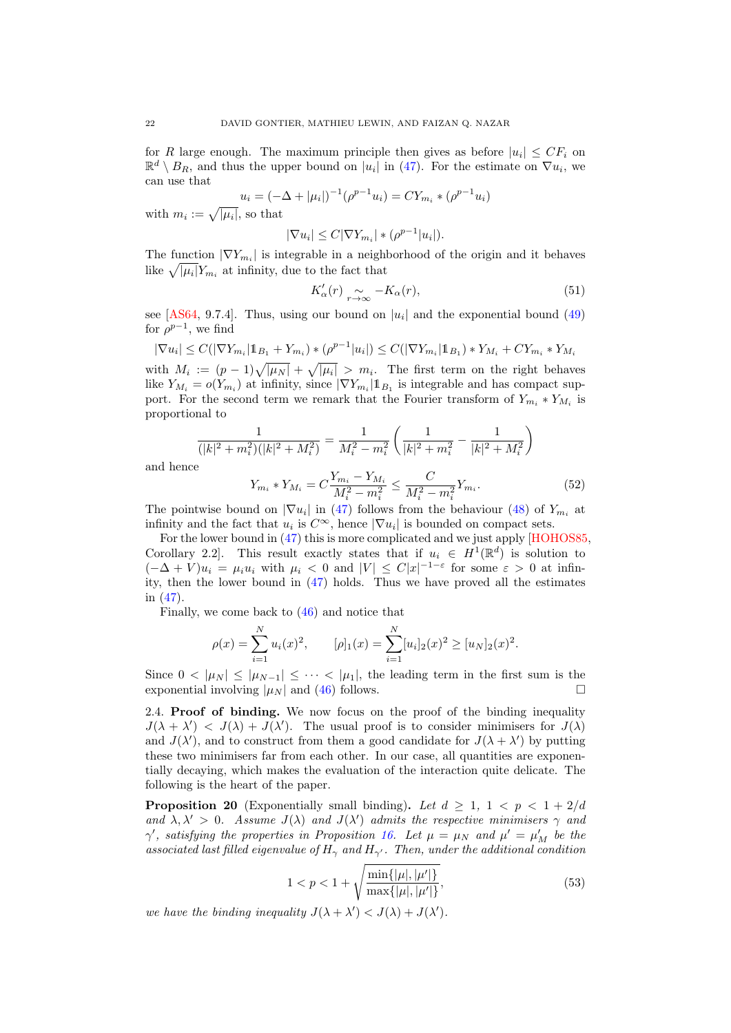for $R$ large enough. The maximum principle then gives as before $|u_i| \le CF_i$ on $\mathbb{R}^d \setminus B_R$, and thus the upper bound on $|u_i|$ in (47). For the estimate on $\nabla u_i$, we can use that

$$u_i = (-\Delta + |\mu_i|)^{-1}(\rho^{p-1}u_i) = CY_{m_i} * (\rho^{p-1}u_i)$$

with $m_i := \sqrt{|\mu_i|}$, so that

$$|\nabla u_i| \le C|\nabla Y_{m_i}| * (\rho^{p-1}|u_i|).$$

The function $|\nabla Y_{m_i}|$ is integrable in a neighborhood of the origin and it behaves like $\sqrt{|\mu_i|}Y_{m_i}$ at infinity, due to the fact that

$$K'_\alpha(r) \underset{r\to\infty}{\sim} -K_\alpha(r), \tag{51}$$

see [AS64, 9.7.4]. Thus, using our bound on $|u_i|$ and the exponential bound (49) for $\rho^{p-1}$, we find

$$|\nabla u_i| \le C(|\nabla Y_{m_i}|\mathbb{1}_{B_1} + Y_{m_i}) * (\rho^{p-1}|u_i|) \le C(|\nabla Y_{m_i}|\mathbb{1}_{B_1}) * Y_{M_i} + CY_{m_i} * Y_{M_i}$$

with $M_i := (p-1)\sqrt{|\mu_N|} + \sqrt{|\mu_i|} > m_i$. The first term on the right behaves like $Y_{M_i} = o(Y_{m_i})$ at infinity, since $|\nabla Y_{m_i}|\mathbb{1}_{B_1}$ is integrable and has compact support. For the second term we remark that the Fourier transform of $Y_{m_i} * Y_{M_i}$ is proportional to

$$\frac{1}{(|k|^2 + m_i^2)(|k|^2 + M_i^2)} = \frac{1}{M_i^2 - m_i^2}\left(\frac{1}{|k|^2 + m_i^2} - \frac{1}{|k|^2 + M_i^2}\right)$$

and hence

$$Y_{m_i} * Y_{M_i} = C\frac{Y_{m_i} - Y_{M_i}}{M_i^2 - m_i^2} \le \frac{C}{M_i^2 - m_i^2}Y_{m_i}. \tag{52}$$

The pointwise bound on $|\nabla u_i|$ in (47) follows from the behaviour (48) of $Y_{m_i}$ at infinity and the fact that $u_i$ is $C^\infty$, hence $|\nabla u_i|$ is bounded on compact sets.

For the lower bound in (47) this is more complicated and we just apply [HOHOS85, Corollary 2.2]. This result exactly states that if $u_i \in H^1(\mathbb{R}^d)$ is solution to $(-\Delta + V)u_i = \mu_i u_i$ with $\mu_i < 0$ and $|V| \le C|x|^{-1-\varepsilon}$ for some $\varepsilon > 0$ at infinity, then the lower bound in (47) holds. Thus we have proved all the estimates in (47).

Finally, we come back to (46) and notice that

$$\rho(x) = \sum_{i=1}^N u_i(x)^2, \qquad [\rho]_1(x) = \sum_{i=1}^N [u_i]_2(x)^2 \ge [u_N]_2(x)^2.$$

Since $0 < |\mu_N| \le |\mu_{N-1}| \le \cdots < |\mu_1|$, the leading term in the first sum is the exponential involving $|\mu_N|$ and (46) follows. □

2.4. **Proof of binding.** We now focus on the proof of the binding inequality $J(\lambda + \lambda') < J(\lambda) + J(\lambda')$. The usual proof is to consider minimisers for $J(\lambda)$ and $J(\lambda')$, and to construct from them a good candidate for $J(\lambda + \lambda')$ by putting these two minimisers far from each other. In our case, all quantities are exponentially decaying, which makes the evaluation of the interaction quite delicate. The following is the heart of the paper.

**Proposition 20** (Exponentially small binding)**.** *Let $d \ge 1$, $1 < p < 1 + 2/d$ and $\lambda, \lambda' > 0$. Assume $J(\lambda)$ and $J(\lambda')$ admits the respective minimisers $\gamma$ and $\gamma'$, satisfying the properties in Proposition 16. Let $\mu = \mu_N$ and $\mu' = \mu'_M$ be the associated last filled eigenvalue of $H_\gamma$ and $H_{\gamma'}$. Then, under the additional condition*

$$1 < p < 1 + \sqrt{\frac{\min\{|\mu|, |\mu'|\}}{\max\{|\mu|, |\mu'|\}}}, \tag{53}$$

*we have the binding inequality $J(\lambda + \lambda') < J(\lambda) + J(\lambda')$.*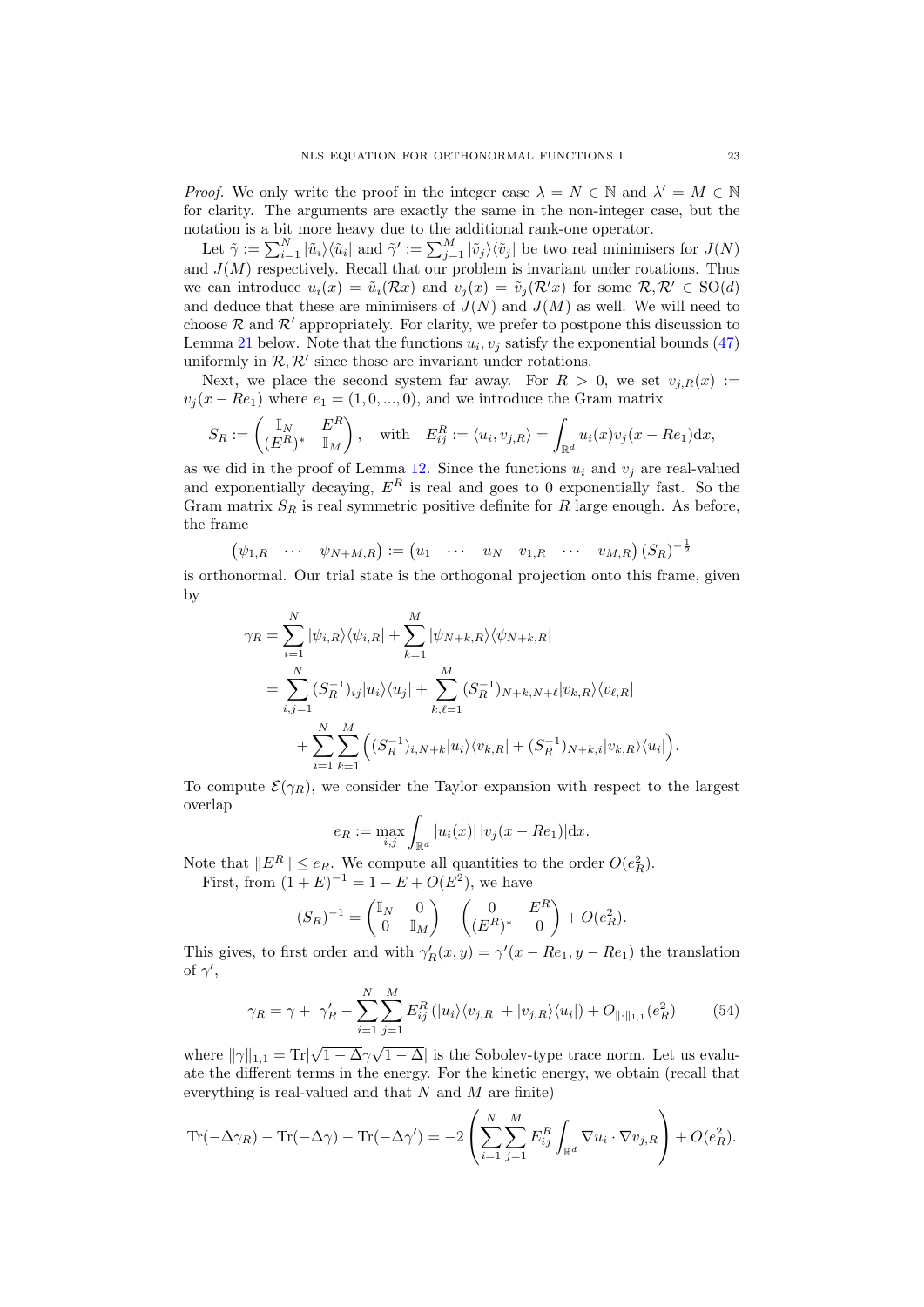*Proof.* We only write the proof in the integer case $\lambda = N \in \mathbb{N}$ and $\lambda' = M \in \mathbb{N}$ for clarity. The arguments are exactly the same in the non-integer case, but the notation is a bit more heavy due to the additional rank-one operator.

Let $\tilde\gamma := \sum_{i=1}^N |\tilde u_i\rangle\langle\tilde u_i|$ and $\tilde\gamma' := \sum_{j=1}^M |\tilde v_j\rangle\langle\tilde v_j|$ be two real minimisers for $J(N)$ and $J(M)$ respectively. Recall that our problem is invariant under rotations. Thus we can introduce $u_i(x) = \tilde u_i(\mathcal{R}x)$ and $v_j(x) = \tilde v_j(\mathcal{R}'x)$ for some $\mathcal{R}, \mathcal{R}' \in \mathrm{SO}(d)$ and deduce that these are minimisers of $J(N)$ and $J(M)$ as well. We will need to choose $\mathcal{R}$ and $\mathcal{R}'$ appropriately. For clarity, we prefer to postpone this discussion to Lemma 21 below. Note that the functions $u_i, v_j$ satisfy the exponential bounds (47) uniformly in $\mathcal{R}, \mathcal{R}'$ since those are invariant under rotations.

Next, we place the second system far away. For $R > 0$, we set $v_{j,R}(x) := v_j(x - Re_1)$ where $e_1 = (1, 0, ..., 0)$, and we introduce the Gram matrix

$$S_R := \begin{pmatrix} \mathbb{I}_N & E^R \\ (E^R)^* & \mathbb{I}_M \end{pmatrix}, \quad \text{with} \quad E^R_{ij} := \langle u_i, v_{j,R}\rangle = \int_{\mathbb{R}^d} u_i(x) v_j(x - Re_1)\mathrm{d}x,$$

as we did in the proof of Lemma 12. Since the functions $u_i$ and $v_j$ are real-valued and exponentially decaying, $E^R$ is real and goes to 0 exponentially fast. So the Gram matrix $S_R$ is real symmetric positive definite for $R$ large enough. As before, the frame

$$\begin{pmatrix} \psi_{1,R} & \cdots & \psi_{N+M,R}\end{pmatrix} := \begin{pmatrix} u_1 & \cdots & u_N & v_{1,R} & \cdots & v_{M,R}\end{pmatrix} (S_R)^{-\frac12}$$

is orthonormal. Our trial state is the orthogonal projection onto this frame, given by

$$\begin{aligned}
\gamma_R &= \sum_{i=1}^N |\psi_{i,R}\rangle\langle\psi_{i,R}| + \sum_{k=1}^M |\psi_{N+k,R}\rangle\langle\psi_{N+k,R}| \\
&= \sum_{i,j=1}^N (S_R^{-1})_{ij} |u_i\rangle\langle u_j| + \sum_{k,\ell=1}^M (S_R^{-1})_{N+k,N+\ell} |v_{k,R}\rangle\langle v_{\ell,R}| \\
&\qquad + \sum_{i=1}^N\sum_{k=1}^M \Big( (S_R^{-1})_{i,N+k} |u_i\rangle\langle v_{k,R}| + (S_R^{-1})_{N+k,i} |v_{k,R}\rangle\langle u_i| \Big).
\end{aligned}$$

To compute $\mathcal{E}(\gamma_R)$, we consider the Taylor expansion with respect to the largest overlap

$$e_R := \max_{i,j} \int_{\mathbb{R}^d} |u_i(x)|\, |v_j(x - Re_1)|\mathrm{d}x.$$

Note that $\|E^R\| \le e_R$. We compute all quantities to the order $O(e_R^2)$.

First, from $(1+E)^{-1} = 1 - E + O(E^2)$, we have

$$(S_R)^{-1} = \begin{pmatrix} \mathbb{I}_N & 0 \\ 0 & \mathbb{I}_M \end{pmatrix} - \begin{pmatrix} 0 & E^R \\ (E^R)^* & 0 \end{pmatrix} + O(e_R^2).$$

This gives, to first order and with $\gamma'_R(x,y) = \gamma'(x - Re_1, y - Re_1)$ the translation of $\gamma'$,

$$\gamma_R = \gamma + \gamma'_R - \sum_{i=1}^N\sum_{j=1}^M E^R_{ij} \left(|u_i\rangle\langle v_{j,R}| + |v_{j,R}\rangle\langle u_i|\right) + O_{\|\cdot\|_{1,1}}(e_R^2) \tag{54}$$

where $\|\gamma\|_{1,1} = \mathrm{Tr}|\sqrt{1-\Delta}\gamma\sqrt{1-\Delta}|$ is the Sobolev-type trace norm. Let us evaluate the different terms in the energy. For the kinetic energy, we obtain (recall that everything is real-valued and that $N$ and $M$ are finite)

$$\mathrm{Tr}(-\Delta\gamma_R) - \mathrm{Tr}(-\Delta\gamma) - \mathrm{Tr}(-\Delta\gamma') = -2\left(\sum_{i=1}^N\sum_{j=1}^M E^R_{ij}\int_{\mathbb{R}^d} \nabla u_i \cdot \nabla v_{j,R}\right) + O(e_R^2).$$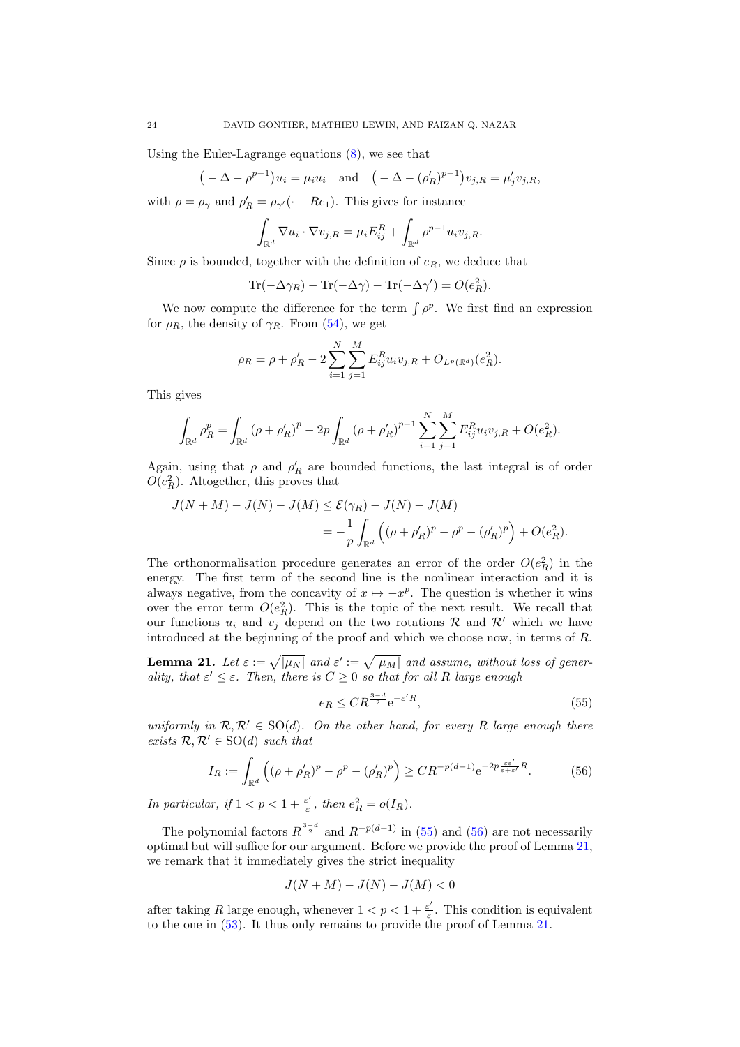Using the Euler-Lagrange equations (8), we see that

$$\big(-\Delta-\rho^{p-1}\big)u_i=\mu_i u_i \quad\text{and}\quad \big(-\Delta-(\rho_R')^{p-1}\big)v_{j,R}=\mu_j' v_{j,R},$$

with $\rho=\rho_\gamma$ and $\rho_R'=\rho_{\gamma'}(\cdot-Re_1)$. This gives for instance

$$\int_{\mathbb{R}^d}\nabla u_i\cdot\nabla v_{j,R}=\mu_i E_{ij}^R+\int_{\mathbb{R}^d}\rho^{p-1}u_i v_{j,R}.$$

Since $\rho$ is bounded, together with the definition of $e_R$, we deduce that

$$\mathrm{Tr}(-\Delta\gamma_R)-\mathrm{Tr}(-\Delta\gamma)-\mathrm{Tr}(-\Delta\gamma')=O(e_R^2).$$

We now compute the difference for the term $\int\rho^p$. We first find an expression for $\rho_R$, the density of $\gamma_R$. From (54), we get

$$\rho_R=\rho+\rho_R'-2\sum_{i=1}^N\sum_{j=1}^M E_{ij}^R u_i v_{j,R}+O_{L^p(\mathbb{R}^d)}(e_R^2).$$

This gives

$$\int_{\mathbb{R}^d}\rho_R^p=\int_{\mathbb{R}^d}(\rho+\rho_R')^p-2p\int_{\mathbb{R}^d}(\rho+\rho_R')^{p-1}\sum_{i=1}^N\sum_{j=1}^M E_{ij}^R u_i v_{j,R}+O(e_R^2).$$

Again, using that $\rho$ and $\rho_R'$ are bounded functions, the last integral is of order $O(e_R^2)$. Altogether, this proves that

$$\begin{aligned}J(N+M)-J(N)-J(M)&\le\mathcal{E}(\gamma_R)-J(N)-J(M)\\&=-\frac1p\int_{\mathbb{R}^d}\Big((\rho+\rho_R')^p-\rho^p-(\rho_R')^p\Big)+O(e_R^2).\end{aligned}$$

The orthonormalisation procedure generates an error of the order $O(e_R^2)$ in the energy. The first term of the second line is the nonlinear interaction and it is always negative, from the concavity of $x\mapsto -x^p$. The question is whether it wins over the error term $O(e_R^2)$. This is the topic of the next result. We recall that our functions $u_i$ and $v_j$ depend on the two rotations $\mathcal{R}$ and $\mathcal{R}'$ which we have introduced at the beginning of the proof and which we choose now, in terms of $R$.

**Lemma 21.** *Let $\varepsilon:=\sqrt{|\mu_N|}$ and $\varepsilon':=\sqrt{|\mu_M|}$ and assume, without loss of generality, that $\varepsilon'\le\varepsilon$. Then, there is $C\ge0$ so that for all $R$ large enough*

$$e_R\le CR^{\frac{3-d}{2}}\mathrm{e}^{-\varepsilon' R},\tag{55}$$

*uniformly in $\mathcal{R},\mathcal{R}'\in\mathrm{SO}(d)$. On the other hand, for every $R$ large enough there exists $\mathcal{R},\mathcal{R}'\in\mathrm{SO}(d)$ such that*

$$I_R:=\int_{\mathbb{R}^d}\Big((\rho+\rho_R')^p-\rho^p-(\rho_R')^p\Big)\ge CR^{-p(d-1)}\mathrm{e}^{-2p\frac{\varepsilon\varepsilon'}{\varepsilon+\varepsilon'}R}.\tag{56}$$

*In particular, if $1<p<1+\frac{\varepsilon'}{\varepsilon}$, then $e_R^2=o(I_R)$.*

The polynomial factors $R^{\frac{3-d}{2}}$ and $R^{-p(d-1)}$ in (55) and (56) are not necessarily optimal but will suffice for our argument. Before we provide the proof of Lemma 21, we remark that it immediately gives the strict inequality

$$J(N+M)-J(N)-J(M)<0$$

after taking $R$ large enough, whenever $1<p<1+\frac{\varepsilon'}{\varepsilon}$. This condition is equivalent to the one in (53). It thus only remains to provide the proof of Lemma 21.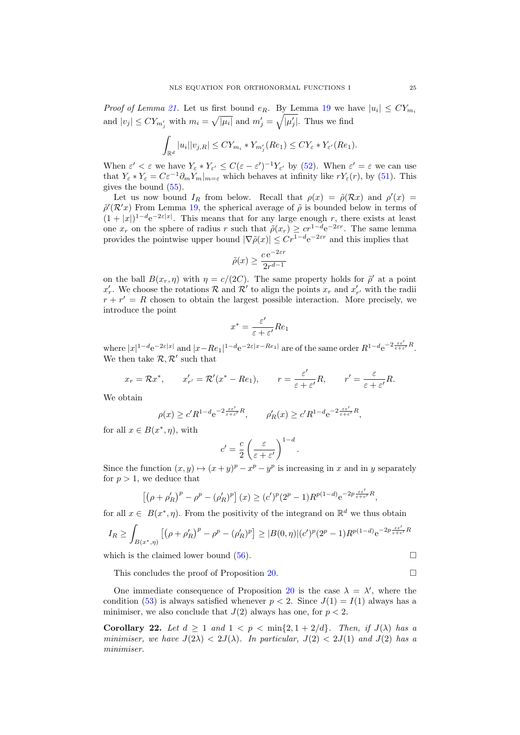*Proof of Lemma 21.* Let us first bound $e_R$. By Lemma 19 we have $|u_i| \le CY_{m_i}$ and $|v_j| \le CY_{m'_j}$ with $m_i = \sqrt{|\mu_i|}$ and $m'_j = \sqrt{|\mu'_j|}$. Thus we find

$$\int_{\mathbb{R}^d} |u_i||v_{j,R}| \le CY_{m_i} * Y_{m'_j}(Re_1) \le CY_\varepsilon * Y_{\varepsilon'}(Re_1).$$

When $\varepsilon' < \varepsilon$ we have $Y_\varepsilon * Y_{\varepsilon'} \le C(\varepsilon - \varepsilon')^{-1} Y_{\varepsilon'}$ by (52). When $\varepsilon' = \varepsilon$ we can use that $Y_\varepsilon * Y_\varepsilon = C\varepsilon^{-1}\partial_m Y_m|_{m=\varepsilon}$ which behaves at infinity like $rY_\varepsilon(r)$, by (51). This gives the bound (55).

Let us now bound $I_R$ from below. Recall that $\rho(x) = \tilde\rho(\mathcal{R}x)$ and $\rho'(x) = \tilde\rho'(\mathcal{R}'x)$ From Lemma 19, the spherical average of $\tilde\rho$ is bounded below in terms of $(1+|x|)^{1-d}\mathrm{e}^{-2\varepsilon|x|}$. This means that for any large enough $r$, there exists at least one $x_r$ on the sphere of radius $r$ such that $\tilde\rho(x_r) \ge cr^{1-d}\mathrm{e}^{-2\varepsilon r}$. The same lemma provides the pointwise upper bound $|\nabla\tilde\rho(x)| \le Cr^{1-d}\mathrm{e}^{-2\varepsilon r}$ and this implies that

$$\tilde\rho(x) \ge \frac{c\,\mathrm{e}^{-2\varepsilon r}}{2r^{d-1}}$$

on the ball $B(x_r, \eta)$ with $\eta = c/(2C)$. The same property holds for $\tilde\rho'$ at a point $x'_{r'}$. We choose the rotations $\mathcal{R}$ and $\mathcal{R}'$ to align the points $x_r$ and $x'_{r'}$ with the radii $r + r' = R$ chosen to obtain the largest possible interaction. More precisely, we introduce the point

$$x^* = \frac{\varepsilon'}{\varepsilon + \varepsilon'} Re_1$$

where $|x|^{1-d}\mathrm{e}^{-2\varepsilon|x|}$ and $|x - Re_1|^{1-d}\mathrm{e}^{-2\varepsilon|x-Re_1|}$ are of the same order $R^{1-d}\mathrm{e}^{-2\frac{\varepsilon\varepsilon'}{\varepsilon+\varepsilon'}R}$. We then take $\mathcal{R}, \mathcal{R}'$ such that

$$x_r = \mathcal{R}x^*, \qquad x'_{r'} = \mathcal{R}'(x^* - Re_1), \qquad r = \frac{\varepsilon'}{\varepsilon+\varepsilon'}R, \qquad r' = \frac{\varepsilon}{\varepsilon+\varepsilon'}R.$$

We obtain

$$\rho(x) \ge c' R^{1-d}\mathrm{e}^{-2\frac{\varepsilon\varepsilon'}{\varepsilon+\varepsilon'}R}, \qquad \rho'_R(x) \ge c' R^{1-d}\mathrm{e}^{-2\frac{\varepsilon\varepsilon'}{\varepsilon+\varepsilon'}R},$$

for all $x \in B(x^*, \eta)$, with

$$c' = \frac{c}{2}\left(\frac{\varepsilon}{\varepsilon+\varepsilon'}\right)^{1-d}.$$

Since the function $(x, y) \mapsto (x+y)^p - x^p - y^p$ is increasing in $x$ and in $y$ separately for $p > 1$, we deduce that

$$\left[\left(\rho + \rho'_R\right)^p - \rho^p - (\rho'_R)^p\right](x) \ge (c')^p(2^p - 1)R^{p(1-d)}\mathrm{e}^{-2p\frac{\varepsilon\varepsilon'}{\varepsilon+\varepsilon'}R},$$

for all $x \in B(x^*, \eta)$. From the positivity of the integrand on $\mathbb{R}^d$ we thus obtain

$$I_R \ge \int_{B(x^*,\eta)} \left[\left(\rho + \rho'_R\right)^p - \rho^p - (\rho'_R)^p\right] \ge |B(0,\eta)|(c')^p(2^p-1)R^{p(1-d)}\mathrm{e}^{-2p\frac{\varepsilon\varepsilon'}{\varepsilon+\varepsilon'}R}$$

which is the claimed lower bound (56). □

This concludes the proof of Proposition 20. □

One immediate consequence of Proposition 20 is the case $\lambda = \lambda'$, where the condition (53) is always satisfied whenever $p < 2$. Since $J(1) = I(1)$ always has a minimiser, we also conclude that $J(2)$ always has one, for $p < 2$.

**Corollary 22.** *Let $d \ge 1$ and $1 < p < \min\{2, 1 + 2/d\}$. Then, if $J(\lambda)$ has a minimiser, we have $J(2\lambda) < 2J(\lambda)$. In particular, $J(2) < 2J(1)$ and $J(2)$ has a minimiser.*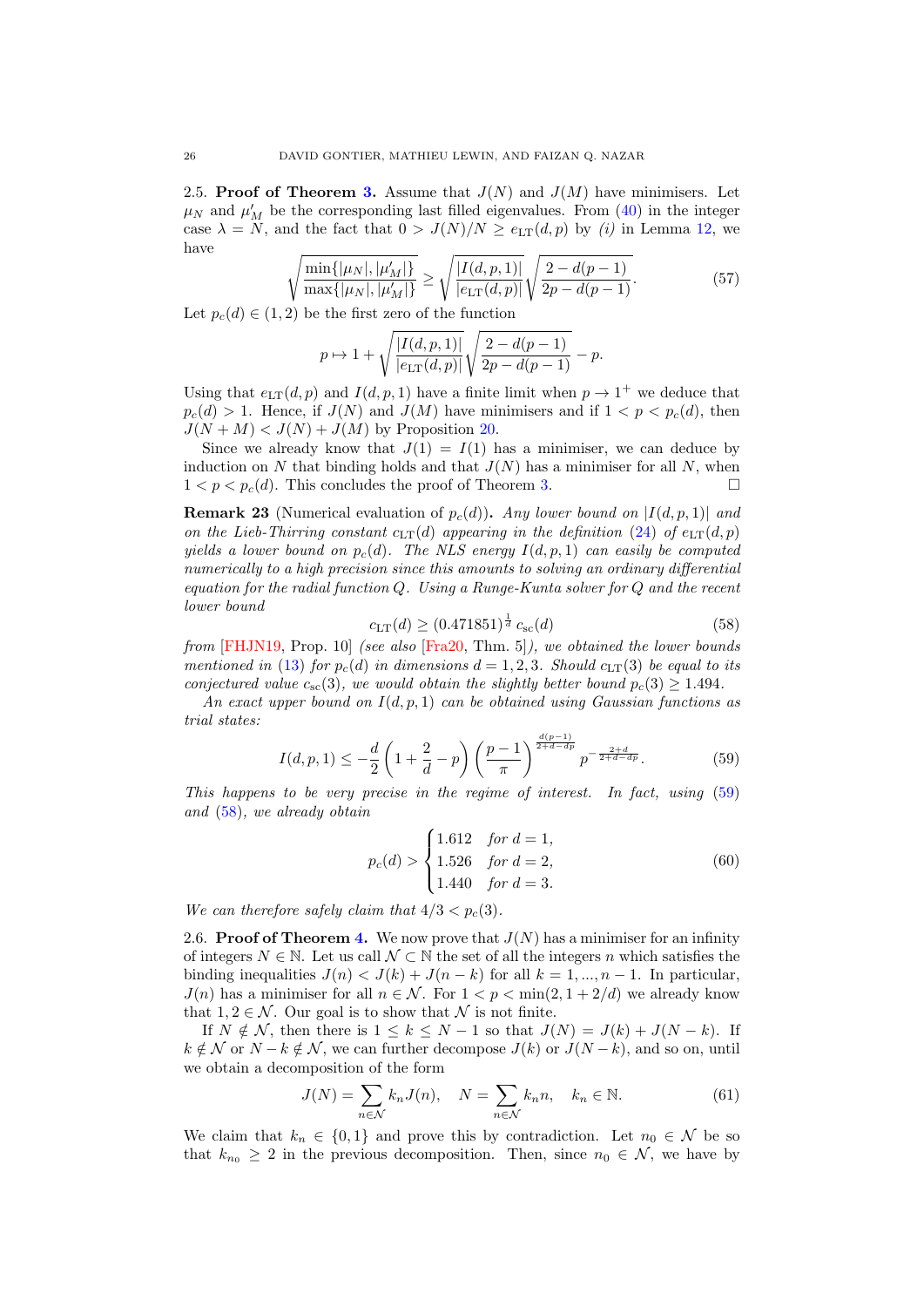**2.5. Proof of Theorem 3.** Assume that $J(N)$ and $J(M)$ have minimisers. Let $\mu_N$ and $\mu'_M$ be the corresponding last filled eigenvalues. From (40) in the integer case $\lambda = N$, and the fact that $0 > J(N)/N \geq e_{\rm LT}(d,p)$ by *(i)* in Lemma 12, we have

$$\sqrt{\frac{\min\{|\mu_N|,|\mu'_M|\}}{\max\{|\mu_N|,|\mu'_M|\}}} \geq \sqrt{\frac{|I(d,p,1)|}{|e_{\rm LT}(d,p)|}}\sqrt{\frac{2-d(p-1)}{2p-d(p-1)}}. \tag{57}$$

Let $p_c(d) \in (1,2)$ be the first zero of the function

$$p \mapsto 1 + \sqrt{\frac{|I(d,p,1)|}{|e_{\rm LT}(d,p)|}}\sqrt{\frac{2-d(p-1)}{2p-d(p-1)}} - p.$$

Using that $e_{\rm LT}(d,p)$ and $I(d,p,1)$ have a finite limit when $p \to 1^+$ we deduce that $p_c(d) > 1$. Hence, if $J(N)$ and $J(M)$ have minimisers and if $1 < p < p_c(d)$, then $J(N+M) < J(N) + J(M)$ by Proposition 20.

Since we already know that $J(1) = I(1)$ has a minimiser, we can deduce by induction on $N$ that binding holds and that $J(N)$ has a minimiser for all $N$, when $1 < p < p_c(d)$. This concludes the proof of Theorem 3. □

**Remark 23** (Numerical evaluation of $p_c(d)$)**.** *Any lower bound on $|I(d,p,1)|$ and on the Lieb-Thirring constant $c_{\rm LT}(d)$ appearing in the definition (24) of $e_{\rm LT}(d,p)$ yields a lower bound on $p_c(d)$. The NLS energy $I(d,p,1)$ can easily be computed numerically to a high precision since this amounts to solving an ordinary differential equation for the radial function $Q$. Using a Runge-Kunta solver for $Q$ and the recent lower bound*

$$c_{\rm LT}(d) \geq (0.471851)^{\frac{1}{d}}\, c_{\rm sc}(d) \tag{58}$$

*from* [FHJN19, Prop. 10] *(see also* [Fra20, Thm. 5]*), we obtained the lower bounds mentioned in (13) for $p_c(d)$ in dimensions $d = 1,2,3$. Should $c_{\rm LT}(3)$ be equal to its conjectured value $c_{\rm sc}(3)$, we would obtain the slightly better bound $p_c(3) \geq 1.494$.*

*An exact upper bound on $I(d,p,1)$ can be obtained using Gaussian functions as trial states:*

$$I(d,p,1) \leq -\frac{d}{2}\left(1+\frac{2}{d}-p\right)\left(\frac{p-1}{\pi}\right)^{\frac{d(p-1)}{2+d-dp}} p^{-\frac{2+d}{2+d-dp}}. \tag{59}$$

*This happens to be very precise in the regime of interest. In fact, using (59) and (58), we already obtain*

$$p_c(d) > \begin{cases} 1.612 & \text{for } d = 1,\\ 1.526 & \text{for } d = 2,\\ 1.440 & \text{for } d = 3.\end{cases} \tag{60}$$

*We can therefore safely claim that $4/3 < p_c(3)$.*

**2.6. Proof of Theorem 4.** We now prove that $J(N)$ has a minimiser for an infinity of integers $N \in \mathbb{N}$. Let us call $\mathcal{N} \subset \mathbb{N}$ the set of all the integers $n$ which satisfies the binding inequalities $J(n) < J(k) + J(n-k)$ for all $k = 1,...,n-1$. In particular, $J(n)$ has a minimiser for all $n \in \mathcal{N}$. For $1 < p < \min(2, 1+2/d)$ we already know that $1, 2 \in \mathcal{N}$. Our goal is to show that $\mathcal{N}$ is not finite.

If $N \notin \mathcal{N}$, then there is $1 \leq k \leq N-1$ so that $J(N) = J(k) + J(N-k)$. If $k \notin \mathcal{N}$ or $N-k \notin \mathcal{N}$, we can further decompose $J(k)$ or $J(N-k)$, and so on, until we obtain a decomposition of the form

$$J(N) = \sum_{n\in\mathcal{N}} k_n J(n), \quad N = \sum_{n\in\mathcal{N}} k_n n, \quad k_n \in \mathbb{N}. \tag{61}$$

We claim that $k_n \in \{0,1\}$ and prove this by contradiction. Let $n_0 \in \mathcal{N}$ be so that $k_{n_0} \geq 2$ in the previous decomposition. Then, since $n_0 \in \mathcal{N}$, we have by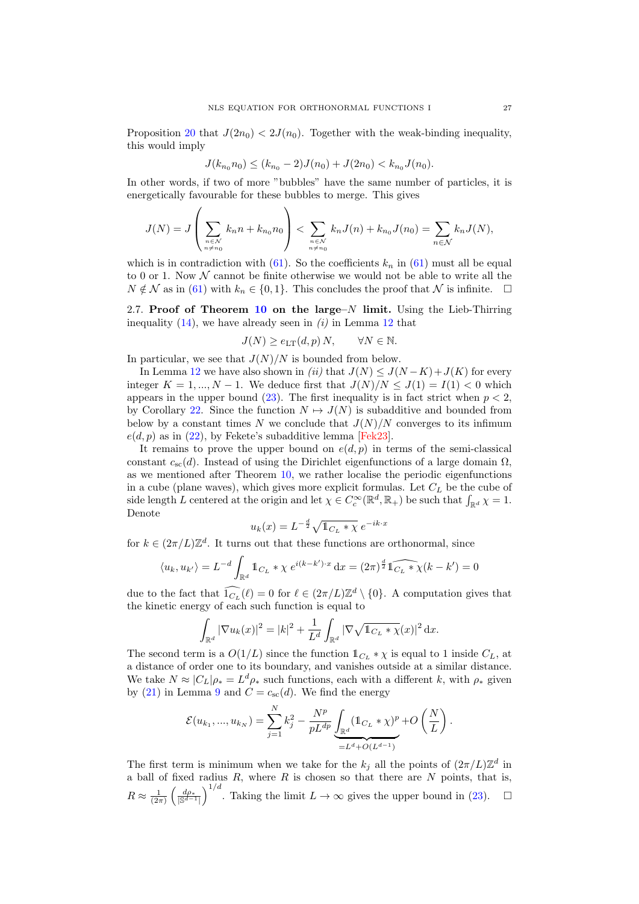Proposition 20 that $J(2n_0) < 2J(n_0)$. Together with the weak-binding inequality, this would imply

$$J(k_{n_0}n_0) \leq (k_{n_0}-2)J(n_0) + J(2n_0) < k_{n_0}J(n_0).$$

In other words, if two of more "bubbles" have the same number of particles, it is energetically favourable for these bubbles to merge. This gives

$$J(N) = J\left(\sum_{\substack{n\in\mathcal{N}\\ n\neq n_0}} k_n n + k_{n_0}n_0\right) < \sum_{\substack{n\in\mathcal{N}\\ n\neq n_0}} k_n J(n) + k_{n_0}J(n_0) = \sum_{n\in\mathcal{N}} k_n J(N),$$

which is in contradiction with (61). So the coefficients $k_n$ in (61) must all be equal to 0 or 1. Now $\mathcal{N}$ cannot be finite otherwise we would not be able to write all the $N\notin\mathcal{N}$ as in (61) with $k_n\in\{0,1\}$. This concludes the proof that $\mathcal{N}$ is infinite. $\square$

2.7. **Proof of Theorem 10 on the large–$N$ limit.** Using the Lieb-Thirring inequality (14), we have already seen in *(i)* in Lemma 12 that

$$J(N) \geq e_{\rm LT}(d,p)\,N, \qquad \forall N\in\mathbb{N}.$$

In particular, we see that $J(N)/N$ is bounded from below.

In Lemma 12 we have also shown in *(ii)* that $J(N)\leq J(N-K)+J(K)$ for every integer $K=1,...,N-1$. We deduce first that $J(N)/N \leq J(1) = I(1) < 0$ which appears in the upper bound (23). The first inequality is in fact strict when $p<2$, by Corollary 22. Since the function $N\mapsto J(N)$ is subadditive and bounded from below by a constant times $N$ we conclude that $J(N)/N$ converges to its infimum $e(d,p)$ as in (22), by Fekete's subadditive lemma [Fek23].

It remains to prove the upper bound on $e(d,p)$ in terms of the semi-classical constant $c_{\rm sc}(d)$. Instead of using the Dirichlet eigenfunctions of a large domain $\Omega$, as we mentioned after Theorem 10, we rather localise the periodic eigenfunctions in a cube (plane waves), which gives more explicit formulas. Let $C_L$ be the cube of side length $L$ centered at the origin and let $\chi\in C^\infty_c(\mathbb{R}^d,\mathbb{R}_+)$ be such that $\int_{\mathbb{R}^d}\chi=1$. Denote

$$u_k(x) = L^{-\frac{d}{2}}\sqrt{\mathbb{1}_{C_L}*\chi}\,e^{-ik\cdot x}$$

for $k\in(2\pi/L)\mathbb{Z}^d$. It turns out that these functions are orthonormal, since

$$\langle u_k,u_{k'}\rangle = L^{-d}\int_{\mathbb{R}^d}\mathbb{1}_{C_L}*\chi\,e^{i(k-k')\cdot x}\,{\rm d}x = (2\pi)^{\frac{d}{2}}\widehat{\mathbb{1}_{C_L}*\chi}(k-k') = 0$$

due to the fact that $\widehat{\mathbb{1}_{C_L}}(\ell)=0$ for $\ell\in(2\pi/L)\mathbb{Z}^d\setminus\{0\}$. A computation gives that the kinetic energy of each such function is equal to

$$\int_{\mathbb{R}^d}|\nabla u_k(x)|^2 = |k|^2 + \frac{1}{L^d}\int_{\mathbb{R}^d}|\nabla\sqrt{\mathbb{1}_{C_L}*\chi}(x)|^2\,{\rm d}x.$$

The second term is a $O(1/L)$ since the function $\mathbb{1}_{C_L}*\chi$ is equal to 1 inside $C_L$, at a distance of order one to its boundary, and vanishes outside at a similar distance. We take $N\approx|C_L|\rho_* = L^d\rho_*$ such functions, each with a different $k$, with $\rho_*$ given by (21) in Lemma 9 and $C=c_{\rm sc}(d)$. We find the energy

$$\mathcal{E}(u_{k_1},...,u_{k_N}) = \sum_{j=1}^N k_j^2 - \frac{N^p}{pL^{dp}}\underbrace{\int_{\mathbb{R}^d}(\mathbb{1}_{C_L}*\chi)^p}_{=L^d+O(L^{d-1})} + O\left(\frac{N}{L}\right).$$

The first term is minimum when we take for the $k_j$ all the points of $(2\pi/L)\mathbb{Z}^d$ in a ball of fixed radius $R$, where $R$ is chosen so that there are $N$ points, that is, $R\approx\frac{1}{(2\pi)}\left(\frac{d\rho_*}{|\mathbb{S}^{d-1}|}\right)^{1/d}$. Taking the limit $L\to\infty$ gives the upper bound in (23). $\square$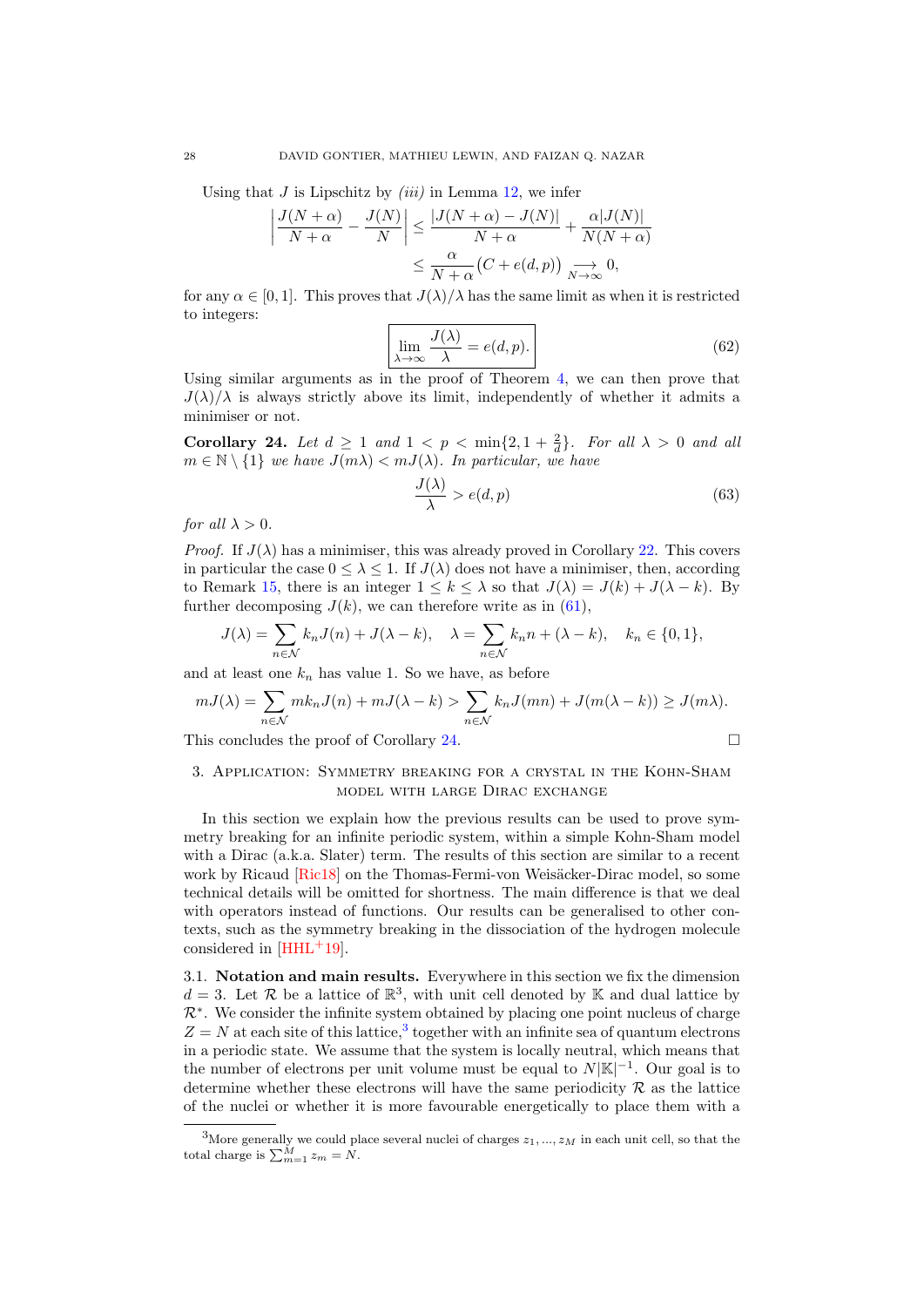Using that $J$ is Lipschitz by *(iii)* in Lemma 12, we infer

$$\left|\frac{J(N+\alpha)}{N+\alpha}-\frac{J(N)}{N}\right|\leq\frac{|J(N+\alpha)-J(N)|}{N+\alpha}+\frac{\alpha|J(N)|}{N(N+\alpha)}$$
$$\leq\frac{\alpha}{N+\alpha}\big(C+e(d,p)\big)\underset{N\to\infty}{\longrightarrow}0,$$

for any $\alpha\in[0,1]$. This proves that $J(\lambda)/\lambda$ has the same limit as when it is restricted to integers:

$$\boxed{\lim_{\lambda\to\infty}\frac{J(\lambda)}{\lambda}=e(d,p).}\tag{62}$$

Using similar arguments as in the proof of Theorem 4, we can then prove that $J(\lambda)/\lambda$ is always strictly above its limit, independently of whether it admits a minimiser or not.

**Corollary 24.** *Let $d\geq 1$ and $1<p<\min\{2,1+\frac{2}{d}\}$. For all $\lambda>0$ and all $m\in\mathbb{N}\setminus\{1\}$ we have $J(m\lambda)<mJ(\lambda)$. In particular, we have*

$$\frac{J(\lambda)}{\lambda}>e(d,p)\tag{63}$$

*for all $\lambda>0$.*

*Proof.* If $J(\lambda)$ has a minimiser, this was already proved in Corollary 22. This covers in particular the case $0\leq\lambda\leq 1$. If $J(\lambda)$ does not have a minimiser, then, according to Remark 15, there is an integer $1\leq k\leq\lambda$ so that $J(\lambda)=J(k)+J(\lambda-k)$. By further decomposing $J(k)$, we can therefore write as in (61),

$$J(\lambda)=\sum_{n\in\mathcal{N}}k_nJ(n)+J(\lambda-k),\quad \lambda=\sum_{n\in\mathcal{N}}k_nn+(\lambda-k),\quad k_n\in\{0,1\},$$

and at least one $k_n$ has value 1. So we have, as before

$$mJ(\lambda)=\sum_{n\in\mathcal{N}}mk_nJ(n)+mJ(\lambda-k)>\sum_{n\in\mathcal{N}}k_nJ(mn)+J(m(\lambda-k))\geq J(m\lambda).$$

This concludes the proof of Corollary 24. $\square$

## 3. Application: Symmetry breaking for a crystal in the Kohn-Sham model with large Dirac exchange

In this section we explain how the previous results can be used to prove symmetry breaking for an infinite periodic system, within a simple Kohn-Sham model with a Dirac (a.k.a. Slater) term. The results of this section are similar to a recent work by Ricaud [Ric18] on the Thomas-Fermi-von Weisäcker-Dirac model, so some technical details will be omitted for shortness. The main difference is that we deal with operators instead of functions. Our results can be generalised to other contexts, such as the symmetry breaking in the dissociation of the hydrogen molecule considered in [HHL+19].

### 3.1. Notation and main results.

Everywhere in this section we fix the dimension $d=3$. Let $\mathcal{R}$ be a lattice of $\mathbb{R}^3$, with unit cell denoted by $\mathbb{K}$ and dual lattice by $\mathcal{R}^*$. We consider the infinite system obtained by placing one point nucleus of charge $Z=N$ at each site of this lattice,[3] together with an infinite sea of quantum electrons in a periodic state. We assume that the system is locally neutral, which means that the number of electrons per unit volume must be equal to $N|\mathbb{K}|^{-1}$. Our goal is to determine whether these electrons will have the same periodicity $\mathcal{R}$ as the lattice of the nuclei or whether it is more favourable energetically to place them with a

[3] More generally we could place several nuclei of charges $z_1,...,z_M$ in each unit cell, so that the total charge is $\sum_{m=1}^{M}z_m=N$.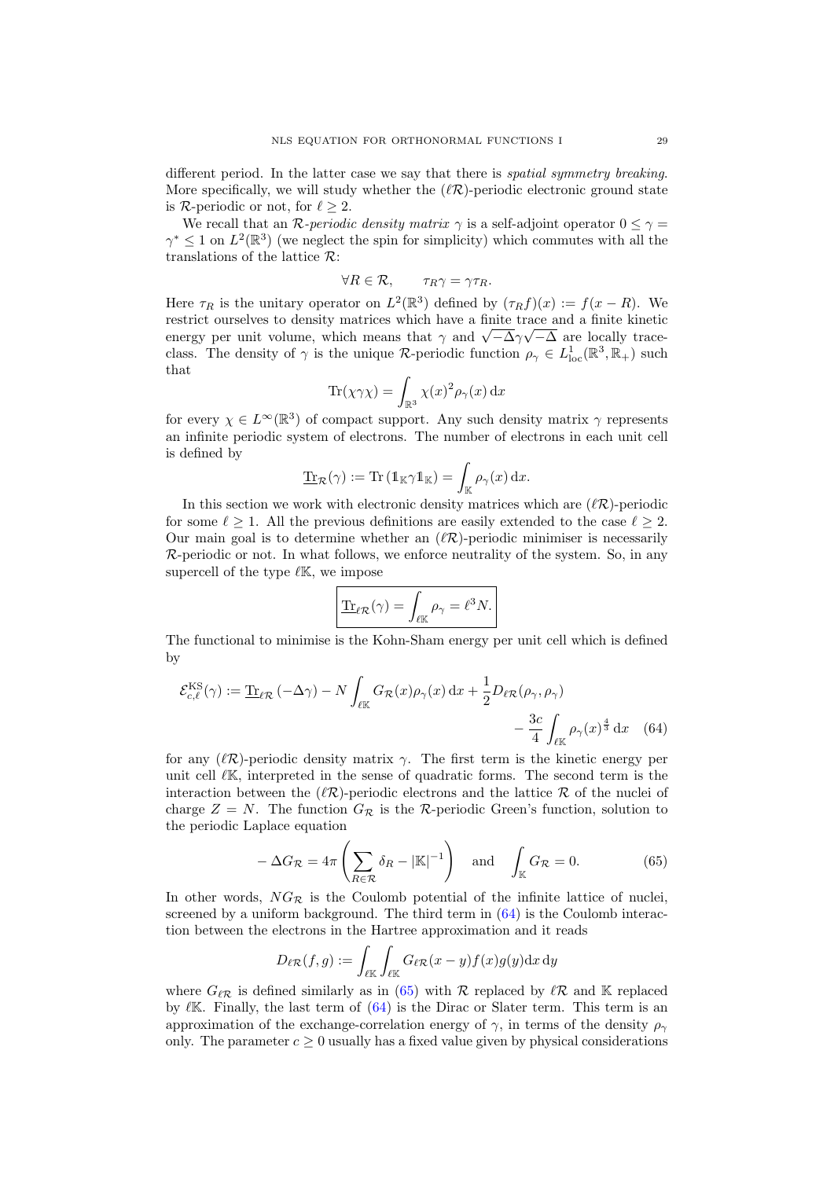different period. In the latter case we say that there is *spatial symmetry breaking*. More specifically, we will study whether the $(\ell\mathcal{R})$-periodic electronic ground state is $\mathcal{R}$-periodic or not, for $\ell \geq 2$.

We recall that an $\mathcal{R}$*-periodic density matrix* $\gamma$ is a self-adjoint operator $0 \leq \gamma = \gamma^* \leq 1$ on $L^2(\mathbb{R}^3)$ (we neglect the spin for simplicity) which commutes with all the translations of the lattice $\mathcal{R}$:

$$\forall R \in \mathcal{R}, \qquad \tau_R \gamma = \gamma \tau_R.$$

Here $\tau_R$ is the unitary operator on $L^2(\mathbb{R}^3)$ defined by $(\tau_R f)(x) := f(x - R)$. We restrict ourselves to density matrices which have a finite trace and a finite kinetic energy per unit volume, which means that $\gamma$ and $\sqrt{-\Delta}\gamma\sqrt{-\Delta}$ are locally trace-class. The density of $\gamma$ is the unique $\mathcal{R}$-periodic function $\rho_\gamma \in L^1_{\rm loc}(\mathbb{R}^3, \mathbb{R}_+)$ such that

$$\mathrm{Tr}(\chi\gamma\chi) = \int_{\mathbb{R}^3} \chi(x)^2 \rho_\gamma(x)\, \mathrm{d}x$$

for every $\chi \in L^\infty(\mathbb{R}^3)$ of compact support. Any such density matrix $\gamma$ represents an infinite periodic system of electrons. The number of electrons in each unit cell is defined by

$$\underline{\mathrm{Tr}}_{\mathcal{R}}(\gamma) := \mathrm{Tr}\left(\mathbb{1}_{\mathbb{K}}\gamma\mathbb{1}_{\mathbb{K}}\right) = \int_{\mathbb{K}} \rho_\gamma(x)\, \mathrm{d}x.$$

In this section we work with electronic density matrices which are $(\ell\mathcal{R})$-periodic for some $\ell \geq 1$. All the previous definitions are easily extended to the case $\ell \geq 2$. Our main goal is to determine whether an $(\ell\mathcal{R})$-periodic minimiser is necessarily $\mathcal{R}$-periodic or not. In what follows, we enforce neutrality of the system. So, in any supercell of the type $\ell\mathbb{K}$, we impose

$$\boxed{\underline{\mathrm{Tr}}_{\ell\mathcal{R}}(\gamma) = \int_{\ell\mathbb{K}} \rho_\gamma = \ell^3 N.}$$

The functional to minimise is the Kohn-Sham energy per unit cell which is defined by

$$\mathcal{E}^{\rm KS}_{c,\ell}(\gamma) := \underline{\mathrm{Tr}}_{\ell\mathcal{R}}\left(-\Delta\gamma\right) - N\int_{\ell\mathbb{K}} G_{\mathcal{R}}(x)\rho_\gamma(x)\, \mathrm{d}x + \frac{1}{2}D_{\ell\mathcal{R}}(\rho_\gamma, \rho_\gamma) - \frac{3c}{4}\int_{\ell\mathbb{K}} \rho_\gamma(x)^{\frac{4}{3}}\, \mathrm{d}x \quad (64)$$

for any $(\ell\mathcal{R})$-periodic density matrix $\gamma$. The first term is the kinetic energy per unit cell $\ell\mathbb{K}$, interpreted in the sense of quadratic forms. The second term is the interaction between the $(\ell\mathcal{R})$-periodic electrons and the lattice $\mathcal{R}$ of the nuclei of charge $Z = N$. The function $G_{\mathcal{R}}$ is the $\mathcal{R}$-periodic Green's function, solution to the periodic Laplace equation

$$-\Delta G_{\mathcal{R}} = 4\pi\left(\sum_{R\in\mathcal{R}} \delta_R - |\mathbb{K}|^{-1}\right) \quad \text{and} \quad \int_{\mathbb{K}} G_{\mathcal{R}} = 0. \quad (65)$$

In other words, $NG_{\mathcal{R}}$ is the Coulomb potential of the infinite lattice of nuclei, screened by a uniform background. The third term in (64) is the Coulomb interaction between the electrons in the Hartree approximation and it reads

$$D_{\ell\mathcal{R}}(f, g) := \int_{\ell\mathbb{K}}\int_{\ell\mathbb{K}} G_{\ell\mathcal{R}}(x - y)f(x)g(y)\mathrm{d}x\, \mathrm{d}y$$

where $G_{\ell\mathcal{R}}$ is defined similarly as in (65) with $\mathcal{R}$ replaced by $\ell\mathcal{R}$ and $\mathbb{K}$ replaced by $\ell\mathbb{K}$. Finally, the last term of (64) is the Dirac or Slater term. This term is an approximation of the exchange-correlation energy of $\gamma$, in terms of the density $\rho_\gamma$ only. The parameter $c \geq 0$ usually has a fixed value given by physical considerations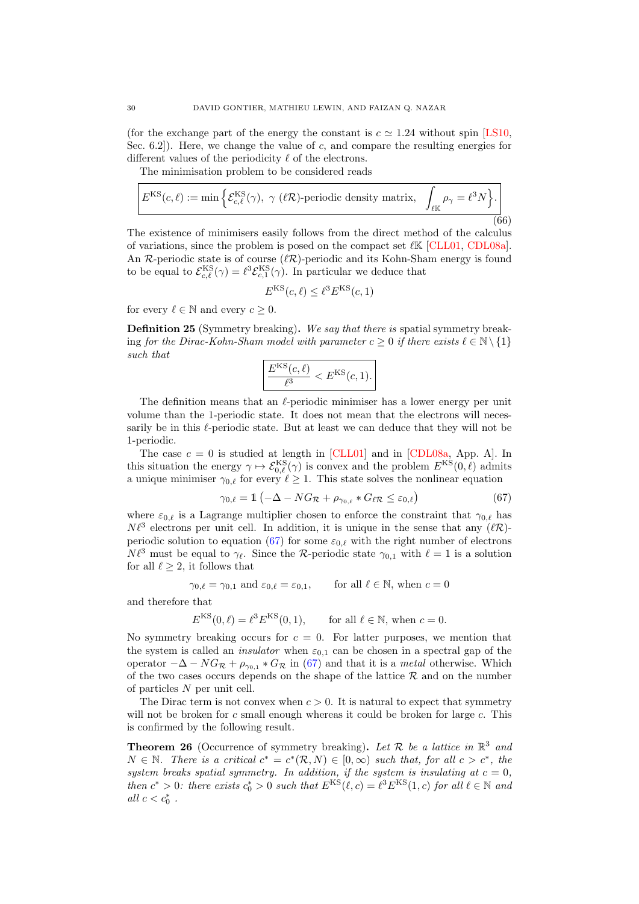(for the exchange part of the energy the constant is $c \simeq 1.24$ without spin [LS10, Sec. 6.2]). Here, we change the value of $c$, and compare the resulting energies for different values of the periodicity $\ell$ of the electrons.

The minimisation problem to be considered reads

$$\boxed{E^{\rm KS}(c,\ell) := \min\left\{\mathcal{E}^{\rm KS}_{c,\ell}(\gamma),\ \gamma\ (\ell\mathcal{R})\text{-periodic density matrix},\ \int_{\ell\mathbb{K}}\rho_\gamma = \ell^3 N\right\}.} \tag{66}$$

The existence of minimisers easily follows from the direct method of the calculus of variations, since the problem is posed on the compact set $\ell\mathbb{K}$ [CLL01, CDL08a]. An $\mathcal{R}$-periodic state is of course $(\ell\mathcal{R})$-periodic and its Kohn-Sham energy is found to be equal to $\mathcal{E}^{\rm KS}_{c,\ell}(\gamma) = \ell^3 \mathcal{E}^{\rm KS}_{c,1}(\gamma)$. In particular we deduce that

$$E^{\rm KS}(c,\ell) \leq \ell^3 E^{\rm KS}(c,1)$$

for every $\ell \in \mathbb{N}$ and every $c \geq 0$.

**Definition 25** (Symmetry breaking)**.** *We say that there is* spatial symmetry breaking *for the Dirac-Kohn-Sham model with parameter $c \geq 0$ if there exists $\ell \in \mathbb{N}\setminus\{1\}$ such that*

$$\boxed{\frac{E^{\rm KS}(c,\ell)}{\ell^3} < E^{\rm KS}(c,1).}$$

The definition means that an $\ell$-periodic minimiser has a lower energy per unit volume than the 1-periodic state. It does not mean that the electrons will necessarily be in this $\ell$-periodic state. But at least we can deduce that they will not be 1-periodic.

The case $c = 0$ is studied at length in [CLL01] and in [CDL08a, App. A]. In this situation the energy $\gamma \mapsto \mathcal{E}^{\rm KS}_{0,\ell}(\gamma)$ is convex and the problem $E^{\rm KS}(0,\ell)$ admits a unique minimiser $\gamma_{0,\ell}$ for every $\ell \geq 1$. This state solves the nonlinear equation

$$\gamma_{0,\ell} = \mathbb{1}\left(-\Delta - NG_{\mathcal{R}} + \rho_{\gamma_{0,\ell}} * G_{\ell\mathcal{R}} \leq \varepsilon_{0,\ell}\right) \tag{67}$$

where $\varepsilon_{0,\ell}$ is a Lagrange multiplier chosen to enforce the constraint that $\gamma_{0,\ell}$ has $N\ell^3$ electrons per unit cell. In addition, it is unique in the sense that any $(\ell\mathcal{R})$-periodic solution to equation (67) for some $\varepsilon_{0,\ell}$ with the right number of electrons $N\ell^3$ must be equal to $\gamma_\ell$. Since the $\mathcal{R}$-periodic state $\gamma_{0,1}$ with $\ell = 1$ is a solution for all $\ell \geq 2$, it follows that

$$\gamma_{0,\ell} = \gamma_{0,1} \text{ and } \varepsilon_{0,\ell} = \varepsilon_{0,1}, \qquad \text{for all } \ell \in \mathbb{N}, \text{ when } c = 0$$

and therefore that

$$E^{\rm KS}(0,\ell) = \ell^3 E^{\rm KS}(0,1), \qquad \text{for all } \ell \in \mathbb{N}, \text{ when } c = 0.$$

No symmetry breaking occurs for $c = 0$. For latter purposes, we mention that the system is called an *insulator* when $\varepsilon_{0,1}$ can be chosen in a spectral gap of the operator $-\Delta - NG_{\mathcal{R}} + \rho_{\gamma_{0,1}} * G_{\mathcal{R}}$ in (67) and that it is a *metal* otherwise. Which of the two cases occurs depends on the shape of the lattice $\mathcal{R}$ and on the number of particles $N$ per unit cell.

The Dirac term is not convex when $c > 0$. It is natural to expect that symmetry will not be broken for $c$ small enough whereas it could be broken for large $c$. This is confirmed by the following result.

**Theorem 26** (Occurrence of symmetry breaking)**.** *Let $\mathcal{R}$ be a lattice in $\mathbb{R}^3$ and $N \in \mathbb{N}$. There is a critical $c^* = c^*(\mathcal{R}, N) \in [0,\infty)$ such that, for all $c > c^*$, the system breaks spatial symmetry. In addition, if the system is insulating at $c = 0$, then $c^* > 0$: there exists $c_0^* > 0$ such that $E^{\rm KS}(\ell, c) = \ell^3 E^{\rm KS}(1,c)$ for all $\ell \in \mathbb{N}$ and all $c < c_0^*$ .*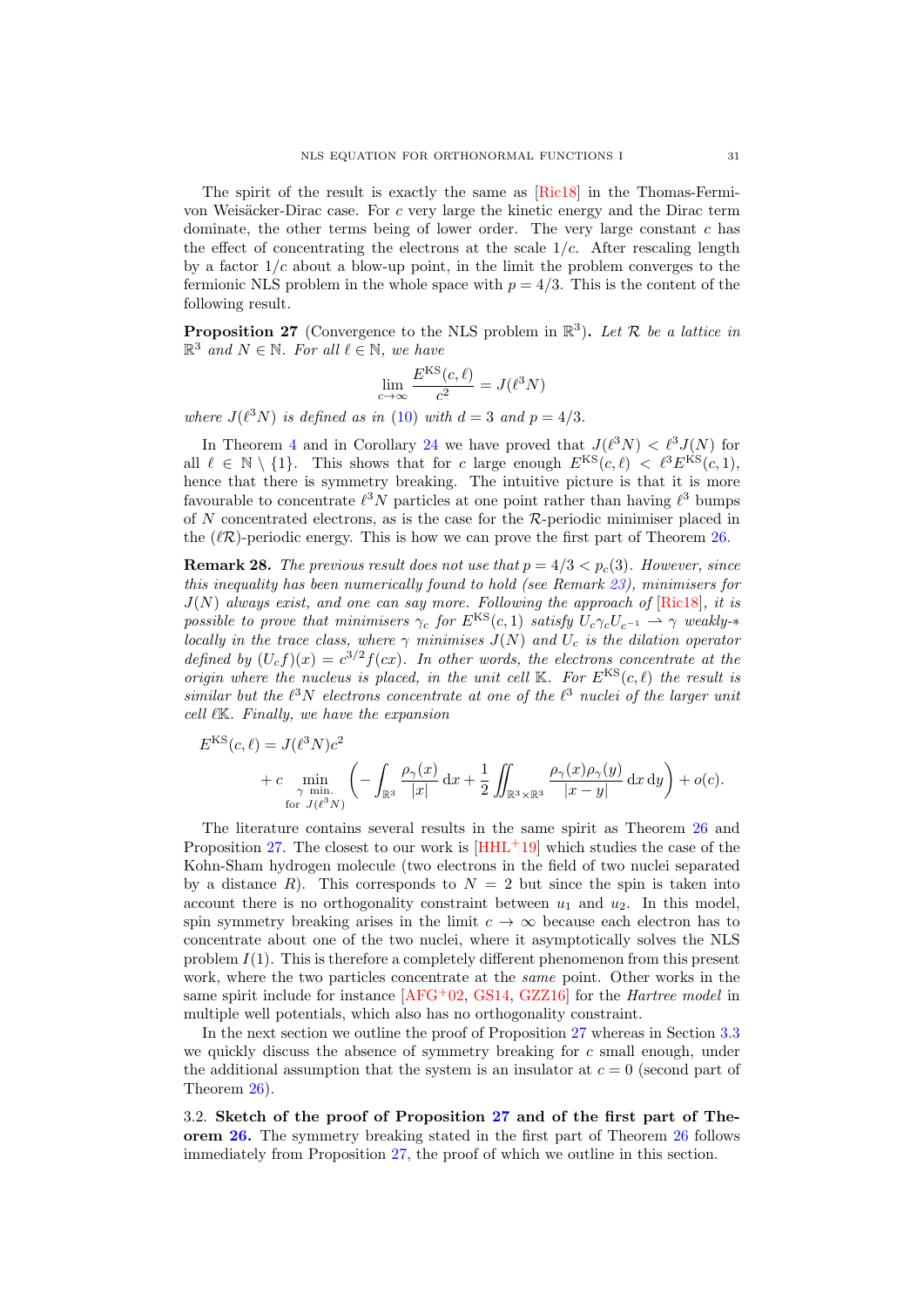The spirit of the result is exactly the same as [Ric18] in the Thomas-Fermi-von Weisäcker-Dirac case. For $c$ very large the kinetic energy and the Dirac term dominate, the other terms being of lower order. The very large constant $c$ has the effect of concentrating the electrons at the scale $1/c$. After rescaling length by a factor $1/c$ about a blow-up point, in the limit the problem converges to the fermionic NLS problem in the whole space with $p = 4/3$. This is the content of the following result.

**Proposition 27** (Convergence to the NLS problem in $\mathbb{R}^3$)**.** *Let $\mathcal{R}$ be a lattice in $\mathbb{R}^3$ and $N \in \mathbb{N}$. For all $\ell \in \mathbb{N}$, we have*

$$\lim_{c\to\infty} \frac{E^{\rm KS}(c,\ell)}{c^2} = J(\ell^3 N)$$

*where $J(\ell^3 N)$ is defined as in (10) with $d = 3$ and $p = 4/3$.*

In Theorem 4 and in Corollary 24 we have proved that $J(\ell^3 N) < \ell^3 J(N)$ for all $\ell \in \mathbb{N} \setminus \{1\}$. This shows that for $c$ large enough $E^{\rm KS}(c,\ell) < \ell^3 E^{\rm KS}(c,1)$, hence that there is symmetry breaking. The intuitive picture is that it is more favourable to concentrate $\ell^3 N$ particles at one point rather than having $\ell^3$ bumps of $N$ concentrated electrons, as is the case for the $\mathcal{R}$-periodic minimiser placed in the $(\ell\mathcal{R})$-periodic energy. This is how we can prove the first part of Theorem 26.

**Remark 28.** *The previous result does not use that $p = 4/3 < p_c(3)$. However, since this inequality has been numerically found to hold (see Remark 23), minimisers for $J(N)$ always exist, and one can say more. Following the approach of [Ric18], it is possible to prove that minimisers $\gamma_c$ for $E^{\rm KS}(c,1)$ satisfy $U_c\gamma_c U_{c^{-1}} \rightharpoonup \gamma$ weakly-$*$ locally in the trace class, where $\gamma$ minimises $J(N)$ and $U_c$ is the dilation operator defined by $(U_c f)(x) = c^{3/2} f(cx)$. In other words, the electrons concentrate at the origin where the nucleus is placed, in the unit cell $\mathbb{K}$. For $E^{\rm KS}(c,\ell)$ the result is similar but the $\ell^3 N$ electrons concentrate at one of the $\ell^3$ nuclei of the larger unit cell $\ell\mathbb{K}$. Finally, we have the expansion*

$$E^{\rm KS}(c,\ell) = J(\ell^3 N)c^2 + c \min_{\substack{\gamma \text{ min.} \\ \text{for } J(\ell^3 N)}} \left( -\int_{\mathbb{R}^3} \frac{\rho_\gamma(x)}{|x|}\,{\rm d}x + \frac{1}{2}\iint_{\mathbb{R}^3\times\mathbb{R}^3} \frac{\rho_\gamma(x)\rho_\gamma(y)}{|x-y|}\,{\rm d}x\,{\rm d}y \right) + o(c).$$

The literature contains several results in the same spirit as Theorem 26 and Proposition 27. The closest to our work is [HHL+19] which studies the case of the Kohn-Sham hydrogen molecule (two electrons in the field of two nuclei separated by a distance $R$). This corresponds to $N = 2$ but since the spin is taken into account there is no orthogonality constraint between $u_1$ and $u_2$. In this model, spin symmetry breaking arises in the limit $c \to \infty$ because each electron has to concentrate about one of the two nuclei, where it asymptotically solves the NLS problem $I(1)$. This is therefore a completely different phenomenon from this present work, where the two particles concentrate at the *same* point. Other works in the same spirit include for instance [AFG+02, GS14, GZZ16] for the *Hartree model* in multiple well potentials, which also has no orthogonality constraint.

In the next section we outline the proof of Proposition 27 whereas in Section 3.3 we quickly discuss the absence of symmetry breaking for $c$ small enough, under the additional assumption that the system is an insulator at $c = 0$ (second part of Theorem 26).

3.2. **Sketch of the proof of Proposition 27 and of the first part of Theorem 26.** The symmetry breaking stated in the first part of Theorem 26 follows immediately from Proposition 27, the proof of which we outline in this section.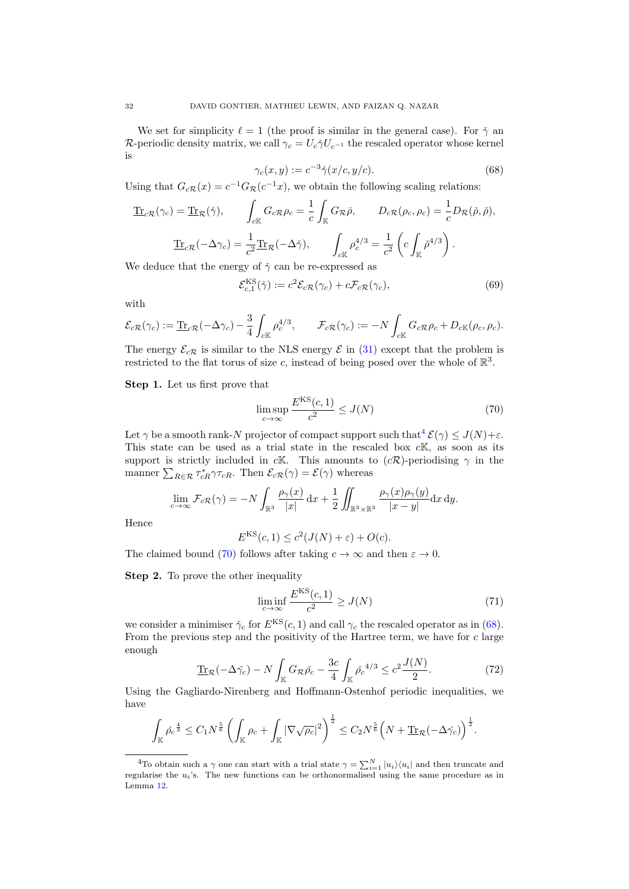We set for simplicity $\ell = 1$ (the proof is similar in the general case). For $\check{\gamma}$ an $\mathcal{R}$-periodic density matrix, we call $\gamma_c = U_c \check{\gamma} U_{c^{-1}}$ the rescaled operator whose kernel is

$$\gamma_c(x,y) := c^{-3}\check{\gamma}(x/c, y/c). \tag{68}$$

Using that $G_{c\mathcal{R}}(x) = c^{-1}G_{\mathcal{R}}(c^{-1}x)$, we obtain the following scaling relations:

$$\underline{\mathrm{Tr}}_{c\mathcal{R}}(\gamma_c) = \underline{\mathrm{Tr}}_{\mathcal{R}}(\check{\gamma}), \qquad \int_{c\mathbb{K}} G_{c\mathcal{R}}\rho_c = \frac{1}{c}\int_{\mathbb{K}} G_{\mathcal{R}}\check{\rho}, \qquad D_{c\mathcal{R}}(\rho_c, \rho_c) = \frac{1}{c}D_{\mathcal{R}}(\check{\rho}, \check{\rho}),$$

$$\underline{\mathrm{Tr}}_{c\mathcal{R}}(-\Delta\gamma_c) = \frac{1}{c^2}\underline{\mathrm{Tr}}_{\mathcal{R}}(-\Delta\check{\gamma}), \qquad \int_{c\mathbb{K}} \rho_c^{4/3} = \frac{1}{c^2}\left(c\int_{\mathbb{K}} \check{\rho}^{4/3}\right).$$

We deduce that the energy of $\check{\gamma}$ can be re-expressed as

$$\mathcal{E}^{\mathrm{KS}}_{c,1}(\check{\gamma}) := c^2 \mathcal{E}_{c\mathcal{R}}(\gamma_c) + c\mathcal{F}_{c\mathcal{R}}(\gamma_c), \tag{69}$$

with

$$\mathcal{E}_{c\mathcal{R}}(\gamma_c) := \underline{\mathrm{Tr}}_{c\mathcal{R}}(-\Delta\gamma_c) - \frac{3}{4}\int_{c\mathbb{K}} \rho_c^{4/3}, \qquad \mathcal{F}_{c\mathcal{R}}(\gamma_c) := -N\int_{c\mathbb{K}} G_{c\mathcal{R}}\rho_c + D_{c\mathbb{K}}(\rho_c, \rho_c).$$

The energy $\mathcal{E}_{c\mathcal{R}}$ is similar to the NLS energy $\mathcal{E}$ in (31) except that the problem is restricted to the flat torus of size $c$, instead of being posed over the whole of $\mathbb{R}^3$.

**Step 1.** Let us first prove that

$$\limsup_{c\to\infty} \frac{E^{\mathrm{KS}}(c,1)}{c^2} \leq J(N) \tag{70}$$

Let $\gamma$ be a smooth rank-$N$ projector of compact support such that[4] $\mathcal{E}(\gamma) \leq J(N) + \varepsilon$. This state can be used as a trial state in the rescaled box $c\mathbb{K}$, as soon as its support is strictly included in $c\mathbb{K}$. This amounts to $(c\mathcal{R})$-periodising $\gamma$ in the manner $\sum_{R\in\mathcal{R}} \tau_{cR}^* \gamma \tau_{cR}$. Then $\mathcal{E}_{c\mathcal{R}}(\gamma) = \mathcal{E}(\gamma)$ whereas

$$\lim_{c\to\infty} \mathcal{F}_{c\mathcal{R}}(\gamma) = -N\int_{\mathbb{R}^3} \frac{\rho_\gamma(x)}{|x|}\,\mathrm{d}x + \frac{1}{2}\iint_{\mathbb{R}^3\times\mathbb{R}^3} \frac{\rho_\gamma(x)\rho_\gamma(y)}{|x-y|}\mathrm{d}x\,\mathrm{d}y.$$

Hence

$$E^{\mathrm{KS}}(c,1) \leq c^2(J(N)+\varepsilon) + O(c).$$

The claimed bound (70) follows after taking $c \to \infty$ and then $\varepsilon \to 0$.

**Step 2.** To prove the other inequality

$$\liminf_{c\to\infty} \frac{E^{\mathrm{KS}}(c,1)}{c^2} \geq J(N) \tag{71}$$

we consider a minimiser $\check{\gamma}_c$ for $E^{\mathrm{KS}}(c,1)$ and call $\gamma_c$ the rescaled operator as in (68). From the previous step and the positivity of the Hartree term, we have for $c$ large enough

$$\underline{\mathrm{Tr}}_{\mathcal{R}}(-\Delta\check{\gamma}_c) - N\int_{\mathbb{K}} G_{\mathcal{R}}\check{\rho}_c - \frac{3c}{4}\int_{\mathbb{K}} \check{\rho}_c^{\,4/3} \leq c^2\frac{J(N)}{2}. \tag{72}$$

Using the Gagliardo-Nirenberg and Hoffmann-Ostenhof periodic inequalities, we have

$$\int_{\mathbb{K}} \check{\rho}_c^{\,\frac{4}{3}} \leq C_1 N^{\frac{5}{6}}\left(\int_{\mathbb{K}} \rho_c + \int_{\mathbb{K}} |\nabla\sqrt{\rho_c}|^2\right)^{\frac{1}{2}} \leq C_2 N^{\frac{5}{6}}\Big(N + \underline{\mathrm{Tr}}_{\mathcal{R}}(-\Delta\check{\gamma}_c)\Big)^{\frac{1}{2}}.$$

---

[4] To obtain such a $\gamma$ one can start with a trial state $\gamma = \sum_{i=1}^N |u_i\rangle\langle u_i|$ and then truncate and regularise the $u_i$'s. The new functions can be orthonormalised using the same procedure as in Lemma 12.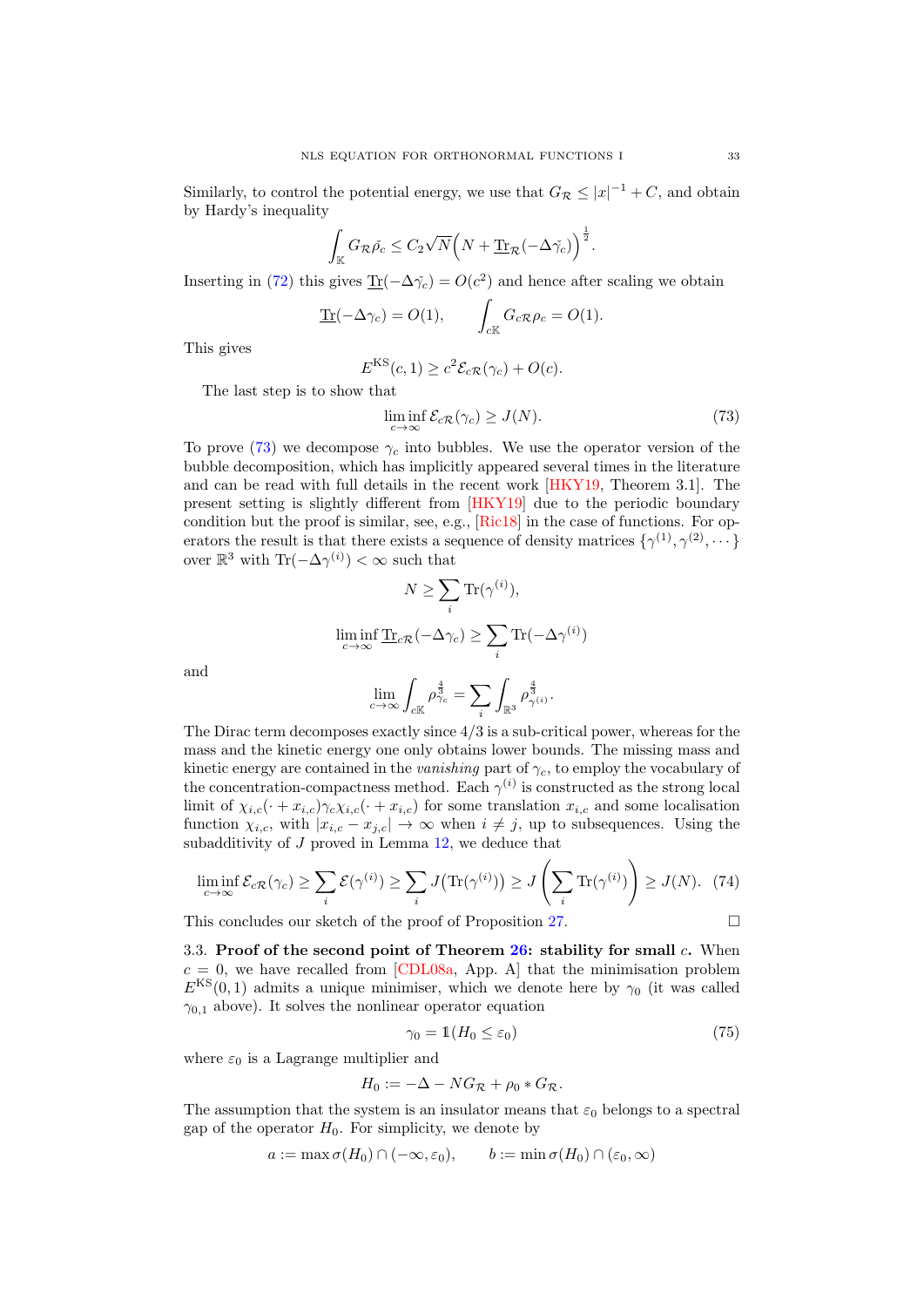Similarly, to control the potential energy, we use that $G_{\mathcal{R}} \leq |x|^{-1} + C$, and obtain by Hardy's inequality

$$\int_{\mathbb{K}} G_{\mathcal{R}} \check{\rho}_c \leq C_2 \sqrt{N} \Big( N + \underline{\mathrm{Tr}}_{\mathcal{R}}(-\Delta \check{\gamma}_c) \Big)^{\frac{1}{2}}.$$

Inserting in (72) this gives $\underline{\mathrm{Tr}}(-\Delta \check{\gamma}_c) = O(c^2)$ and hence after scaling we obtain

$$\underline{\mathrm{Tr}}(-\Delta \gamma_c) = O(1), \qquad \int_{c\mathbb{K}} G_{c\mathcal{R}} \rho_c = O(1).$$

This gives

$$E^{\mathrm{KS}}(c,1) \geq c^2 \mathcal{E}_{c\mathcal{R}}(\gamma_c) + O(c).$$

The last step is to show that

$$\liminf_{c\to\infty} \mathcal{E}_{c\mathcal{R}}(\gamma_c) \geq J(N). \tag{73}$$

To prove (73) we decompose $\gamma_c$ into bubbles. We use the operator version of the bubble decomposition, which has implicitly appeared several times in the literature and can be read with full details in the recent work [HKY19, Theorem 3.1]. The present setting is slightly different from [HKY19] due to the periodic boundary condition but the proof is similar, see, e.g., [Ric18] in the case of functions. For operators the result is that there exists a sequence of density matrices $\{\gamma^{(1)}, \gamma^{(2)}, \cdots\}$ over $\mathbb{R}^3$ with $\mathrm{Tr}(-\Delta\gamma^{(i)}) < \infty$ such that

$$N \geq \sum_i \mathrm{Tr}(\gamma^{(i)}),$$

$$\liminf_{c\to\infty} \underline{\mathrm{Tr}}_{c\mathcal{R}}(-\Delta \gamma_c) \geq \sum_i \mathrm{Tr}(-\Delta\gamma^{(i)})$$

and

$$\lim_{c\to\infty} \int_{c\mathbb{K}} \rho_{\gamma_c}^{\frac{4}{3}} = \sum_i \int_{\mathbb{R}^3} \rho_{\gamma^{(i)}}^{\frac{4}{3}}.$$

The Dirac term decomposes exactly since $4/3$ is a sub-critical power, whereas for the mass and the kinetic energy one only obtains lower bounds. The missing mass and kinetic energy are contained in the *vanishing* part of $\gamma_c$, to employ the vocabulary of the concentration-compactness method. Each $\gamma^{(i)}$ is constructed as the strong local limit of $\chi_{i,c}(\cdot + x_{i,c})\gamma_c \chi_{i,c}(\cdot + x_{i,c})$ for some translation $x_{i,c}$ and some localisation function $\chi_{i,c}$, with $|x_{i,c} - x_{j,c}| \to \infty$ when $i \neq j$, up to subsequences. Using the subadditivity of $J$ proved in Lemma 12, we deduce that

$$\liminf_{c\to\infty} \mathcal{E}_{c\mathcal{R}}(\gamma_c) \geq \sum_i \mathcal{E}(\gamma^{(i)}) \geq \sum_i J\big(\mathrm{Tr}(\gamma^{(i)})\big) \geq J\left(\sum_i \mathrm{Tr}(\gamma^{(i)})\right) \geq J(N). \tag{74}$$

This concludes our sketch of the proof of Proposition 27. □

### 3.3. Proof of the second point of Theorem 26: stability for small $c$.

When $c = 0$, we have recalled from [CDL08a, App. A] that the minimisation problem $E^{\mathrm{KS}}(0,1)$ admits a unique minimiser, which we denote here by $\gamma_0$ (it was called $\gamma_{0,1}$ above). It solves the nonlinear operator equation

$$\gamma_0 = \mathbb{1}(H_0 \leq \varepsilon_0) \tag{75}$$

where $\varepsilon_0$ is a Lagrange multiplier and

$$H_0 := -\Delta - N G_{\mathcal{R}} + \rho_0 * G_{\mathcal{R}}.$$

The assumption that the system is an insulator means that $\varepsilon_0$ belongs to a spectral gap of the operator $H_0$. For simplicity, we denote by

$$a := \max \sigma(H_0) \cap (-\infty, \varepsilon_0), \qquad b := \min \sigma(H_0) \cap (\varepsilon_0, \infty)$$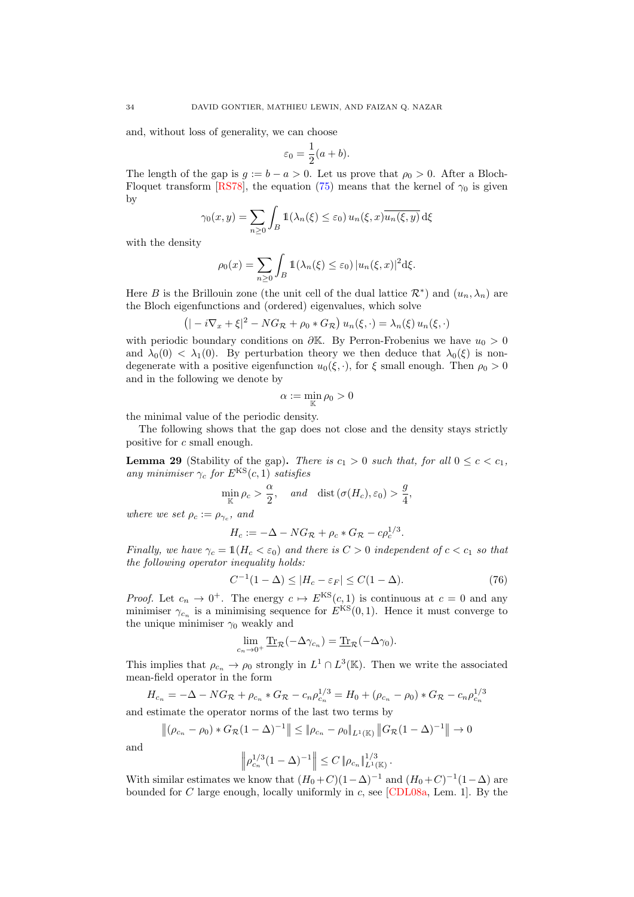and, without loss of generality, we can choose

$$\varepsilon_0 = \frac{1}{2}(a+b).$$

The length of the gap is $g := b - a > 0$. Let us prove that $\rho_0 > 0$. After a Bloch-Floquet transform [RS78], the equation (75) means that the kernel of $\gamma_0$ is given by

$$\gamma_0(x,y) = \sum_{n\geq 0} \int_B \mathbb{1}(\lambda_n(\xi) \leq \varepsilon_0)\, u_n(\xi,x)\overline{u_n(\xi,y)}\, \mathrm{d}\xi$$

with the density

$$\rho_0(x) = \sum_{n\geq 0} \int_B \mathbb{1}(\lambda_n(\xi) \leq \varepsilon_0)\, |u_n(\xi,x)|^2 \mathrm{d}\xi.$$

Here $B$ is the Brillouin zone (the unit cell of the dual lattice $\mathcal{R}^*$) and $(u_n, \lambda_n)$ are the Bloch eigenfunctions and (ordered) eigenvalues, which solve

$$\big(|-i\nabla_x + \xi|^2 - NG_{\mathcal{R}} + \rho_0 * G_{\mathcal{R}}\big)\, u_n(\xi,\cdot) = \lambda_n(\xi)\, u_n(\xi,\cdot)$$

with periodic boundary conditions on $\partial\mathbb{K}$. By Perron-Frobenius we have $u_0 > 0$ and $\lambda_0(0) < \lambda_1(0)$. By perturbation theory we then deduce that $\lambda_0(\xi)$ is non-degenerate with a positive eigenfunction $u_0(\xi,\cdot)$, for $\xi$ small enough. Then $\rho_0 > 0$ and in the following we denote by

$$\alpha := \min_{\mathbb{K}} \rho_0 > 0$$

the minimal value of the periodic density.

The following shows that the gap does not close and the density stays strictly positive for $c$ small enough.

**Lemma 29** (Stability of the gap)**.** *There is $c_1 > 0$ such that, for all $0 \leq c < c_1$, any minimiser $\gamma_c$ for $E^{\mathrm{KS}}(c,1)$ satisfies*

$$\min_{\mathbb{K}} \rho_c > \frac{\alpha}{2}, \quad \text{and} \quad \mathrm{dist}\,(\sigma(H_c), \varepsilon_0) > \frac{g}{4},$$

*where we set $\rho_c := \rho_{\gamma_c}$, and*

$$H_c := -\Delta - NG_{\mathcal{R}} + \rho_c * G_{\mathcal{R}} - c\rho_c^{1/3}.$$

*Finally, we have $\gamma_c = \mathbb{1}(H_c < \varepsilon_0)$ and there is $C > 0$ independent of $c < c_1$ so that the following operator inequality holds:*

$$C^{-1}(1-\Delta) \leq |H_c - \varepsilon_F| \leq C(1-\Delta). \tag{76}$$

*Proof.* Let $c_n \to 0^+$. The energy $c \mapsto E^{\mathrm{KS}}(c,1)$ is continuous at $c = 0$ and any minimiser $\gamma_{c_n}$ is a minimising sequence for $E^{\mathrm{KS}}(0,1)$. Hence it must converge to the unique minimiser $\gamma_0$ weakly and

$$\lim_{c_n \to 0^+} \underline{\mathrm{Tr}}_{\mathcal{R}}(-\Delta\gamma_{c_n}) = \underline{\mathrm{Tr}}_{\mathcal{R}}(-\Delta\gamma_0).$$

This implies that $\rho_{c_n} \to \rho_0$ strongly in $L^1 \cap L^3(\mathbb{K})$. Then we write the associated mean-field operator in the form

$$H_{c_n} = -\Delta - NG_{\mathcal{R}} + \rho_{c_n} * G_{\mathcal{R}} - c_n\rho_{c_n}^{1/3} = H_0 + (\rho_{c_n} - \rho_0) * G_{\mathcal{R}} - c_n\rho_{c_n}^{1/3}$$

and estimate the operator norms of the last two terms by

$$\left\|(\rho_{c_n} - \rho_0) * G_{\mathcal{R}}(1-\Delta)^{-1}\right\| \leq \|\rho_{c_n} - \rho_0\|_{L^1(\mathbb{K})} \left\|G_{\mathcal{R}}(1-\Delta)^{-1}\right\| \to 0$$

and

$$\left\|\rho_{c_n}^{1/3}(1-\Delta)^{-1}\right\| \leq C\,\|\rho_{c_n}\|_{L^1(\mathbb{K})}^{1/3}.$$

With similar estimates we know that $(H_0 + C)(1-\Delta)^{-1}$ and $(H_0+C)^{-1}(1-\Delta)$ are bounded for $C$ large enough, locally uniformly in $c$, see [CDL08a, Lem. 1]. By the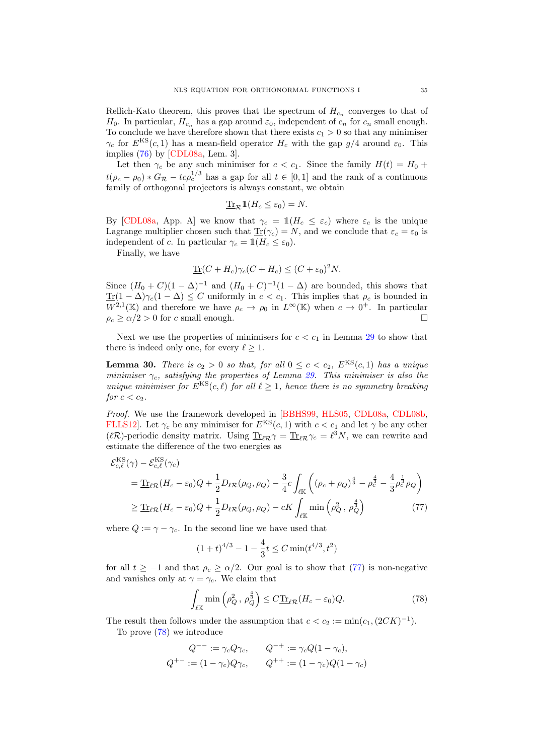Rellich-Kato theorem, this proves that the spectrum of $H_{c_n}$ converges to that of $H_0$. In particular, $H_{c_n}$ has a gap around $\varepsilon_0$, independent of $c_n$ for $c_n$ small enough. To conclude we have therefore shown that there exists $c_1 > 0$ so that any minimiser $\gamma_c$ for $E^{\rm KS}(c, 1)$ has a mean-field operator $H_c$ with the gap $g/4$ around $\varepsilon_0$. This implies (76) by [CDL08a, Lem. 3].

Let then $\gamma_c$ be any such minimiser for $c < c_1$. Since the family $H(t) = H_0 + t(\rho_c - \rho_0) * G_{\mathcal{R}} - tc\rho_c^{1/3}$ has a gap for all $t \in [0, 1]$ and the rank of a continuous family of orthogonal projectors is always constant, we obtain

$$\underline{\rm Tr}_{\mathcal{R}} \mathbb{1}(H_c \le \varepsilon_0) = N.$$

By [CDL08a, App. A] we know that $\gamma_c = \mathbb{1}(H_c \le \varepsilon_c)$ where $\varepsilon_c$ is the unique Lagrange multiplier chosen such that $\underline{\rm Tr}(\gamma_c) = N$, and we conclude that $\varepsilon_c = \varepsilon_0$ is independent of $c$. In particular $\gamma_c = \mathbb{1}(H_c \le \varepsilon_0)$.

Finally, we have

$$\underline{\rm Tr}(C + H_c)\gamma_c(C + H_c) \le (C + \varepsilon_0)^2 N.$$

Since $(H_0 + C)(1 - \Delta)^{-1}$ and $(H_0 + C)^{-1}(1 - \Delta)$ are bounded, this shows that $\underline{\rm Tr}(1 - \Delta)\gamma_c(1 - \Delta) \le C$ uniformly in $c < c_1$. This implies that $\rho_c$ is bounded in $W^{2,1}(\mathbb{K})$ and therefore we have $\rho_c \to \rho_0$ in $L^\infty(\mathbb{K})$ when $c \to 0^+$. In particular $\rho_c \ge \alpha/2 > 0$ for $c$ small enough. $\square$

Next we use the properties of minimisers for $c < c_1$ in Lemma 29 to show that there is indeed only one, for every $\ell \ge 1$.

**Lemma 30.** *There is $c_2 > 0$ so that, for all $0 \le c < c_2$, $E^{\rm KS}(c, 1)$ has a unique minimiser $\gamma_c$, satisfying the properties of Lemma 29. This minimiser is also the unique minimiser for $E^{\rm KS}(c, \ell)$ for all $\ell \ge 1$, hence there is no symmetry breaking for $c < c_2$.*

*Proof.* We use the framework developed in [BBHS99, HLS05, CDL08a, CDL08b, FLLS12]. Let $\gamma_c$ be any minimiser for $E^{\rm KS}(c, 1)$ with $c < c_1$ and let $\gamma$ be any other $(\ell\mathcal{R})$-periodic density matrix. Using $\underline{\rm Tr}_{\ell\mathcal{R}}\gamma = \underline{\rm Tr}_{\ell\mathcal{R}}\gamma_c = \ell^3 N$, we can rewrite and estimate the difference of the two energies as

$$\begin{aligned}
&\mathcal{E}^{\rm KS}_{c,\ell}(\gamma) - \mathcal{E}^{\rm KS}_{c,\ell}(\gamma_c) \\
&\quad = \underline{\rm Tr}_{\ell\mathcal{R}}(H_c - \varepsilon_0)Q + \frac{1}{2}D_{\ell\mathcal{R}}(\rho_Q, \rho_Q) - \frac{3}{4}c\int_{\ell\mathbb{K}}\left((\rho_c + \rho_Q)^{\frac{4}{3}} - \rho_c^{\frac{4}{3}} - \frac{4}{3}\rho_c^{\frac{1}{3}}\rho_Q\right) \\
&\quad \ge \underline{\rm Tr}_{\ell\mathcal{R}}(H_c - \varepsilon_0)Q + \frac{1}{2}D_{\ell\mathcal{R}}(\rho_Q, \rho_Q) - cK\int_{\ell\mathbb{K}}\min\left(\rho_Q^2\,,\, \rho_Q^{\frac{4}{3}}\right)
\end{aligned} \tag{77}$$

where $Q := \gamma - \gamma_c$. In the second line we have used that

$$(1 + t)^{4/3} - 1 - \frac{4}{3}t \le C\min(t^{4/3}, t^2)$$

for all $t \ge -1$ and that $\rho_c \ge \alpha/2$. Our goal is to show that (77) is non-negative and vanishes only at $\gamma = \gamma_c$. We claim that

$$\int_{\ell\mathbb{K}}\min\left(\rho_Q^2\,,\, \rho_Q^{\frac{4}{3}}\right) \le C\underline{\rm Tr}_{\ell\mathcal{R}}(H_c - \varepsilon_0)Q. \tag{78}$$

The result then follows under the assumption that $c < c_2 := \min(c_1, (2CK)^{-1})$.

To prove (78) we introduce

$$Q^{--} := \gamma_c Q\gamma_c, \qquad Q^{-+} := \gamma_c Q(1 - \gamma_c),$$
$$Q^{+-} := (1 - \gamma_c)Q\gamma_c, \qquad Q^{++} := (1 - \gamma_c)Q(1 - \gamma_c)$$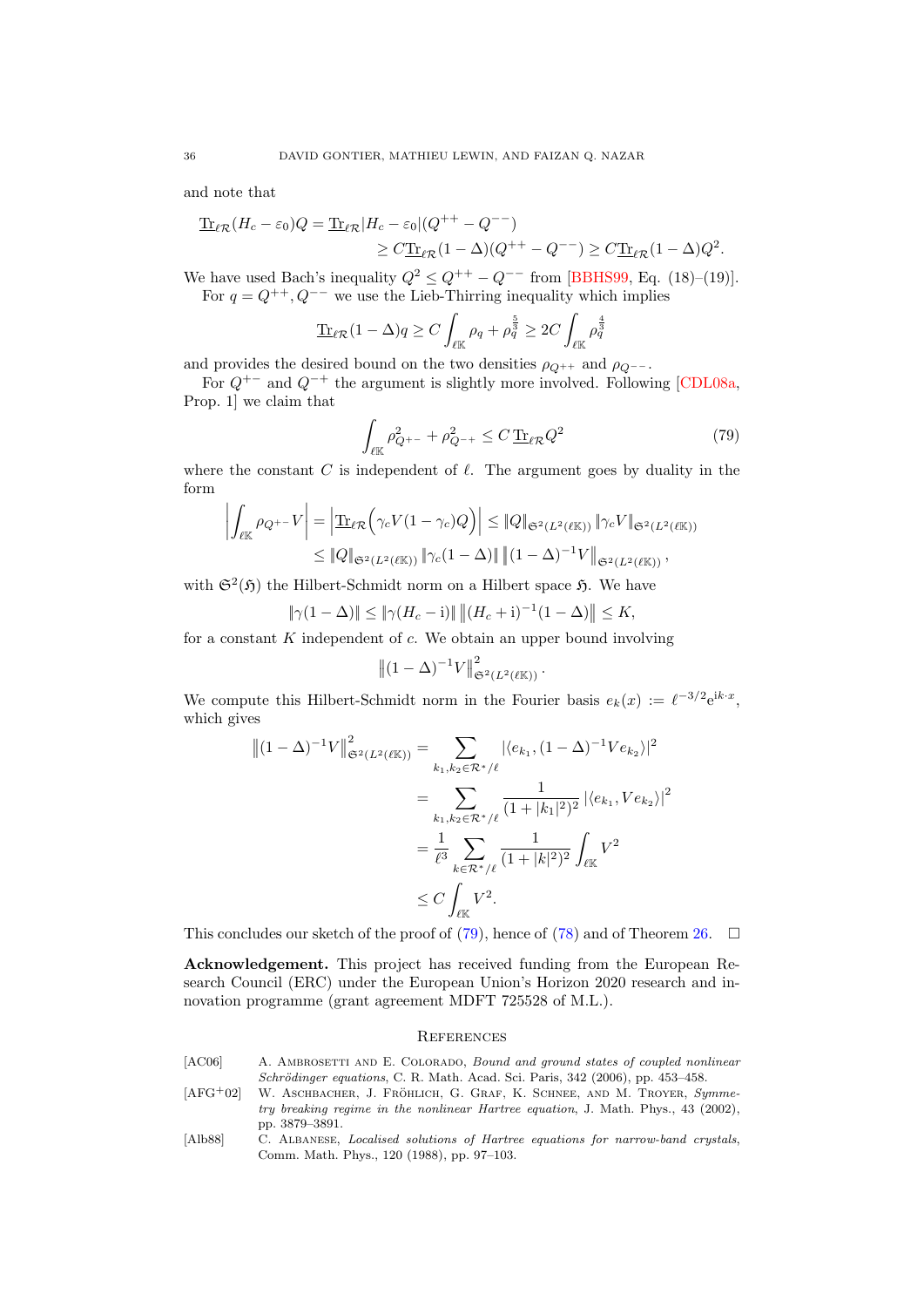and note that

$$\underline{\mathrm{Tr}}_{\ell\mathcal{R}}(H_c-\varepsilon_0)Q = \underline{\mathrm{Tr}}_{\ell\mathcal{R}}|H_c-\varepsilon_0|(Q^{++}-Q^{--})$$
$$\geq C\underline{\mathrm{Tr}}_{\ell\mathcal{R}}(1-\Delta)(Q^{++}-Q^{--}) \geq C\underline{\mathrm{Tr}}_{\ell\mathcal{R}}(1-\Delta)Q^2.$$

We have used Bach's inequality $Q^2 \leq Q^{++}-Q^{--}$ from [BBHS99, Eq. (18)–(19)].

For $q = Q^{++}, Q^{--}$ we use the Lieb-Thirring inequality which implies

$$\underline{\mathrm{Tr}}_{\ell\mathcal{R}}(1-\Delta)q \geq C\int_{\ell\mathbb{K}} \rho_q + \rho_q^{\frac{5}{3}} \geq 2C\int_{\ell\mathbb{K}} \rho_q^{\frac{4}{3}}$$

and provides the desired bound on the two densities $\rho_{Q^{++}}$ and $\rho_{Q^{--}}$.

For $Q^{+-}$ and $Q^{-+}$ the argument is slightly more involved. Following [CDL08a, Prop. 1] we claim that

$$\int_{\ell\mathbb{K}} \rho_{Q^{+-}}^2 + \rho_{Q^{-+}}^2 \leq C\,\underline{\mathrm{Tr}}_{\ell\mathcal{R}}Q^2 \tag{79}$$

where the constant $C$ is independent of $\ell$. The argument goes by duality in the form

$$\left|\int_{\ell\mathbb{K}} \rho_{Q^{+-}}V\right| = \left|\underline{\mathrm{Tr}}_{\ell\mathcal{R}}\Big(\gamma_c V(1-\gamma_c)Q\Big)\right| \leq \|Q\|_{\mathfrak{S}^2(L^2(\ell\mathbb{K}))}\|\gamma_c V\|_{\mathfrak{S}^2(L^2(\ell\mathbb{K}))}$$
$$\leq \|Q\|_{\mathfrak{S}^2(L^2(\ell\mathbb{K}))}\|\gamma_c(1-\Delta)\|\left\|(1-\Delta)^{-1}V\right\|_{\mathfrak{S}^2(L^2(\ell\mathbb{K}))},$$

with $\mathfrak{S}^2(\mathfrak{H})$ the Hilbert-Schmidt norm on a Hilbert space $\mathfrak{H}$. We have

$$\|\gamma(1-\Delta)\| \leq \|\gamma(H_c-\mathrm{i})\|\left\|(H_c+\mathrm{i})^{-1}(1-\Delta)\right\| \leq K,$$

for a constant $K$ independent of $c$. We obtain an upper bound involving

$$\left\|(1-\Delta)^{-1}V\right\|^2_{\mathfrak{S}^2(L^2(\ell\mathbb{K}))}.$$

We compute this Hilbert-Schmidt norm in the Fourier basis $e_k(x) := \ell^{-3/2}\mathrm{e}^{\mathrm{i}k\cdot x}$, which gives

$$\left\|(1-\Delta)^{-1}V\right\|^2_{\mathfrak{S}^2(L^2(\ell\mathbb{K}))} = \sum_{k_1,k_2\in\mathcal{R}^*/\ell} |\langle e_{k_1},(1-\Delta)^{-1}Ve_{k_2}\rangle|^2$$
$$= \sum_{k_1,k_2\in\mathcal{R}^*/\ell} \frac{1}{(1+|k_1|^2)^2}|\langle e_{k_1},Ve_{k_2}\rangle|^2$$
$$= \frac{1}{\ell^3}\sum_{k\in\mathcal{R}^*/\ell}\frac{1}{(1+|k|^2)^2}\int_{\ell\mathbb{K}} V^2$$
$$\leq C\int_{\ell\mathbb{K}} V^2.$$

This concludes our sketch of the proof of (79), hence of (78) and of Theorem 26. □

**Acknowledgement.** This project has received funding from the European Research Council (ERC) under the European Union's Horizon 2020 research and innovation programme (grant agreement MDFT 725528 of M.L.).

## References

[AC06] A. Ambrosetti and E. Colorado, *Bound and ground states of coupled nonlinear Schrödinger equations*, C. R. Math. Acad. Sci. Paris, 342 (2006), pp. 453–458.

[AFG+02] W. Aschbacher, J. Fröhlich, G. Graf, K. Schnee, and M. Troyer, *Symmetry breaking regime in the nonlinear Hartree equation*, J. Math. Phys., 43 (2002), pp. 3879–3891.

[Alb88] C. Albanese, *Localised solutions of Hartree equations for narrow-band crystals*, Comm. Math. Phys., 120 (1988), pp. 97–103.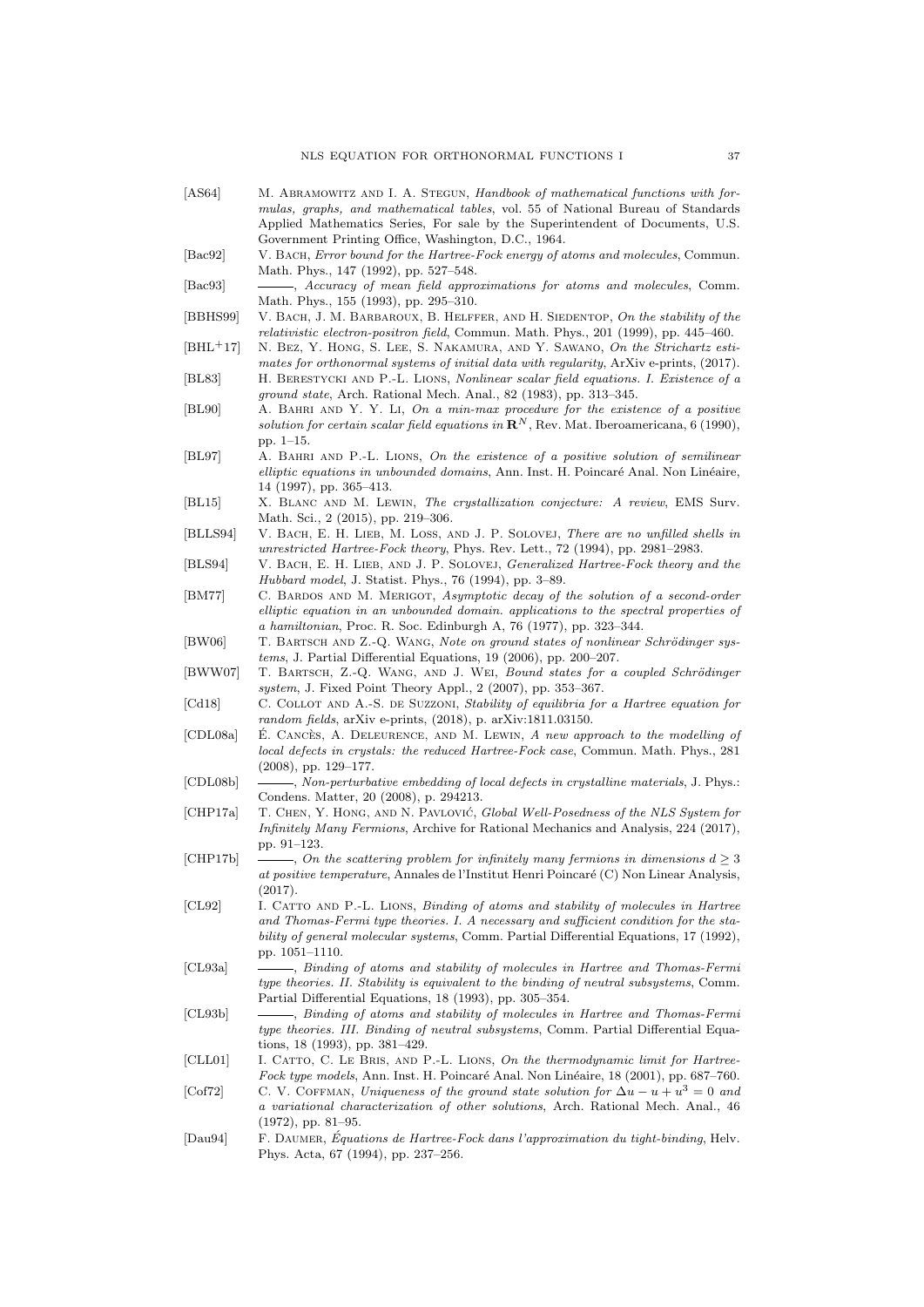[AS64] M. Abramowitz and I. A. Stegun, *Handbook of mathematical functions with formulas, graphs, and mathematical tables*, vol. 55 of National Bureau of Standards Applied Mathematics Series, For sale by the Superintendent of Documents, U.S. Government Printing Office, Washington, D.C., 1964.

[Bac92] V. Bach, *Error bound for the Hartree-Fock energy of atoms and molecules*, Commun. Math. Phys., 147 (1992), pp. 527–548.

[Bac93] ———, *Accuracy of mean field approximations for atoms and molecules*, Comm. Math. Phys., 155 (1993), pp. 295–310.

[BBHS99] V. Bach, J. M. Barbaroux, B. Helffer, and H. Siedentop, *On the stability of the relativistic electron-positron field*, Commun. Math. Phys., 201 (1999), pp. 445–460.

[BHL+17] N. Bez, Y. Hong, S. Lee, S. Nakamura, and Y. Sawano, *On the Strichartz estimates for orthonormal systems of initial data with regularity*, ArXiv e-prints, (2017).

[BL83] H. Berestycki and P.-L. Lions, *Nonlinear scalar field equations. I. Existence of a ground state*, Arch. Rational Mech. Anal., 82 (1983), pp. 313–345.

[BL90] A. Bahri and Y. Y. Li, *On a min-max procedure for the existence of a positive solution for certain scalar field equations in* $\mathbf{R}^N$, Rev. Mat. Iberoamericana, 6 (1990), pp. 1–15.

[BL97] A. Bahri and P.-L. Lions, *On the existence of a positive solution of semilinear elliptic equations in unbounded domains*, Ann. Inst. H. Poincaré Anal. Non Linéaire, 14 (1997), pp. 365–413.

[BL15] X. Blanc and M. Lewin, *The crystallization conjecture: A review*, EMS Surv. Math. Sci., 2 (2015), pp. 219–306.

[BLLS94] V. Bach, E. H. Lieb, M. Loss, and J. P. Solovej, *There are no unfilled shells in unrestricted Hartree-Fock theory*, Phys. Rev. Lett., 72 (1994), pp. 2981–2983.

[BLS94] V. Bach, E. H. Lieb, and J. P. Solovej, *Generalized Hartree-Fock theory and the Hubbard model*, J. Statist. Phys., 76 (1994), pp. 3–89.

[BM77] C. Bardos and M. Merigot, *Asymptotic decay of the solution of a second-order elliptic equation in an unbounded domain. applications to the spectral properties of a hamiltonian*, Proc. R. Soc. Edinburgh A, 76 (1977), pp. 323–344.

[BW06] T. Bartsch and Z.-Q. Wang, *Note on ground states of nonlinear Schrödinger systems*, J. Partial Differential Equations, 19 (2006), pp. 200–207.

[BWW07] T. Bartsch, Z.-Q. Wang, and J. Wei, *Bound states for a coupled Schrödinger system*, J. Fixed Point Theory Appl., 2 (2007), pp. 353–367.

[Cd18] C. Collot and A.-S. de Suzzoni, *Stability of equilibria for a Hartree equation for random fields*, arXiv e-prints, (2018), p. arXiv:1811.03150.

[CDL08a] É. Cancès, A. Deleurence, and M. Lewin, *A new approach to the modelling of local defects in crystals: the reduced Hartree-Fock case*, Commun. Math. Phys., 281 (2008), pp. 129–177.

[CDL08b] ———, *Non-perturbative embedding of local defects in crystalline materials*, J. Phys.: Condens. Matter, 20 (2008), p. 294213.

[CHP17a] T. Chen, Y. Hong, and N. Pavlović, *Global Well-Posedness of the NLS System for Infinitely Many Fermions*, Archive for Rational Mechanics and Analysis, 224 (2017), pp. 91–123.

[CHP17b] ———, *On the scattering problem for infinitely many fermions in dimensions* $d \geq 3$ *at positive temperature*, Annales de l'Institut Henri Poincaré (C) Non Linear Analysis, (2017).

[CL92] I. Catto and P.-L. Lions, *Binding of atoms and stability of molecules in Hartree and Thomas-Fermi type theories. I. A necessary and sufficient condition for the stability of general molecular systems*, Comm. Partial Differential Equations, 17 (1992), pp. 1051–1110.

[CL93a] ———, *Binding of atoms and stability of molecules in Hartree and Thomas-Fermi type theories. II. Stability is equivalent to the binding of neutral subsystems*, Comm. Partial Differential Equations, 18 (1993), pp. 305–354.

[CL93b] ———, *Binding of atoms and stability of molecules in Hartree and Thomas-Fermi type theories. III. Binding of neutral subsystems*, Comm. Partial Differential Equations, 18 (1993), pp. 381–429.

[CLL01] I. Catto, C. Le Bris, and P.-L. Lions, *On the thermodynamic limit for Hartree-Fock type models*, Ann. Inst. H. Poincaré Anal. Non Linéaire, 18 (2001), pp. 687–760.

[Cof72] C. V. Coffman, *Uniqueness of the ground state solution for* $\Delta u - u + u^3 = 0$ *and a variational characterization of other solutions*, Arch. Rational Mech. Anal., 46 (1972), pp. 81–95.

[Dau94] F. Daumer, *Équations de Hartree-Fock dans l'approximation du tight-binding*, Helv. Phys. Acta, 67 (1994), pp. 237–256.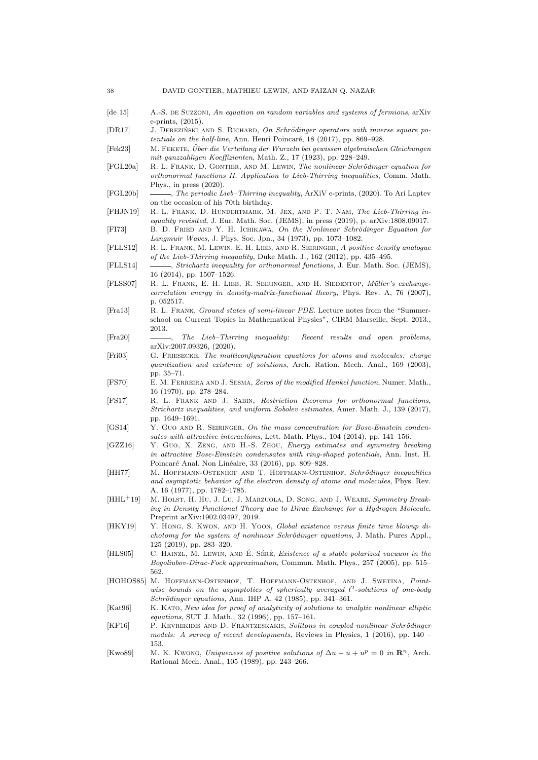[de 15] A.-S. de Suzzoni, *An equation on random variables and systems of fermions*, arXiv e-prints, (2015).

[DR17] J. Dereziński and S. Richard, *On Schrödinger operators with inverse square potentials on the half-line*, Ann. Henri Poincaré, 18 (2017), pp. 869–928.

[Fek23] M. Fekete, *Über die Verteilung der Wurzeln bei gewissen algebraischen Gleichungen mit ganzzahligen Koeffizienten*, Math. Z., 17 (1923), pp. 228–249.

[FGL20a] R. L. Frank, D. Gontier, and M. Lewin, *The nonlinear Schrödinger equation for orthonormal functions II. Application to Lieb-Thirring inequalities*, Comm. Math. Phys., in press (2020).

[FGL20b] ———, *The periodic Lieb–Thirring inequality*, ArXiV e-prints, (2020). To Ari Laptev on the occasion of his 70th birthday.

[FHJN19] R. L. Frank, D. Hundertmark, M. Jex, and P. T. Nam, *The Lieb-Thirring inequality revisited*, J. Eur. Math. Soc. (JEMS), in press (2019), p. arXiv:1808.09017.

[FI73] B. D. Fried and Y. H. Ichikawa, *On the Nonlinear Schrödinger Equation for Langmuir Waves*, J. Phys. Soc. Jpn., 34 (1973), pp. 1073–1082.

[FLLS12] R. L. Frank, M. Lewin, E. H. Lieb, and R. Seiringer, *A positive density analogue of the Lieb-Thirring inequality*, Duke Math. J., 162 (2012), pp. 435–495.

[FLLS14] ———, *Strichartz inequality for orthonormal functions*, J. Eur. Math. Soc. (JEMS), 16 (2014), pp. 1507–1526.

[FLSS07] R. L. Frank, E. H. Lieb, R. Seiringer, and H. Siedentop, *Müller's exchange-correlation energy in density-matrix-functional theory*, Phys. Rev. A, 76 (2007), p. 052517.

[Fra13] R. L. Frank, *Ground states of semi-linear PDE*. Lecture notes from the "Summerschool on Current Topics in Mathematical Physics", CIRM Marseille, Sept. 2013., 2013.

[Fra20] ———, *The Lieb–Thirring inequality: Recent results and open problems*, arXiv:2007.09326, (2020).

[Fri03] G. Friesecke, *The multiconfiguration equations for atoms and molecules: charge quantization and existence of solutions*, Arch. Ration. Mech. Anal., 169 (2003), pp. 35–71.

[FS70] E. M. Ferreira and J. Sesma, *Zeros of the modified Hankel function*, Numer. Math., 16 (1970), pp. 278–284.

[FS17] R. L. Frank and J. Sabin, *Restriction theorems for orthonormal functions, Strichartz inequalities, and uniform Sobolev estimates*, Amer. Math. J., 139 (2017), pp. 1649–1691.

[GS14] Y. Guo and R. Seiringer, *On the mass concentration for Bose-Einstein condensates with attractive interactions*, Lett. Math. Phys., 104 (2014), pp. 141–156.

[GZZ16] Y. Guo, X. Zeng, and H.-S. Zhou, *Energy estimates and symmetry breaking in attractive Bose-Einstein condensates with ring-shaped potentials*, Ann. Inst. H. Poincaré Anal. Non Linéaire, 33 (2016), pp. 809–828.

[HH77] M. Hoffmann-Ostenhof and T. Hoffmann-Ostenhof, *Schrödinger inequalities and asymptotic behavior of the electron density of atoms and molecules*, Phys. Rev. A, 16 (1977), pp. 1782–1785.

[HHL+19] M. Holst, H. Hu, J. Lu, J. Marzuola, D. Song, and J. Weare, *Symmetry Breaking in Density Functional Theory due to Dirac Exchange for a Hydrogen Molecule*. Preprint arXiv:1902.03497, 2019.

[HKY19] Y. Hong, S. Kwon, and H. Yoon, *Global existence versus finite time blowup dichotomy for the system of nonlinear Schrödinger equations*, J. Math. Pures Appl., 125 (2019), pp. 283–320.

[HLS05] C. Hainzl, M. Lewin, and É. Séré, *Existence of a stable polarized vacuum in the Bogoliubov-Dirac-Fock approximation*, Commun. Math. Phys., 257 (2005), pp. 515–562.

[HOHOS85] M. Hoffmann-Ostenhof, T. Hoffmann-Ostenhof, and J. Swetina, *Pointwise bounds on the asymptotics of spherically averaged $l^2$-solutions of one-body Schrödinger equations*, Ann. IHP A, 42 (1985), pp. 341–361.

[Kat96] K. Kato, *New idea for proof of analyticity of solutions to analytic nonlinear elliptic equations*, SUT J. Math., 32 (1996), pp. 157–161.

[KF16] P. Kevrekidis and D. Frantzeskakis, *Solitons in coupled nonlinear Schrödinger models: A survey of recent developments*, Reviews in Physics, 1 (2016), pp. 140 – 153.

[Kwo89] M. K. Kwong, *Uniqueness of positive solutions of $\Delta u - u + u^p = 0$ in $\mathbf{R}^n$*, Arch. Rational Mech. Anal., 105 (1989), pp. 243–266.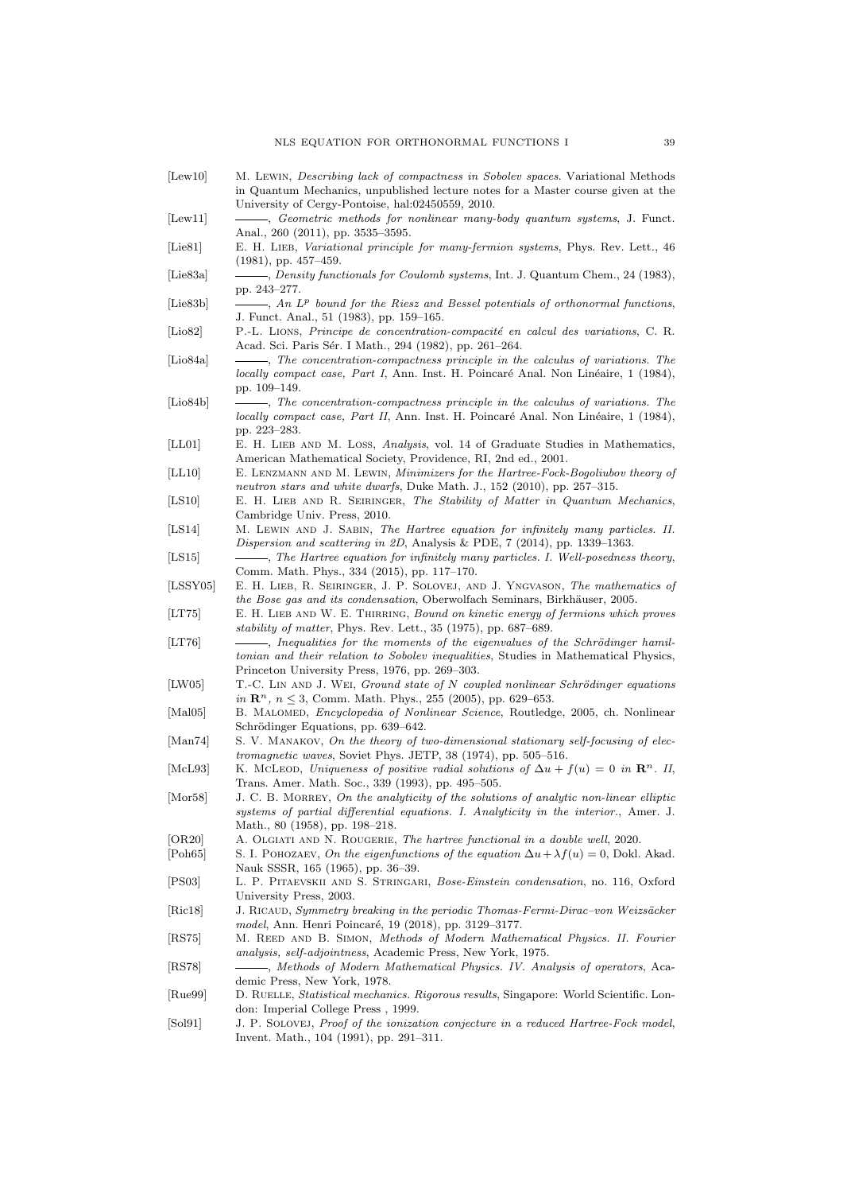[Lew10] M. Lewin, *Describing lack of compactness in Sobolev spaces*. Variational Methods in Quantum Mechanics, unpublished lecture notes for a Master course given at the University of Cergy-Pontoise, hal:02450559, 2010.

[Lew11] ———, *Geometric methods for nonlinear many-body quantum systems*, J. Funct. Anal., 260 (2011), pp. 3535–3595.

[Lie81] E. H. Lieb, *Variational principle for many-fermion systems*, Phys. Rev. Lett., 46 (1981), pp. 457–459.

[Lie83a] ———, *Density functionals for Coulomb systems*, Int. J. Quantum Chem., 24 (1983), pp. 243–277.

[Lie83b] ———, *An $L^p$ bound for the Riesz and Bessel potentials of orthonormal functions*, J. Funct. Anal., 51 (1983), pp. 159–165.

[Lio82] P.-L. Lions, *Principe de concentration-compacité en calcul des variations*, C. R. Acad. Sci. Paris Sér. I Math., 294 (1982), pp. 261–264.

[Lio84a] ———, *The concentration-compactness principle in the calculus of variations. The locally compact case, Part I*, Ann. Inst. H. Poincaré Anal. Non Linéaire, 1 (1984), pp. 109–149.

[Lio84b] ———, *The concentration-compactness principle in the calculus of variations. The locally compact case, Part II*, Ann. Inst. H. Poincaré Anal. Non Linéaire, 1 (1984), pp. 223–283.

[LL01] E. H. Lieb and M. Loss, *Analysis*, vol. 14 of Graduate Studies in Mathematics, American Mathematical Society, Providence, RI, 2nd ed., 2001.

[LL10] E. Lenzmann and M. Lewin, *Minimizers for the Hartree-Fock-Bogoliubov theory of neutron stars and white dwarfs*, Duke Math. J., 152 (2010), pp. 257–315.

[LS10] E. H. Lieb and R. Seiringer, *The Stability of Matter in Quantum Mechanics*, Cambridge Univ. Press, 2010.

[LS14] M. Lewin and J. Sabin, *The Hartree equation for infinitely many particles. II. Dispersion and scattering in 2D*, Analysis & PDE, 7 (2014), pp. 1339–1363.

[LS15] ———, *The Hartree equation for infinitely many particles. I. Well-posedness theory*, Comm. Math. Phys., 334 (2015), pp. 117–170.

[LSSY05] E. H. Lieb, R. Seiringer, J. P. Solovej, and J. Yngvason, *The mathematics of the Bose gas and its condensation*, Oberwolfach Seminars, Birkhäuser, 2005.

[LT75] E. H. Lieb and W. E. Thirring, *Bound on kinetic energy of fermions which proves stability of matter*, Phys. Rev. Lett., 35 (1975), pp. 687–689.

[LT76] ———, *Inequalities for the moments of the eigenvalues of the Schrödinger hamiltonian and their relation to Sobolev inequalities*, Studies in Mathematical Physics, Princeton University Press, 1976, pp. 269–303.

[LW05] T.-C. Lin and J. Wei, *Ground state of N coupled nonlinear Schrödinger equations in $\mathbf{R}^n$, $n \leq 3$*, Comm. Math. Phys., 255 (2005), pp. 629–653.

[Mal05] B. Malomed, *Encyclopedia of Nonlinear Science*, Routledge, 2005, ch. Nonlinear Schrödinger Equations, pp. 639–642.

[Man74] S. V. Manakov, *On the theory of two-dimensional stationary self-focusing of electromagnetic waves*, Soviet Phys. JETP, 38 (1974), pp. 505–516.

[McL93] K. McLeod, *Uniqueness of positive radial solutions of $\Delta u + f(u) = 0$ in $\mathbf{R}^n$. II*, Trans. Amer. Math. Soc., 339 (1993), pp. 495–505.

[Mor58] J. C. B. Morrey, *On the analyticity of the solutions of analytic non-linear elliptic systems of partial differential equations. I. Analyticity in the interior.*, Amer. J. Math., 80 (1958), pp. 198–218.

[OR20] A. Olgiati and N. Rougerie, *The hartree functional in a double well*, 2020.

[Poh65] S. I. Pohozaev, *On the eigenfunctions of the equation $\Delta u + \lambda f(u) = 0$*, Dokl. Akad. Nauk SSSR, 165 (1965), pp. 36–39.

[PS03] L. P. Pitaevskii and S. Stringari, *Bose-Einstein condensation*, no. 116, Oxford University Press, 2003.

[Ric18] J. Ricaud, *Symmetry breaking in the periodic Thomas-Fermi-Dirac–von Weizsäcker model*, Ann. Henri Poincaré, 19 (2018), pp. 3129–3177.

[RS75] M. Reed and B. Simon, *Methods of Modern Mathematical Physics. II. Fourier analysis, self-adjointness*, Academic Press, New York, 1975.

[RS78] ———, *Methods of Modern Mathematical Physics. IV. Analysis of operators*, Academic Press, New York, 1978.

[Rue99] D. Ruelle, *Statistical mechanics. Rigorous results*, Singapore: World Scientific. London: Imperial College Press , 1999.

[Sol91] J. P. Solovej, *Proof of the ionization conjecture in a reduced Hartree-Fock model*, Invent. Math., 104 (1991), pp. 291–311.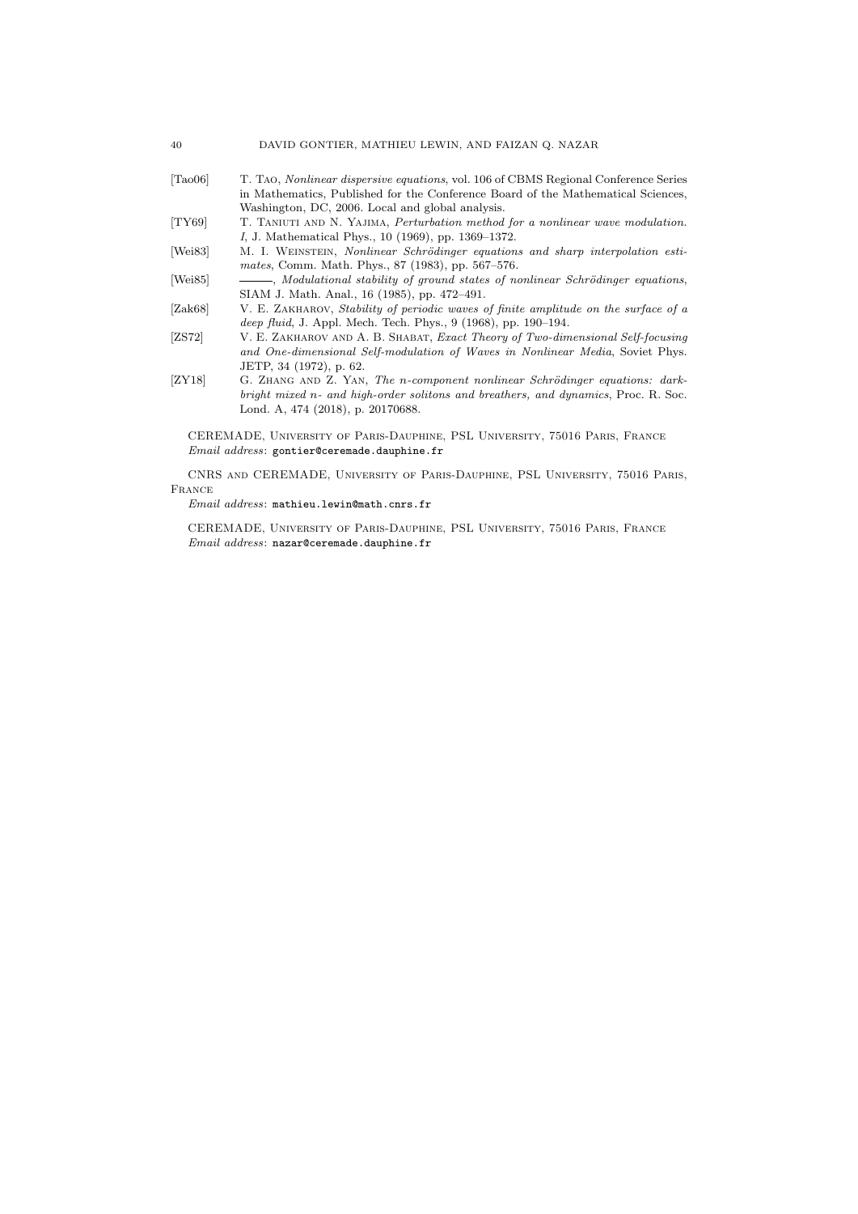[Tao06] T. Tao, *Nonlinear dispersive equations*, vol. 106 of CBMS Regional Conference Series in Mathematics, Published for the Conference Board of the Mathematical Sciences, Washington, DC, 2006. Local and global analysis.

[TY69] T. Taniuti and N. Yajima, *Perturbation method for a nonlinear wave modulation. I*, J. Mathematical Phys., 10 (1969), pp. 1369–1372.

[Wei83] M. I. Weinstein, *Nonlinear Schrödinger equations and sharp interpolation estimates*, Comm. Math. Phys., 87 (1983), pp. 567–576.

[Wei85] ———, *Modulational stability of ground states of nonlinear Schrödinger equations*, SIAM J. Math. Anal., 16 (1985), pp. 472–491.

[Zak68] V. E. Zakharov, *Stability of periodic waves of finite amplitude on the surface of a deep fluid*, J. Appl. Mech. Tech. Phys., 9 (1968), pp. 190–194.

[ZS72] V. E. Zakharov and A. B. Shabat, *Exact Theory of Two-dimensional Self-focusing and One-dimensional Self-modulation of Waves in Nonlinear Media*, Soviet Phys. JETP, 34 (1972), p. 62.

[ZY18] G. Zhang and Z. Yan, *The n-component nonlinear Schrödinger equations: dark-bright mixed n- and high-order solitons and breathers, and dynamics*, Proc. R. Soc. Lond. A, 474 (2018), p. 20170688.

CEREMADE, University of Paris-Dauphine, PSL University, 75016 Paris, France
*Email address*: gontier@ceremade.dauphine.fr

CNRS and CEREMADE, University of Paris-Dauphine, PSL University, 75016 Paris, France
*Email address*: mathieu.lewin@math.cnrs.fr

CEREMADE, University of Paris-Dauphine, PSL University, 75016 Paris, France
*Email address*: nazar@ceremade.dauphine.fr